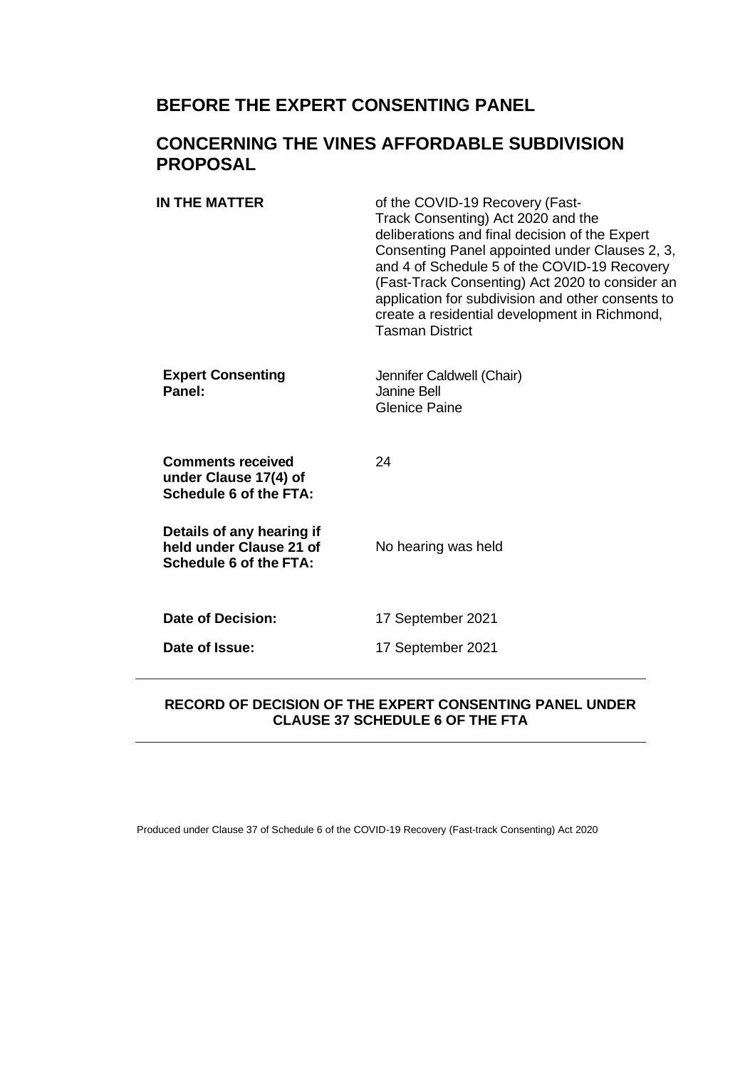# BEFORE THE EXPERT CONSENTING PANEL

# CONCERNING THE VINES AFFORDABLE SUBDIVISION PROPOSAL

| | |
|---|---|
| **IN THE MATTER** | of the COVID-19 Recovery (Fast-Track Consenting) Act 2020 and the deliberations and final decision of the Expert Consenting Panel appointed under Clauses 2, 3, and 4 of Schedule 5 of the COVID-19 Recovery (Fast-Track Consenting) Act 2020 to consider an application for subdivision and other consents to create a residential development in Richmond, Tasman District |
| **Expert Consenting Panel:** | Jennifer Caldwell (Chair)<br>Janine Bell<br>Glenice Paine |
| **Comments received under Clause 17(4) of Schedule 6 of the FTA:** | 24 |
| **Details of any hearing if held under Clause 21 of Schedule 6 of the FTA:** | No hearing was held |
| **Date of Decision:** | 17 September 2021 |
| **Date of Issue:** | 17 September 2021 |

---

**RECORD OF DECISION OF THE EXPERT CONSENTING PANEL UNDER CLAUSE 37 SCHEDULE 6 OF THE FTA**

---

Produced under Clause 37 of Schedule 6 of the COVID-19 Recovery (Fast-track Consenting) Act 2020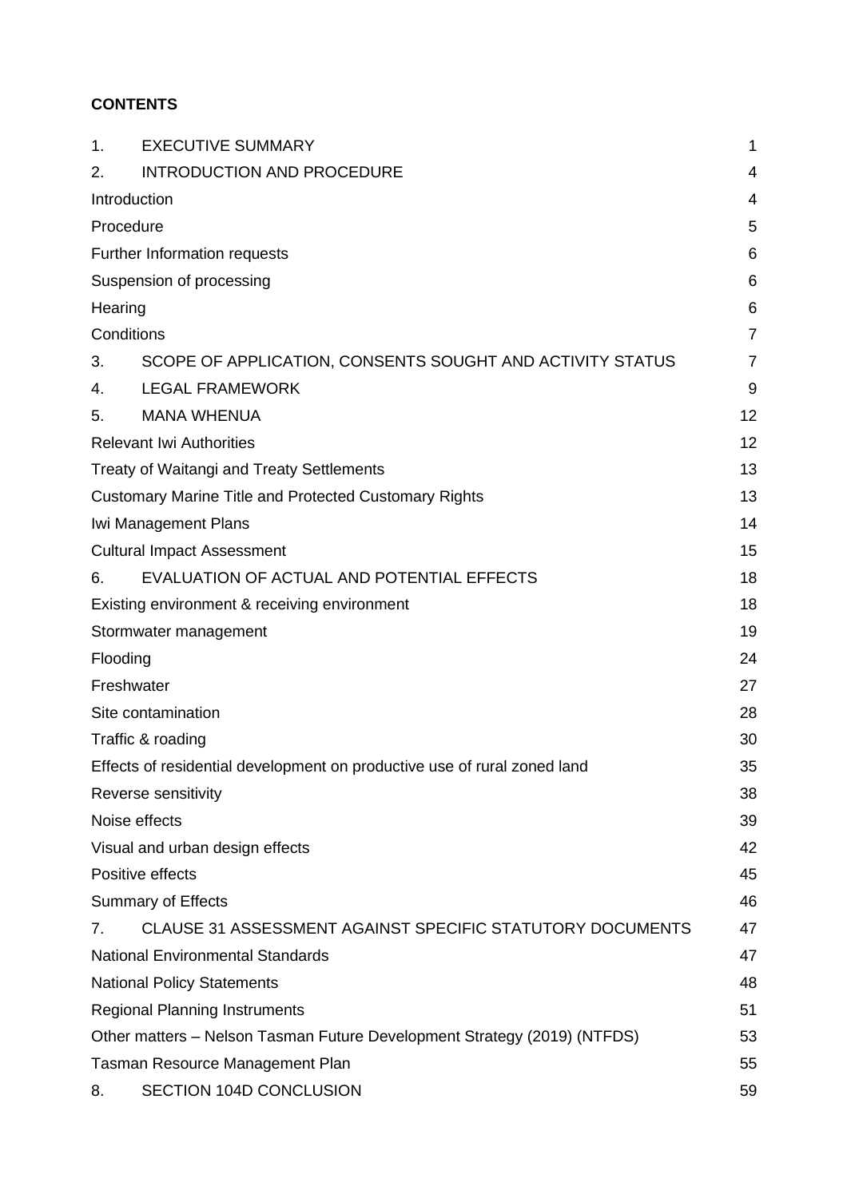**CONTENTS**

| | | |
|---|---|---|
| 1. | EXECUTIVE SUMMARY | 1 |
| 2. | INTRODUCTION AND PROCEDURE | 4 |
| Introduction | | 4 |
| Procedure | | 5 |
| Further Information requests | | 6 |
| Suspension of processing | | 6 |
| Hearing | | 6 |
| Conditions | | 7 |
| 3. | SCOPE OF APPLICATION, CONSENTS SOUGHT AND ACTIVITY STATUS | 7 |
| 4. | LEGAL FRAMEWORK | 9 |
| 5. | MANA WHENUA | 12 |
| Relevant Iwi Authorities | | 12 |
| Treaty of Waitangi and Treaty Settlements | | 13 |
| Customary Marine Title and Protected Customary Rights | | 13 |
| Iwi Management Plans | | 14 |
| Cultural Impact Assessment | | 15 |
| 6. | EVALUATION OF ACTUAL AND POTENTIAL EFFECTS | 18 |
| Existing environment & receiving environment | | 18 |
| Stormwater management | | 19 |
| Flooding | | 24 |
| Freshwater | | 27 |
| Site contamination | | 28 |
| Traffic & roading | | 30 |
| Effects of residential development on productive use of rural zoned land | | 35 |
| Reverse sensitivity | | 38 |
| Noise effects | | 39 |
| Visual and urban design effects | | 42 |
| Positive effects | | 45 |
| Summary of Effects | | 46 |
| 7. | CLAUSE 31 ASSESSMENT AGAINST SPECIFIC STATUTORY DOCUMENTS | 47 |
| National Environmental Standards | | 47 |
| National Policy Statements | | 48 |
| Regional Planning Instruments | | 51 |
| Other matters – Nelson Tasman Future Development Strategy (2019) (NTFDS) | | 53 |
| Tasman Resource Management Plan | | 55 |
| 8. | SECTION 104D CONCLUSION | 59 |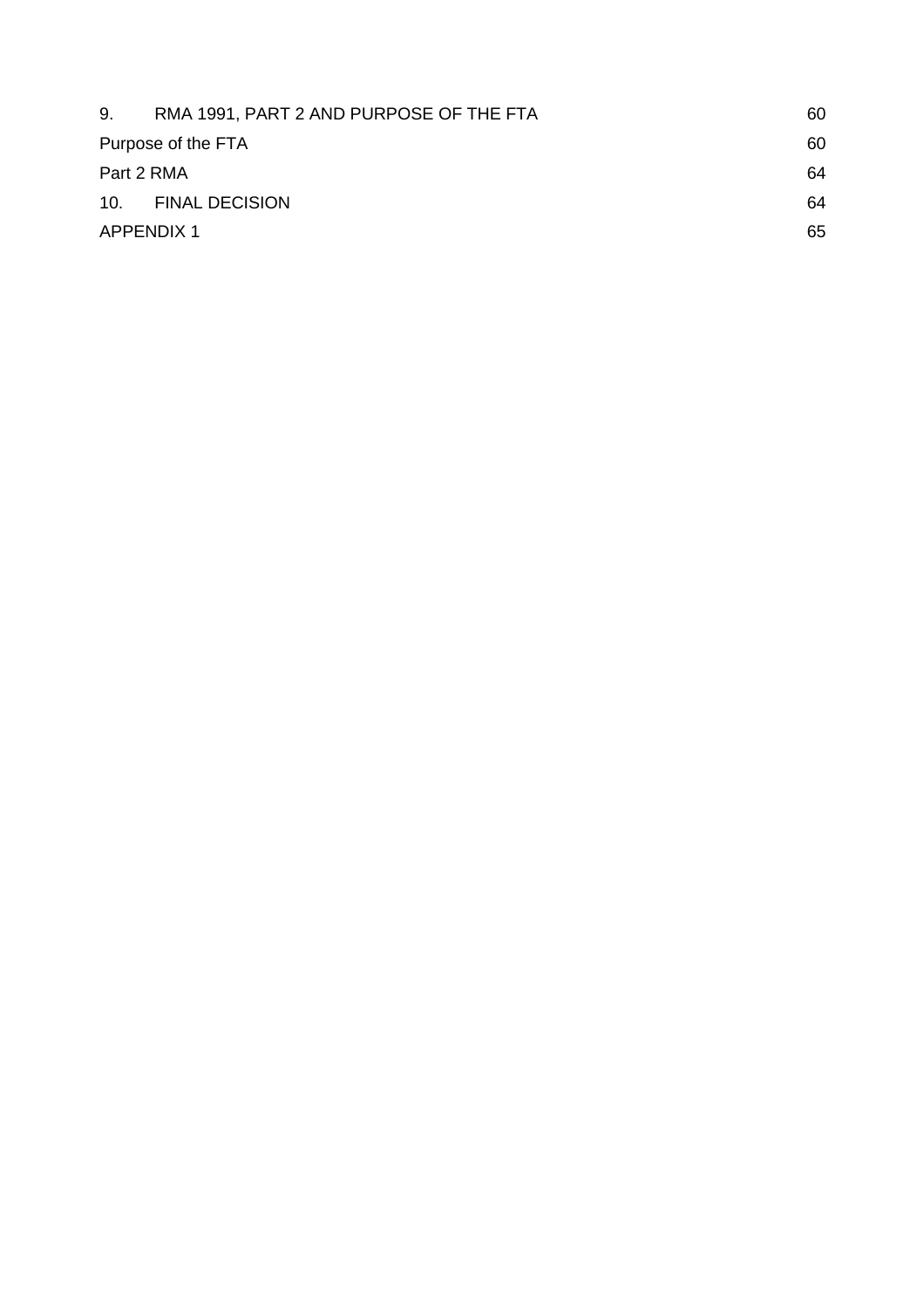| | | |
|---|---|---|
| 9. | RMA 1991, PART 2 AND PURPOSE OF THE FTA | 60 |
| Purpose of the FTA | | 60 |
| Part 2 RMA | | 64 |
| 10. | FINAL DECISION | 64 |
| APPENDIX 1 | | 65 |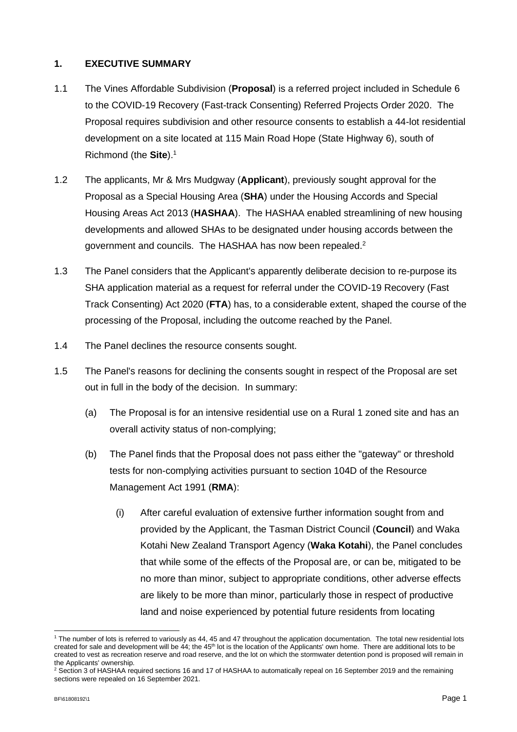## 1. EXECUTIVE SUMMARY

1.1 The Vines Affordable Subdivision (**Proposal**) is a referred project included in Schedule 6 to the COVID-19 Recovery (Fast-track Consenting) Referred Projects Order 2020. The Proposal requires subdivision and other resource consents to establish a 44-lot residential development on a site located at 115 Main Road Hope (State Highway 6), south of Richmond (the **Site**).[1]

1.2 The applicants, Mr & Mrs Mudgway (**Applicant**), previously sought approval for the Proposal as a Special Housing Area (**SHA**) under the Housing Accords and Special Housing Areas Act 2013 (**HASHAA**). The HASHAA enabled streamlining of new housing developments and allowed SHAs to be designated under housing accords between the government and councils. The HASHAA has now been repealed.[2]

1.3 The Panel considers that the Applicant's apparently deliberate decision to re-purpose its SHA application material as a request for referral under the COVID-19 Recovery (Fast Track Consenting) Act 2020 (**FTA**) has, to a considerable extent, shaped the course of the processing of the Proposal, including the outcome reached by the Panel.

1.4 The Panel declines the resource consents sought.

1.5 The Panel's reasons for declining the consents sought in respect of the Proposal are set out in full in the body of the decision. In summary:

(a) The Proposal is for an intensive residential use on a Rural 1 zoned site and has an overall activity status of non-complying;

(b) The Panel finds that the Proposal does not pass either the "gateway" or threshold tests for non-complying activities pursuant to section 104D of the Resource Management Act 1991 (**RMA**):

(i) After careful evaluation of extensive further information sought from and provided by the Applicant, the Tasman District Council (**Council**) and Waka Kotahi New Zealand Transport Agency (**Waka Kotahi**), the Panel concludes that while some of the effects of the Proposal are, or can be, mitigated to be no more than minor, subject to appropriate conditions, other adverse effects are likely to be more than minor, particularly those in respect of productive land and noise experienced by potential future residents from locating

---

[1] The number of lots is referred to variously as 44, 45 and 47 throughout the application documentation. The total new residential lots created for sale and development will be 44; the 45th lot is the location of the Applicants' own home. There are additional lots to be created to vest as recreation reserve and road reserve, and the lot on which the stormwater detention pond is proposed will remain in the Applicants' ownership.

[2] Section 3 of HASHAA required sections 16 and 17 of HASHAA to automatically repeal on 16 September 2019 and the remaining sections were repealed on 16 September 2021.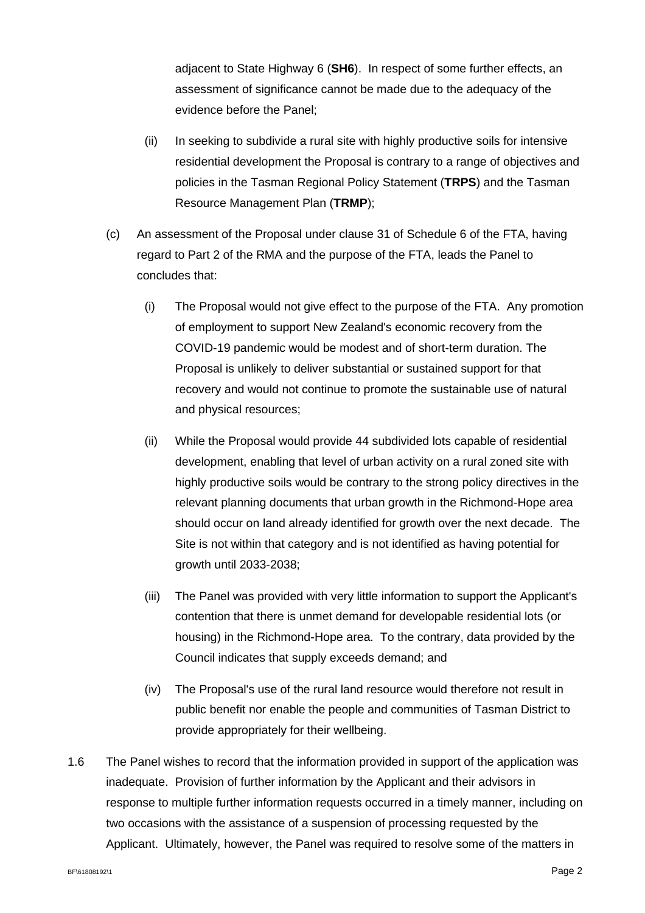adjacent to State Highway 6 (**SH6**). In respect of some further effects, an assessment of significance cannot be made due to the adequacy of the evidence before the Panel;

(ii) In seeking to subdivide a rural site with highly productive soils for intensive residential development the Proposal is contrary to a range of objectives and policies in the Tasman Regional Policy Statement (**TRPS**) and the Tasman Resource Management Plan (**TRMP**);

(c) An assessment of the Proposal under clause 31 of Schedule 6 of the FTA, having regard to Part 2 of the RMA and the purpose of the FTA, leads the Panel to concludes that:

(i) The Proposal would not give effect to the purpose of the FTA. Any promotion of employment to support New Zealand's economic recovery from the COVID-19 pandemic would be modest and of short-term duration. The Proposal is unlikely to deliver substantial or sustained support for that recovery and would not continue to promote the sustainable use of natural and physical resources;

(ii) While the Proposal would provide 44 subdivided lots capable of residential development, enabling that level of urban activity on a rural zoned site with highly productive soils would be contrary to the strong policy directives in the relevant planning documents that urban growth in the Richmond-Hope area should occur on land already identified for growth over the next decade. The Site is not within that category and is not identified as having potential for growth until 2033-2038;

(iii) The Panel was provided with very little information to support the Applicant's contention that there is unmet demand for developable residential lots (or housing) in the Richmond-Hope area. To the contrary, data provided by the Council indicates that supply exceeds demand; and

(iv) The Proposal's use of the rural land resource would therefore not result in public benefit nor enable the people and communities of Tasman District to provide appropriately for their wellbeing.

1.6 The Panel wishes to record that the information provided in support of the application was inadequate. Provision of further information by the Applicant and their advisors in response to multiple further information requests occurred in a timely manner, including on two occasions with the assistance of a suspension of processing requested by the Applicant. Ultimately, however, the Panel was required to resolve some of the matters in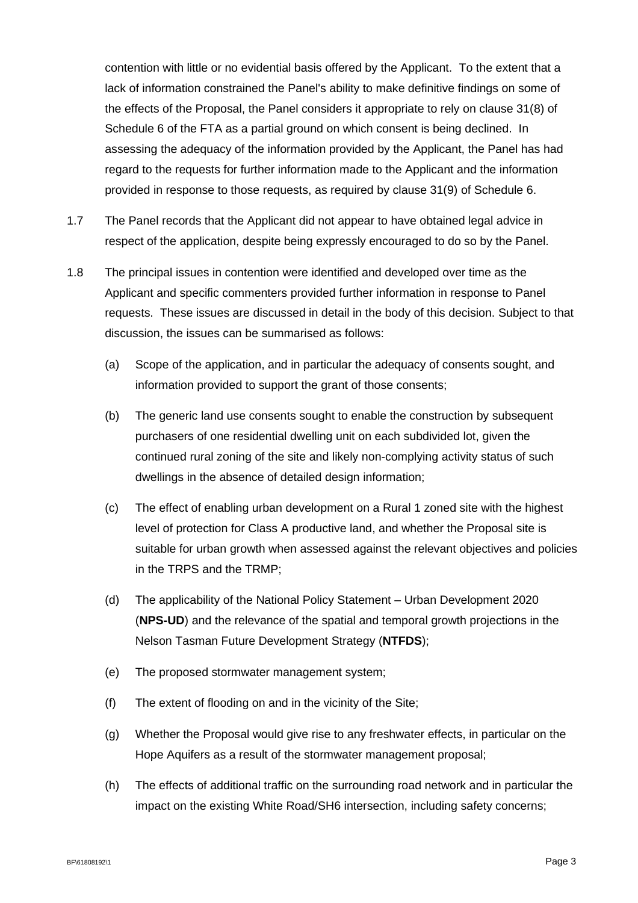contention with little or no evidential basis offered by the Applicant. To the extent that a lack of information constrained the Panel's ability to make definitive findings on some of the effects of the Proposal, the Panel considers it appropriate to rely on clause 31(8) of Schedule 6 of the FTA as a partial ground on which consent is being declined. In assessing the adequacy of the information provided by the Applicant, the Panel has had regard to the requests for further information made to the Applicant and the information provided in response to those requests, as required by clause 31(9) of Schedule 6.

1.7 The Panel records that the Applicant did not appear to have obtained legal advice in respect of the application, despite being expressly encouraged to do so by the Panel.

1.8 The principal issues in contention were identified and developed over time as the Applicant and specific commenters provided further information in response to Panel requests. These issues are discussed in detail in the body of this decision. Subject to that discussion, the issues can be summarised as follows:

(a) Scope of the application, and in particular the adequacy of consents sought, and information provided to support the grant of those consents;

(b) The generic land use consents sought to enable the construction by subsequent purchasers of one residential dwelling unit on each subdivided lot, given the continued rural zoning of the site and likely non-complying activity status of such dwellings in the absence of detailed design information;

(c) The effect of enabling urban development on a Rural 1 zoned site with the highest level of protection for Class A productive land, and whether the Proposal site is suitable for urban growth when assessed against the relevant objectives and policies in the TRPS and the TRMP;

(d) The applicability of the National Policy Statement – Urban Development 2020 (**NPS-UD**) and the relevance of the spatial and temporal growth projections in the Nelson Tasman Future Development Strategy (**NTFDS**);

(e) The proposed stormwater management system;

(f) The extent of flooding on and in the vicinity of the Site;

(g) Whether the Proposal would give rise to any freshwater effects, in particular on the Hope Aquifers as a result of the stormwater management proposal;

(h) The effects of additional traffic on the surrounding road network and in particular the impact on the existing White Road/SH6 intersection, including safety concerns;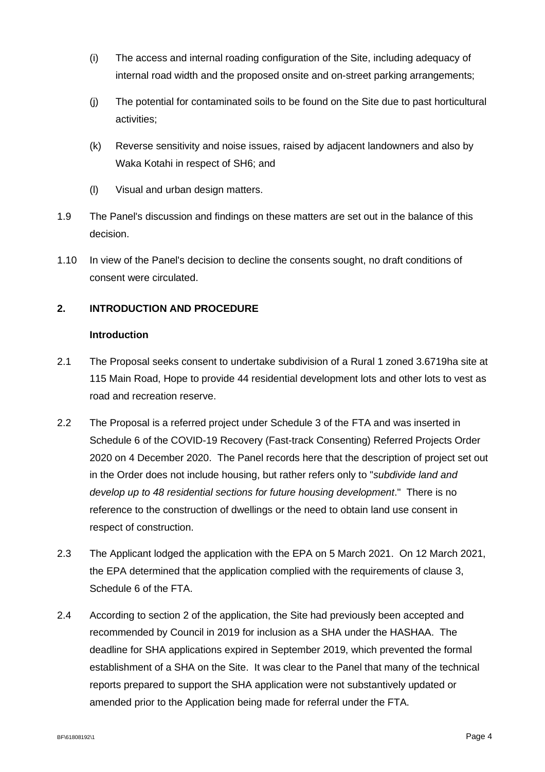(i) The access and internal roading configuration of the Site, including adequacy of internal road width and the proposed onsite and on-street parking arrangements;

(j) The potential for contaminated soils to be found on the Site due to past horticultural activities;

(k) Reverse sensitivity and noise issues, raised by adjacent landowners and also by Waka Kotahi in respect of SH6; and

(l) Visual and urban design matters.

1.9 The Panel's discussion and findings on these matters are set out in the balance of this decision.

1.10 In view of the Panel's decision to decline the consents sought, no draft conditions of consent were circulated.

## 2. INTRODUCTION AND PROCEDURE

### Introduction

2.1 The Proposal seeks consent to undertake subdivision of a Rural 1 zoned 3.6719ha site at 115 Main Road, Hope to provide 44 residential development lots and other lots to vest as road and recreation reserve.

2.2 The Proposal is a referred project under Schedule 3 of the FTA and was inserted in Schedule 6 of the COVID-19 Recovery (Fast-track Consenting) Referred Projects Order 2020 on 4 December 2020. The Panel records here that the description of project set out in the Order does not include housing, but rather refers only to "*subdivide land and develop up to 48 residential sections for future housing development*." There is no reference to the construction of dwellings or the need to obtain land use consent in respect of construction.

2.3 The Applicant lodged the application with the EPA on 5 March 2021. On 12 March 2021, the EPA determined that the application complied with the requirements of clause 3, Schedule 6 of the FTA.

2.4 According to section 2 of the application, the Site had previously been accepted and recommended by Council in 2019 for inclusion as a SHA under the HASHAA. The deadline for SHA applications expired in September 2019, which prevented the formal establishment of a SHA on the Site. It was clear to the Panel that many of the technical reports prepared to support the SHA application were not substantively updated or amended prior to the Application being made for referral under the FTA.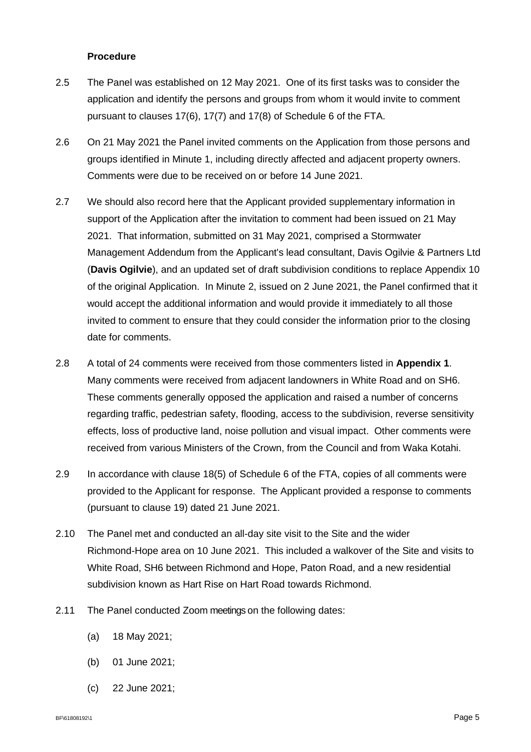### Procedure

2.5 The Panel was established on 12 May 2021. One of its first tasks was to consider the application and identify the persons and groups from whom it would invite to comment pursuant to clauses 17(6), 17(7) and 17(8) of Schedule 6 of the FTA.

2.6 On 21 May 2021 the Panel invited comments on the Application from those persons and groups identified in Minute 1, including directly affected and adjacent property owners. Comments were due to be received on or before 14 June 2021.

2.7 We should also record here that the Applicant provided supplementary information in support of the Application after the invitation to comment had been issued on 21 May 2021. That information, submitted on 31 May 2021, comprised a Stormwater Management Addendum from the Applicant's lead consultant, Davis Ogilvie & Partners Ltd (**Davis Ogilvie**), and an updated set of draft subdivision conditions to replace Appendix 10 of the original Application. In Minute 2, issued on 2 June 2021, the Panel confirmed that it would accept the additional information and would provide it immediately to all those invited to comment to ensure that they could consider the information prior to the closing date for comments.

2.8 A total of 24 comments were received from those commenters listed in **Appendix 1**. Many comments were received from adjacent landowners in White Road and on SH6. These comments generally opposed the application and raised a number of concerns regarding traffic, pedestrian safety, flooding, access to the subdivision, reverse sensitivity effects, loss of productive land, noise pollution and visual impact. Other comments were received from various Ministers of the Crown, from the Council and from Waka Kotahi.

2.9 In accordance with clause 18(5) of Schedule 6 of the FTA, copies of all comments were provided to the Applicant for response. The Applicant provided a response to comments (pursuant to clause 19) dated 21 June 2021.

2.10 The Panel met and conducted an all-day site visit to the Site and the wider Richmond-Hope area on 10 June 2021. This included a walkover of the Site and visits to White Road, SH6 between Richmond and Hope, Paton Road, and a new residential subdivision known as Hart Rise on Hart Road towards Richmond.

2.11 The Panel conducted Zoom meetings on the following dates:

(a) 18 May 2021;

(b) 01 June 2021;

(c) 22 June 2021;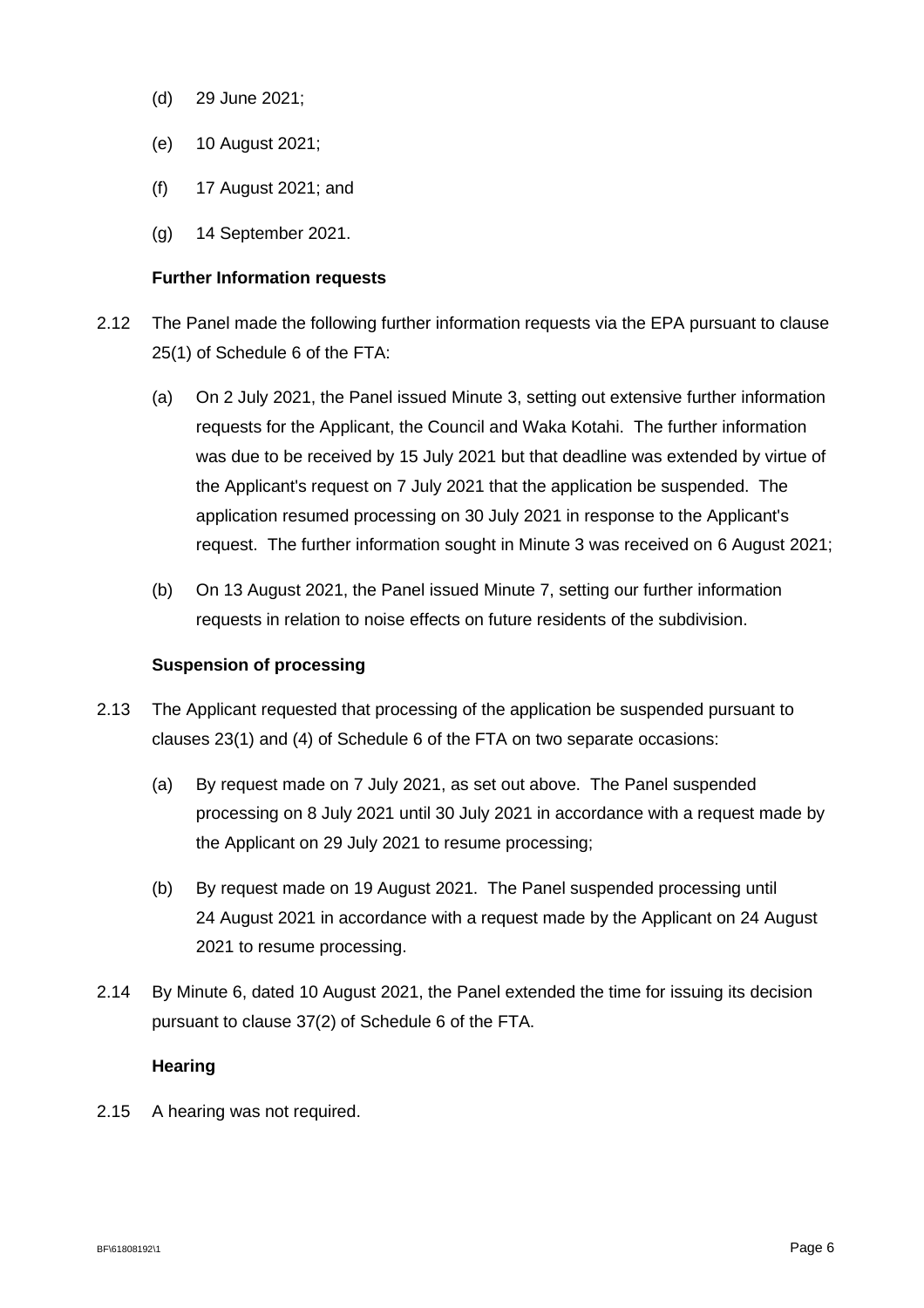(d) 29 June 2021;

(e) 10 August 2021;

(f) 17 August 2021; and

(g) 14 September 2021.

**Further Information requests**

2.12 The Panel made the following further information requests via the EPA pursuant to clause 25(1) of Schedule 6 of the FTA:

(a) On 2 July 2021, the Panel issued Minute 3, setting out extensive further information requests for the Applicant, the Council and Waka Kotahi. The further information was due to be received by 15 July 2021 but that deadline was extended by virtue of the Applicant's request on 7 July 2021 that the application be suspended. The application resumed processing on 30 July 2021 in response to the Applicant's request. The further information sought in Minute 3 was received on 6 August 2021;

(b) On 13 August 2021, the Panel issued Minute 7, setting our further information requests in relation to noise effects on future residents of the subdivision.

**Suspension of processing**

2.13 The Applicant requested that processing of the application be suspended pursuant to clauses 23(1) and (4) of Schedule 6 of the FTA on two separate occasions:

(a) By request made on 7 July 2021, as set out above. The Panel suspended processing on 8 July 2021 until 30 July 2021 in accordance with a request made by the Applicant on 29 July 2021 to resume processing;

(b) By request made on 19 August 2021. The Panel suspended processing until 24 August 2021 in accordance with a request made by the Applicant on 24 August 2021 to resume processing.

2.14 By Minute 6, dated 10 August 2021, the Panel extended the time for issuing its decision pursuant to clause 37(2) of Schedule 6 of the FTA.

**Hearing**

2.15 A hearing was not required.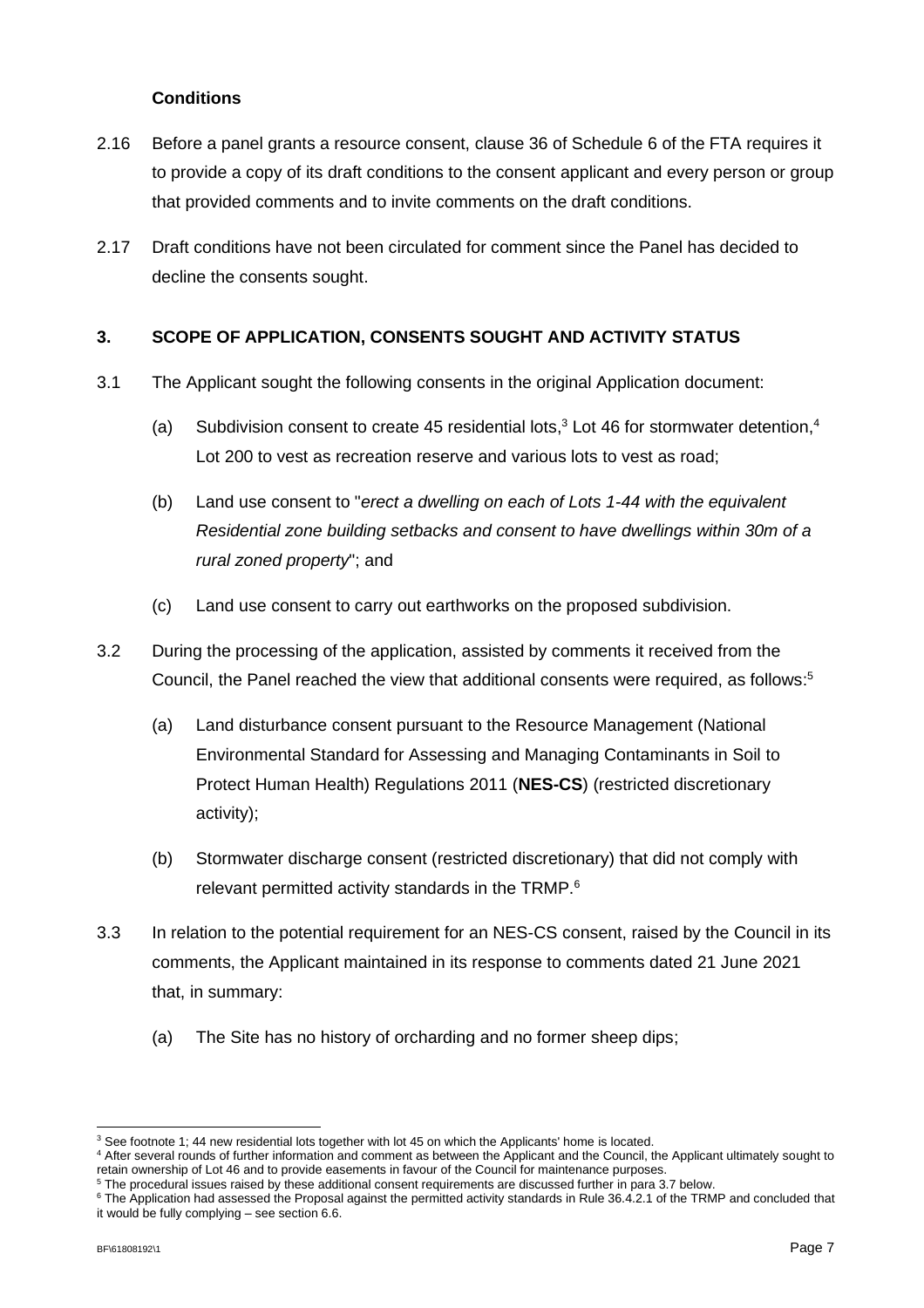**Conditions**

2.16 Before a panel grants a resource consent, clause 36 of Schedule 6 of the FTA requires it to provide a copy of its draft conditions to the consent applicant and every person or group that provided comments and to invite comments on the draft conditions.

2.17 Draft conditions have not been circulated for comment since the Panel has decided to decline the consents sought.

## 3. SCOPE OF APPLICATION, CONSENTS SOUGHT AND ACTIVITY STATUS

3.1 The Applicant sought the following consents in the original Application document:

(a) Subdivision consent to create 45 residential lots,[3] Lot 46 for stormwater detention,[4] Lot 200 to vest as recreation reserve and various lots to vest as road;

(b) Land use consent to "*erect a dwelling on each of Lots 1-44 with the equivalent Residential zone building setbacks and consent to have dwellings within 30m of a rural zoned property*"; and

(c) Land use consent to carry out earthworks on the proposed subdivision.

3.2 During the processing of the application, assisted by comments it received from the Council, the Panel reached the view that additional consents were required, as follows:[5]

(a) Land disturbance consent pursuant to the Resource Management (National Environmental Standard for Assessing and Managing Contaminants in Soil to Protect Human Health) Regulations 2011 (**NES-CS**) (restricted discretionary activity);

(b) Stormwater discharge consent (restricted discretionary) that did not comply with relevant permitted activity standards in the TRMP.[6]

3.3 In relation to the potential requirement for an NES-CS consent, raised by the Council in its comments, the Applicant maintained in its response to comments dated 21 June 2021 that, in summary:

(a) The Site has no history of orcharding and no former sheep dips;

---

[3] See footnote 1; 44 new residential lots together with lot 45 on which the Applicants' home is located.

[4] After several rounds of further information and comment as between the Applicant and the Council, the Applicant ultimately sought to retain ownership of Lot 46 and to provide easements in favour of the Council for maintenance purposes.

[5] The procedural issues raised by these additional consent requirements are discussed further in para 3.7 below.

[6] The Application had assessed the Proposal against the permitted activity standards in Rule 36.4.2.1 of the TRMP and concluded that it would be fully complying – see section 6.6.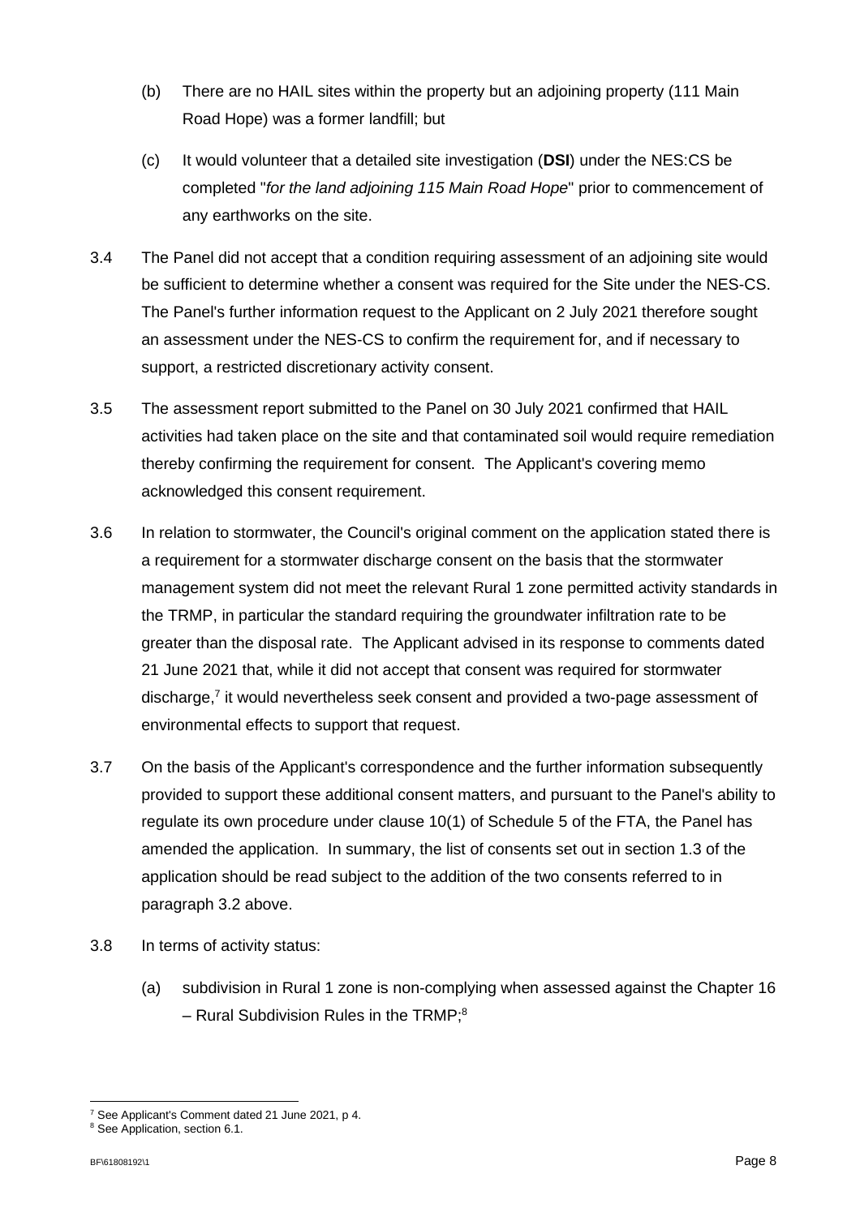(b) There are no HAIL sites within the property but an adjoining property (111 Main Road Hope) was a former landfill; but

(c) It would volunteer that a detailed site investigation (**DSI**) under the NES:CS be completed "*for the land adjoining 115 Main Road Hope*" prior to commencement of any earthworks on the site.

3.4 The Panel did not accept that a condition requiring assessment of an adjoining site would be sufficient to determine whether a consent was required for the Site under the NES-CS. The Panel's further information request to the Applicant on 2 July 2021 therefore sought an assessment under the NES-CS to confirm the requirement for, and if necessary to support, a restricted discretionary activity consent.

3.5 The assessment report submitted to the Panel on 30 July 2021 confirmed that HAIL activities had taken place on the site and that contaminated soil would require remediation thereby confirming the requirement for consent. The Applicant's covering memo acknowledged this consent requirement.

3.6 In relation to stormwater, the Council's original comment on the application stated there is a requirement for a stormwater discharge consent on the basis that the stormwater management system did not meet the relevant Rural 1 zone permitted activity standards in the TRMP, in particular the standard requiring the groundwater infiltration rate to be greater than the disposal rate. The Applicant advised in its response to comments dated 21 June 2021 that, while it did not accept that consent was required for stormwater discharge,[7] it would nevertheless seek consent and provided a two-page assessment of environmental effects to support that request.

3.7 On the basis of the Applicant's correspondence and the further information subsequently provided to support these additional consent matters, and pursuant to the Panel's ability to regulate its own procedure under clause 10(1) of Schedule 5 of the FTA, the Panel has amended the application. In summary, the list of consents set out in section 1.3 of the application should be read subject to the addition of the two consents referred to in paragraph 3.2 above.

3.8 In terms of activity status:

(a) subdivision in Rural 1 zone is non-complying when assessed against the Chapter 16 – Rural Subdivision Rules in the TRMP;[8]

---

[7] See Applicant's Comment dated 21 June 2021, p 4.

[8] See Application, section 6.1.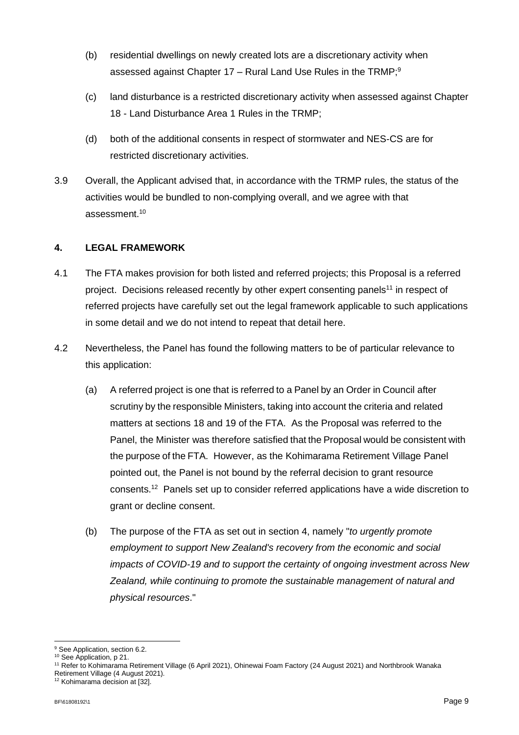(b) residential dwellings on newly created lots are a discretionary activity when assessed against Chapter 17 – Rural Land Use Rules in the TRMP;[9]

(c) land disturbance is a restricted discretionary activity when assessed against Chapter 18 - Land Disturbance Area 1 Rules in the TRMP;

(d) both of the additional consents in respect of stormwater and NES-CS are for restricted discretionary activities.

3.9 Overall, the Applicant advised that, in accordance with the TRMP rules, the status of the activities would be bundled to non-complying overall, and we agree with that assessment.[10]

## 4. LEGAL FRAMEWORK

4.1 The FTA makes provision for both listed and referred projects; this Proposal is a referred project. Decisions released recently by other expert consenting panels[11] in respect of referred projects have carefully set out the legal framework applicable to such applications in some detail and we do not intend to repeat that detail here.

4.2 Nevertheless, the Panel has found the following matters to be of particular relevance to this application:

(a) A referred project is one that is referred to a Panel by an Order in Council after scrutiny by the responsible Ministers, taking into account the criteria and related matters at sections 18 and 19 of the FTA. As the Proposal was referred to the Panel, the Minister was therefore satisfied that the Proposal would be consistent with the purpose of the FTA. However, as the Kohimarama Retirement Village Panel pointed out, the Panel is not bound by the referral decision to grant resource consents.[12] Panels set up to consider referred applications have a wide discretion to grant or decline consent.

(b) The purpose of the FTA as set out in section 4, namely "*to urgently promote employment to support New Zealand's recovery from the economic and social impacts of COVID-19 and to support the certainty of ongoing investment across New Zealand, while continuing to promote the sustainable management of natural and physical resources*."

---

[9] See Application, section 6.2.
[10] See Application, p 21.
[11] Refer to Kohimarama Retirement Village (6 April 2021), Ohinewai Foam Factory (24 August 2021) and Northbrook Wanaka Retirement Village (4 August 2021).
[12] Kohimarama decision at [32].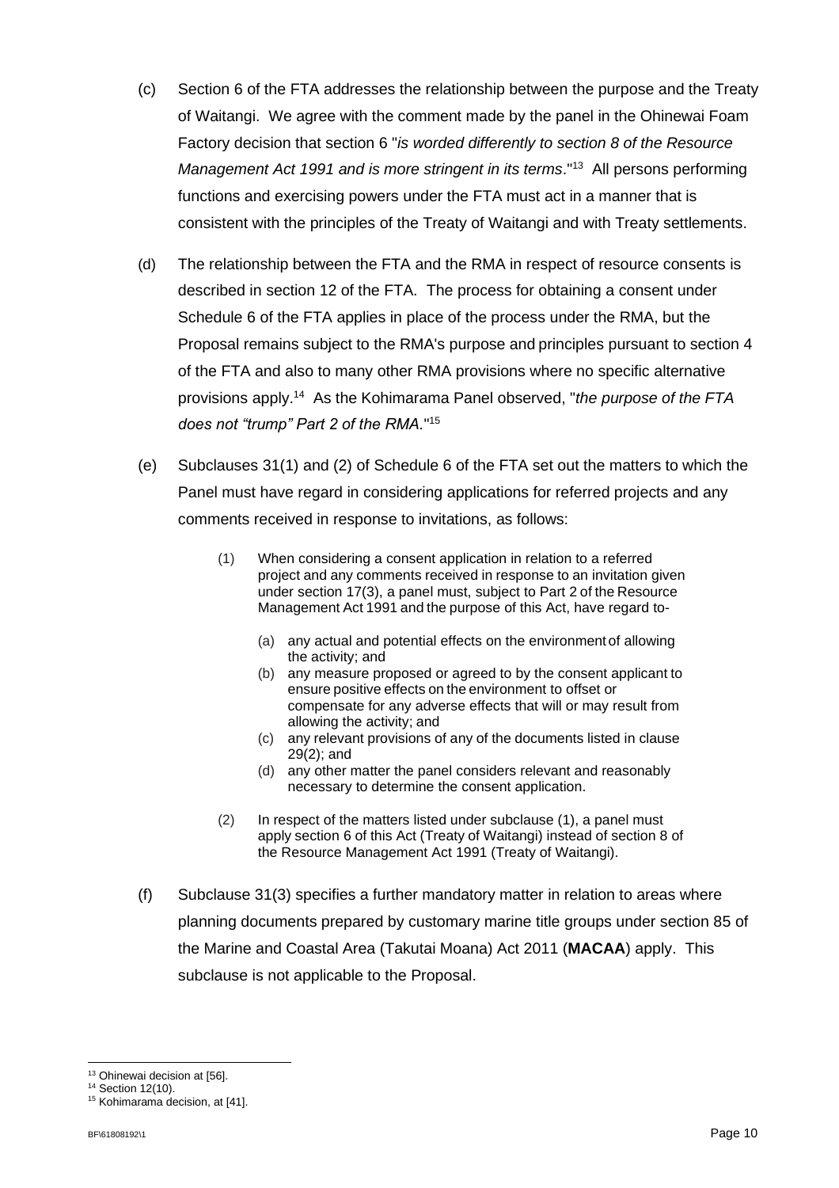(c) Section 6 of the FTA addresses the relationship between the purpose and the Treaty of Waitangi. We agree with the comment made by the panel in the Ohinewai Foam Factory decision that section 6 "*is worded differently to section 8 of the Resource Management Act 1991 and is more stringent in its terms*."[13] All persons performing functions and exercising powers under the FTA must act in a manner that is consistent with the principles of the Treaty of Waitangi and with Treaty settlements.

(d) The relationship between the FTA and the RMA in respect of resource consents is described in section 12 of the FTA. The process for obtaining a consent under Schedule 6 of the FTA applies in place of the process under the RMA, but the Proposal remains subject to the RMA's purpose and principles pursuant to section 4 of the FTA and also to many other RMA provisions where no specific alternative provisions apply.[14] As the Kohimarama Panel observed, "*the purpose of the FTA does not "trump" Part 2 of the RMA.*"[15]

(e) Subclauses 31(1) and (2) of Schedule 6 of the FTA set out the matters to which the Panel must have regard in considering applications for referred projects and any comments received in response to invitations, as follows:

> (1) When considering a consent application in relation to a referred project and any comments received in response to an invitation given under section 17(3), a panel must, subject to Part 2 of the Resource Management Act 1991 and the purpose of this Act, have regard to-
>
> (a) any actual and potential effects on the environment of allowing the activity; and
>
> (b) any measure proposed or agreed to by the consent applicant to ensure positive effects on the environment to offset or compensate for any adverse effects that will or may result from allowing the activity; and
>
> (c) any relevant provisions of any of the documents listed in clause 29(2); and
>
> (d) any other matter the panel considers relevant and reasonably necessary to determine the consent application.
>
> (2) In respect of the matters listed under subclause (1), a panel must apply section 6 of this Act (Treaty of Waitangi) instead of section 8 of the Resource Management Act 1991 (Treaty of Waitangi).

(f) Subclause 31(3) specifies a further mandatory matter in relation to areas where planning documents prepared by customary marine title groups under section 85 of the Marine and Coastal Area (Takutai Moana) Act 2011 (**MACAA**) apply. This subclause is not applicable to the Proposal.

---

[13] Ohinewai decision at [56].

[14] Section 12(10).

[15] Kohimarama decision, at [41].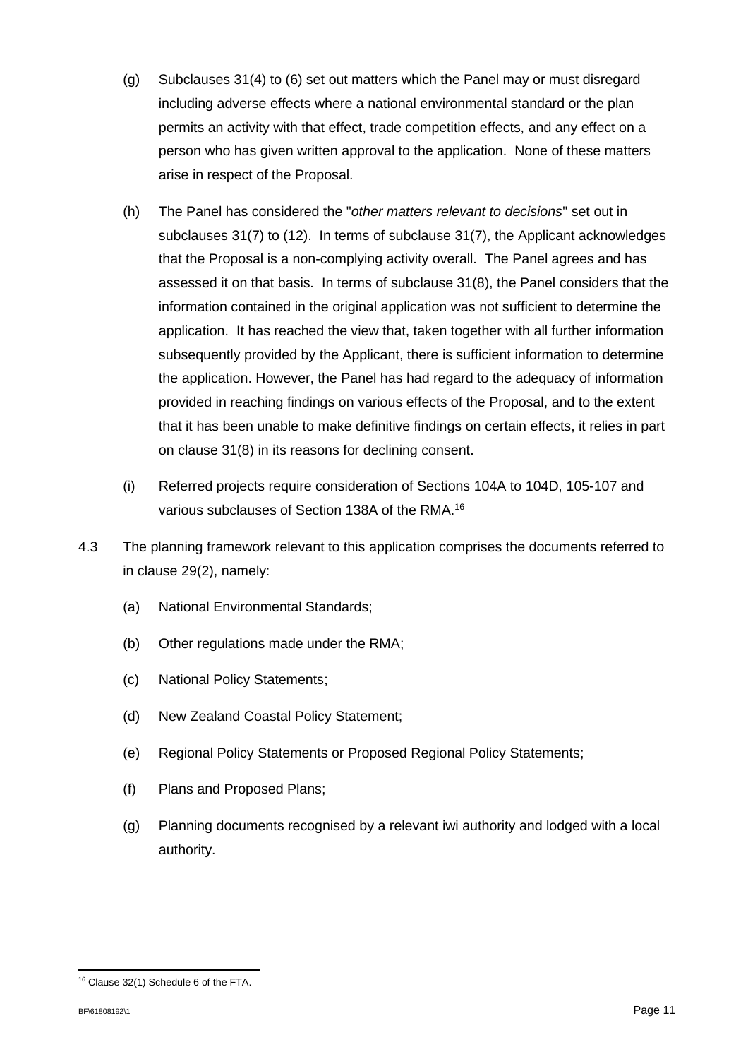(g) Subclauses 31(4) to (6) set out matters which the Panel may or must disregard including adverse effects where a national environmental standard or the plan permits an activity with that effect, trade competition effects, and any effect on a person who has given written approval to the application. None of these matters arise in respect of the Proposal.

(h) The Panel has considered the "*other matters relevant to decisions*" set out in subclauses 31(7) to (12). In terms of subclause 31(7), the Applicant acknowledges that the Proposal is a non-complying activity overall. The Panel agrees and has assessed it on that basis. In terms of subclause 31(8), the Panel considers that the information contained in the original application was not sufficient to determine the application. It has reached the view that, taken together with all further information subsequently provided by the Applicant, there is sufficient information to determine the application. However, the Panel has had regard to the adequacy of information provided in reaching findings on various effects of the Proposal, and to the extent that it has been unable to make definitive findings on certain effects, it relies in part on clause 31(8) in its reasons for declining consent.

(i) Referred projects require consideration of Sections 104A to 104D, 105-107 and various subclauses of Section 138A of the RMA.[16]

4.3 The planning framework relevant to this application comprises the documents referred to in clause 29(2), namely:

(a) National Environmental Standards;

(b) Other regulations made under the RMA;

(c) National Policy Statements;

(d) New Zealand Coastal Policy Statement;

(e) Regional Policy Statements or Proposed Regional Policy Statements;

(f) Plans and Proposed Plans;

(g) Planning documents recognised by a relevant iwi authority and lodged with a local authority.

---

[16] Clause 32(1) Schedule 6 of the FTA.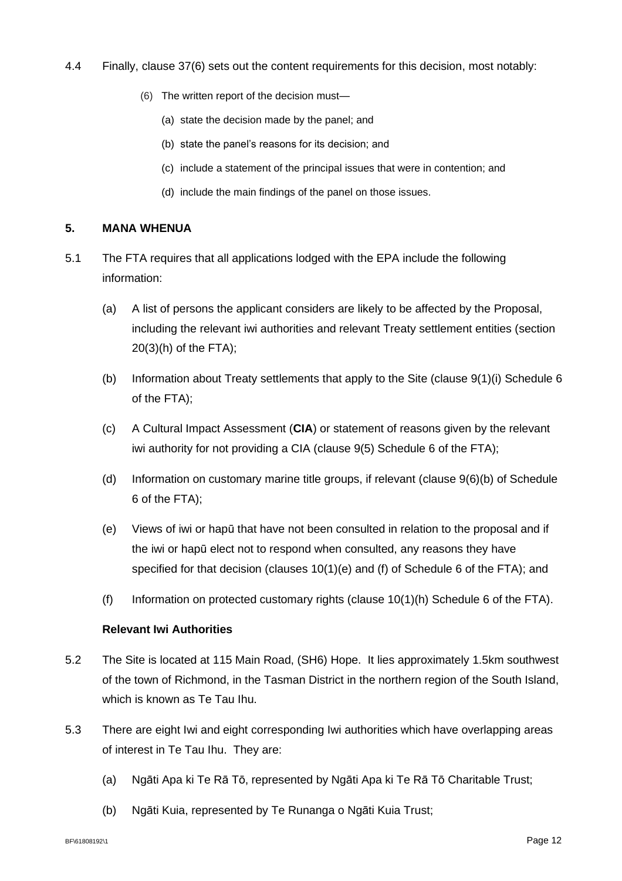4.4 Finally, clause 37(6) sets out the content requirements for this decision, most notably:

> (6) The written report of the decision must—
>
> (a) state the decision made by the panel; and
>
> (b) state the panel's reasons for its decision; and
>
> (c) include a statement of the principal issues that were in contention; and
>
> (d) include the main findings of the panel on those issues.

## 5. MANA WHENUA

5.1 The FTA requires that all applications lodged with the EPA include the following information:

(a) A list of persons the applicant considers are likely to be affected by the Proposal, including the relevant iwi authorities and relevant Treaty settlement entities (section 20(3)(h) of the FTA);

(b) Information about Treaty settlements that apply to the Site (clause 9(1)(i) Schedule 6 of the FTA);

(c) A Cultural Impact Assessment (**CIA**) or statement of reasons given by the relevant iwi authority for not providing a CIA (clause 9(5) Schedule 6 of the FTA);

(d) Information on customary marine title groups, if relevant (clause 9(6)(b) of Schedule 6 of the FTA);

(e) Views of iwi or hapū that have not been consulted in relation to the proposal and if the iwi or hapū elect not to respond when consulted, any reasons they have specified for that decision (clauses 10(1)(e) and (f) of Schedule 6 of the FTA); and

(f) Information on protected customary rights (clause 10(1)(h) Schedule 6 of the FTA).

### Relevant Iwi Authorities

5.2 The Site is located at 115 Main Road, (SH6) Hope. It lies approximately 1.5km southwest of the town of Richmond, in the Tasman District in the northern region of the South Island, which is known as Te Tau Ihu.

5.3 There are eight Iwi and eight corresponding Iwi authorities which have overlapping areas of interest in Te Tau Ihu. They are:

(a) Ngāti Apa ki Te Rā Tō, represented by Ngāti Apa ki Te Rā Tō Charitable Trust;

(b) Ngāti Kuia, represented by Te Runanga o Ngāti Kuia Trust;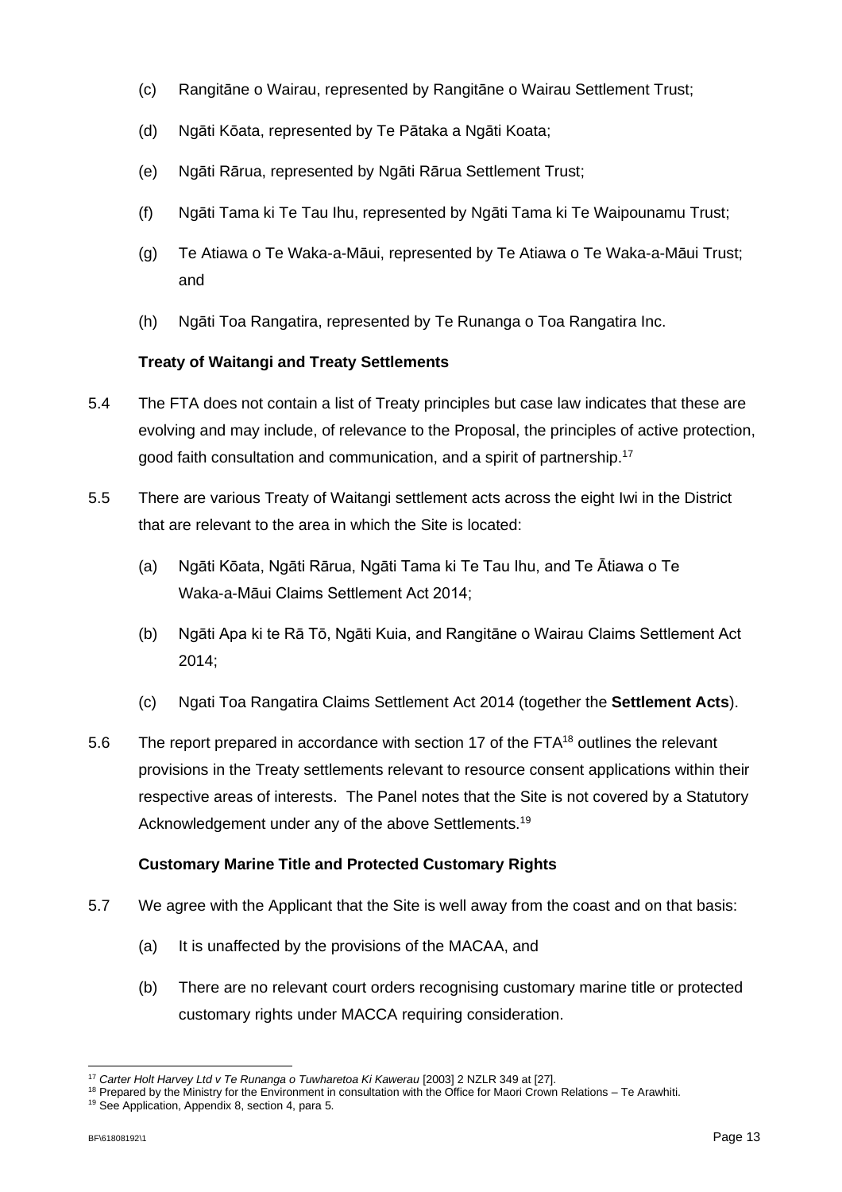(c) Rangitāne o Wairau, represented by Rangitāne o Wairau Settlement Trust;

(d) Ngāti Kōata, represented by Te Pātaka a Ngāti Koata;

(e) Ngāti Rārua, represented by Ngāti Rārua Settlement Trust;

(f) Ngāti Tama ki Te Tau Ihu, represented by Ngāti Tama ki Te Waipounamu Trust;

(g) Te Atiawa o Te Waka-a-Māui, represented by Te Atiawa o Te Waka-a-Māui Trust; and

(h) Ngāti Toa Rangatira, represented by Te Runanga o Toa Rangatira Inc.

**Treaty of Waitangi and Treaty Settlements**

5.4 The FTA does not contain a list of Treaty principles but case law indicates that these are evolving and may include, of relevance to the Proposal, the principles of active protection, good faith consultation and communication, and a spirit of partnership.[17]

5.5 There are various Treaty of Waitangi settlement acts across the eight Iwi in the District that are relevant to the area in which the Site is located:

(a) Ngāti Kōata, Ngāti Rārua, Ngāti Tama ki Te Tau Ihu, and Te Ātiawa o Te Waka-a-Māui Claims Settlement Act 2014;

(b) Ngāti Apa ki te Rā Tō, Ngāti Kuia, and Rangitāne o Wairau Claims Settlement Act 2014;

(c) Ngati Toa Rangatira Claims Settlement Act 2014 (together the **Settlement Acts**).

5.6 The report prepared in accordance with section 17 of the FTA[18] outlines the relevant provisions in the Treaty settlements relevant to resource consent applications within their respective areas of interests. The Panel notes that the Site is not covered by a Statutory Acknowledgement under any of the above Settlements.[19]

**Customary Marine Title and Protected Customary Rights**

5.7 We agree with the Applicant that the Site is well away from the coast and on that basis:

(a) It is unaffected by the provisions of the MACAA, and

(b) There are no relevant court orders recognising customary marine title or protected customary rights under MACCA requiring consideration.

---

[17] *Carter Holt Harvey Ltd v Te Runanga o Tuwharetoa Ki Kawerau* [2003] 2 NZLR 349 at [27].

[18] Prepared by the Ministry for the Environment in consultation with the Office for Maori Crown Relations – Te Arawhiti.

[19] See Application, Appendix 8, section 4, para 5.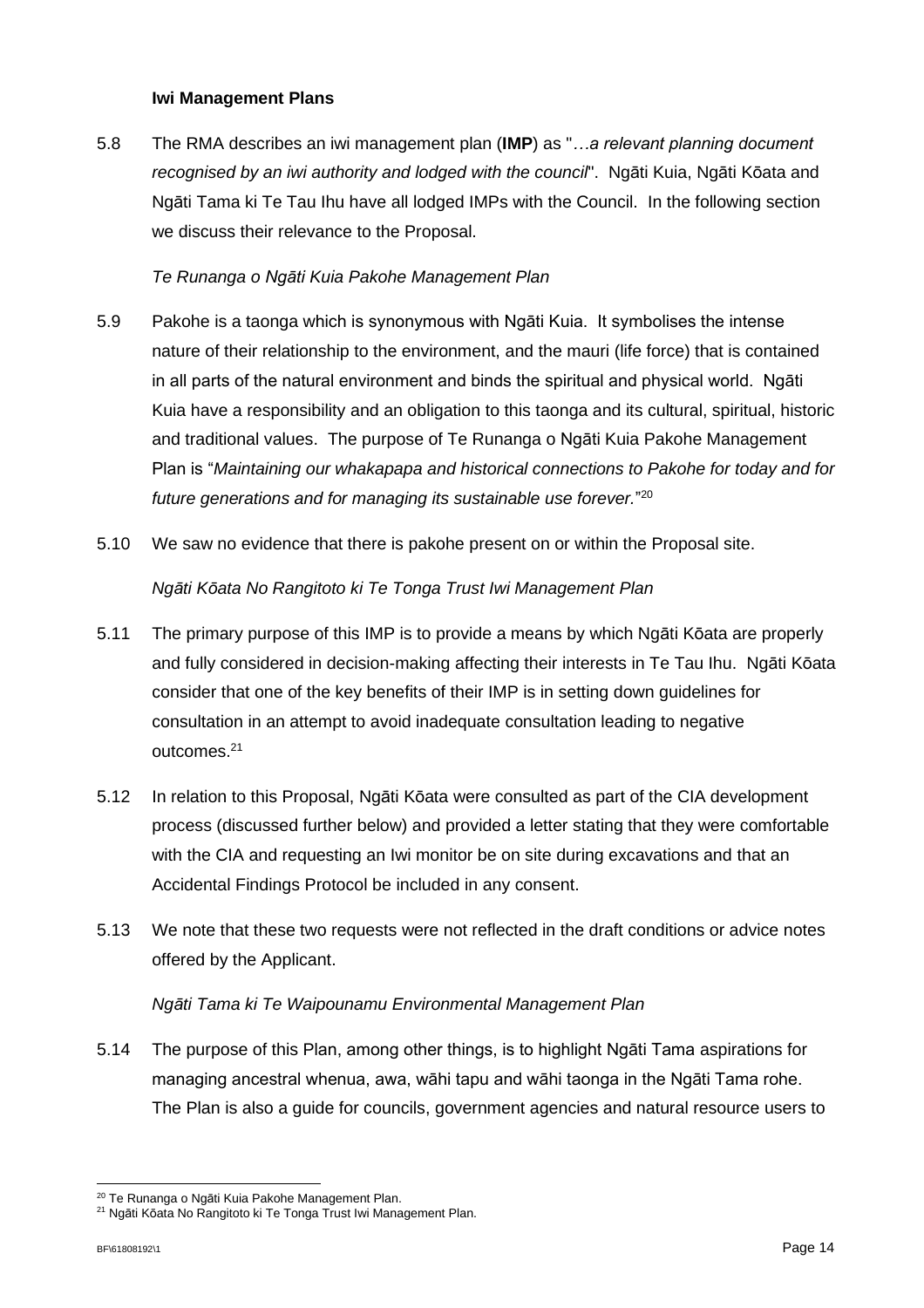**Iwi Management Plans**

5.8 The RMA describes an iwi management plan (**IMP**) as "*…a relevant planning document recognised by an iwi authority and lodged with the council*". Ngāti Kuia, Ngāti Kōata and Ngāti Tama ki Te Tau Ihu have all lodged IMPs with the Council. In the following section we discuss their relevance to the Proposal.

*Te Runanga o Ngāti Kuia Pakohe Management Plan*

5.9 Pakohe is a taonga which is synonymous with Ngāti Kuia. It symbolises the intense nature of their relationship to the environment, and the mauri (life force) that is contained in all parts of the natural environment and binds the spiritual and physical world. Ngāti Kuia have a responsibility and an obligation to this taonga and its cultural, spiritual, historic and traditional values. The purpose of Te Runanga o Ngāti Kuia Pakohe Management Plan is "*Maintaining our whakapapa and historical connections to Pakohe for today and for future generations and for managing its sustainable use forever.*"[20]

5.10 We saw no evidence that there is pakohe present on or within the Proposal site.

*Ngāti Kōata No Rangitoto ki Te Tonga Trust Iwi Management Plan*

5.11 The primary purpose of this IMP is to provide a means by which Ngāti Kōata are properly and fully considered in decision-making affecting their interests in Te Tau Ihu. Ngāti Kōata consider that one of the key benefits of their IMP is in setting down guidelines for consultation in an attempt to avoid inadequate consultation leading to negative outcomes.[21]

5.12 In relation to this Proposal, Ngāti Kōata were consulted as part of the CIA development process (discussed further below) and provided a letter stating that they were comfortable with the CIA and requesting an Iwi monitor be on site during excavations and that an Accidental Findings Protocol be included in any consent.

5.13 We note that these two requests were not reflected in the draft conditions or advice notes offered by the Applicant.

*Ngāti Tama ki Te Waipounamu Environmental Management Plan*

5.14 The purpose of this Plan, among other things, is to highlight Ngāti Tama aspirations for managing ancestral whenua, awa, wāhi tapu and wāhi taonga in the Ngāti Tama rohe. The Plan is also a guide for councils, government agencies and natural resource users to

[20] Te Runanga o Ngāti Kuia Pakohe Management Plan.
[21] Ngāti Kōata No Rangitoto ki Te Tonga Trust Iwi Management Plan.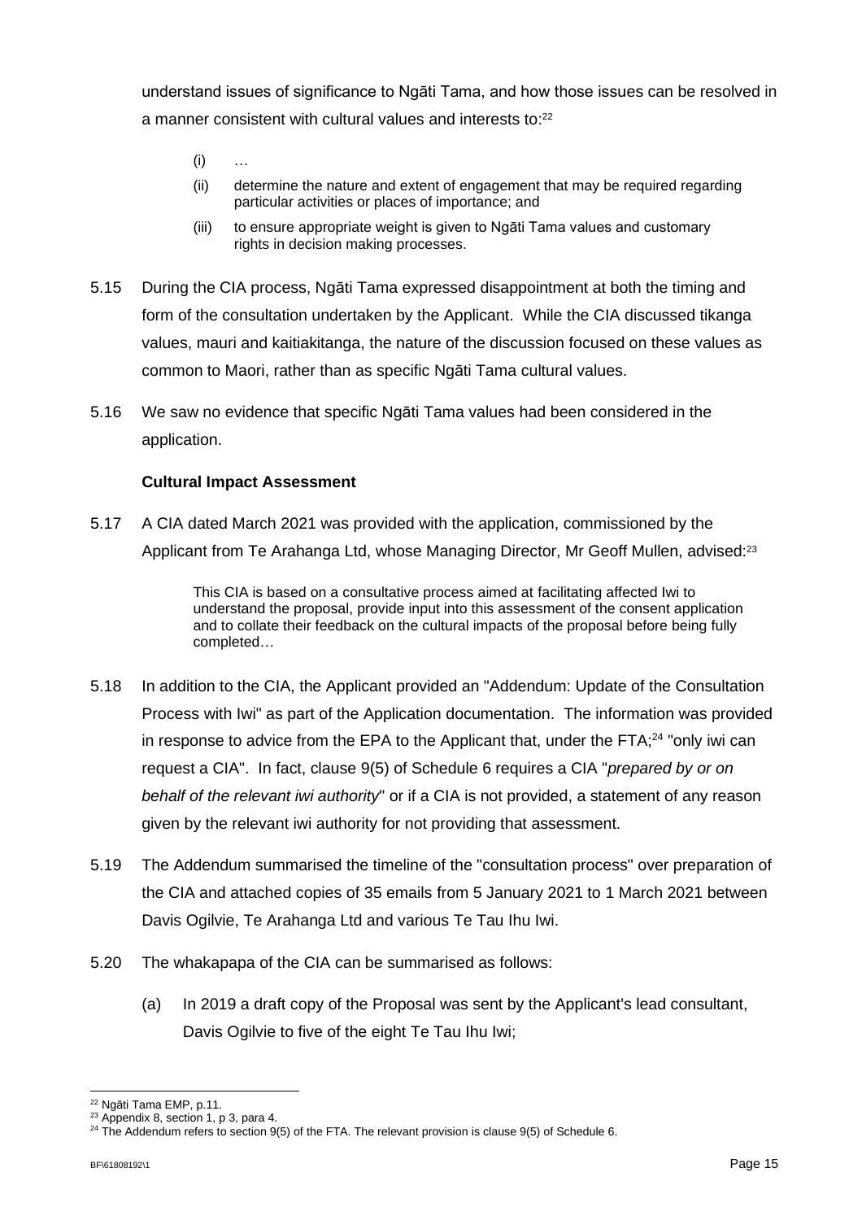understand issues of significance to Ngāti Tama, and how those issues can be resolved in a manner consistent with cultural values and interests to:[22]

> (i) …
>
> (ii) determine the nature and extent of engagement that may be required regarding particular activities or places of importance; and
>
> (iii) to ensure appropriate weight is given to Ngāti Tama values and customary rights in decision making processes.

5.15 During the CIA process, Ngāti Tama expressed disappointment at both the timing and form of the consultation undertaken by the Applicant. While the CIA discussed tikanga values, mauri and kaitiakitanga, the nature of the discussion focused on these values as common to Maori, rather than as specific Ngāti Tama cultural values.

5.16 We saw no evidence that specific Ngāti Tama values had been considered in the application.

**Cultural Impact Assessment**

5.17 A CIA dated March 2021 was provided with the application, commissioned by the Applicant from Te Arahanga Ltd, whose Managing Director, Mr Geoff Mullen, advised:[23]

> This CIA is based on a consultative process aimed at facilitating affected Iwi to understand the proposal, provide input into this assessment of the consent application and to collate their feedback on the cultural impacts of the proposal before being fully completed…

5.18 In addition to the CIA, the Applicant provided an "Addendum: Update of the Consultation Process with Iwi" as part of the Application documentation. The information was provided in response to advice from the EPA to the Applicant that, under the FTA;[24] "only iwi can request a CIA". In fact, clause 9(5) of Schedule 6 requires a CIA "*prepared by or on behalf of the relevant iwi authority*" or if a CIA is not provided, a statement of any reason given by the relevant iwi authority for not providing that assessment.

5.19 The Addendum summarised the timeline of the "consultation process" over preparation of the CIA and attached copies of 35 emails from 5 January 2021 to 1 March 2021 between Davis Ogilvie, Te Arahanga Ltd and various Te Tau Ihu Iwi.

5.20 The whakapapa of the CIA can be summarised as follows:

(a) In 2019 a draft copy of the Proposal was sent by the Applicant's lead consultant, Davis Ogilvie to five of the eight Te Tau Ihu Iwi;

---

[22] Ngāti Tama EMP, p.11.

[23] Appendix 8, section 1, p 3, para 4.

[24] The Addendum refers to section 9(5) of the FTA. The relevant provision is clause 9(5) of Schedule 6.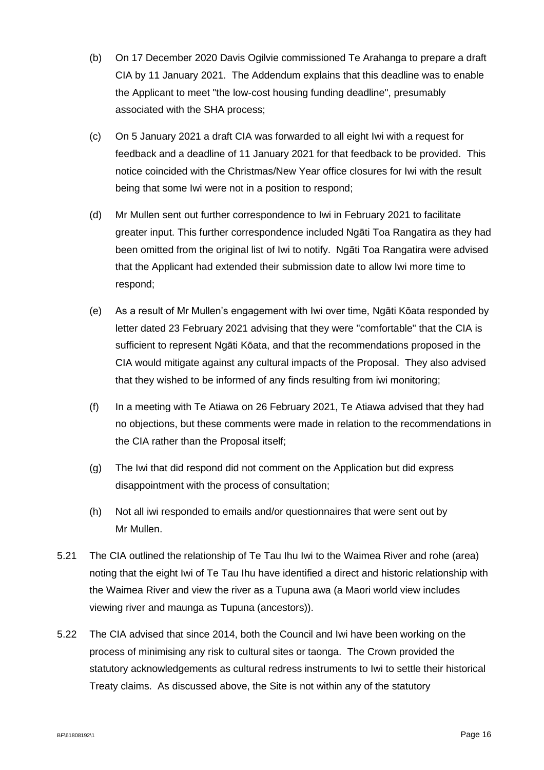(b) On 17 December 2020 Davis Ogilvie commissioned Te Arahanga to prepare a draft CIA by 11 January 2021. The Addendum explains that this deadline was to enable the Applicant to meet "the low-cost housing funding deadline", presumably associated with the SHA process;

(c) On 5 January 2021 a draft CIA was forwarded to all eight Iwi with a request for feedback and a deadline of 11 January 2021 for that feedback to be provided. This notice coincided with the Christmas/New Year office closures for Iwi with the result being that some Iwi were not in a position to respond;

(d) Mr Mullen sent out further correspondence to Iwi in February 2021 to facilitate greater input. This further correspondence included Ngāti Toa Rangatira as they had been omitted from the original list of Iwi to notify. Ngāti Toa Rangatira were advised that the Applicant had extended their submission date to allow Iwi more time to respond;

(e) As a result of Mr Mullen's engagement with Iwi over time, Ngāti Kōata responded by letter dated 23 February 2021 advising that they were "comfortable" that the CIA is sufficient to represent Ngāti Kōata, and that the recommendations proposed in the CIA would mitigate against any cultural impacts of the Proposal. They also advised that they wished to be informed of any finds resulting from iwi monitoring;

(f) In a meeting with Te Atiawa on 26 February 2021, Te Atiawa advised that they had no objections, but these comments were made in relation to the recommendations in the CIA rather than the Proposal itself;

(g) The Iwi that did respond did not comment on the Application but did express disappointment with the process of consultation;

(h) Not all iwi responded to emails and/or questionnaires that were sent out by Mr Mullen.

5.21 The CIA outlined the relationship of Te Tau Ihu Iwi to the Waimea River and rohe (area) noting that the eight Iwi of Te Tau Ihu have identified a direct and historic relationship with the Waimea River and view the river as a Tupuna awa (a Maori world view includes viewing river and maunga as Tupuna (ancestors)).

5.22 The CIA advised that since 2014, both the Council and Iwi have been working on the process of minimising any risk to cultural sites or taonga. The Crown provided the statutory acknowledgements as cultural redress instruments to Iwi to settle their historical Treaty claims. As discussed above, the Site is not within any of the statutory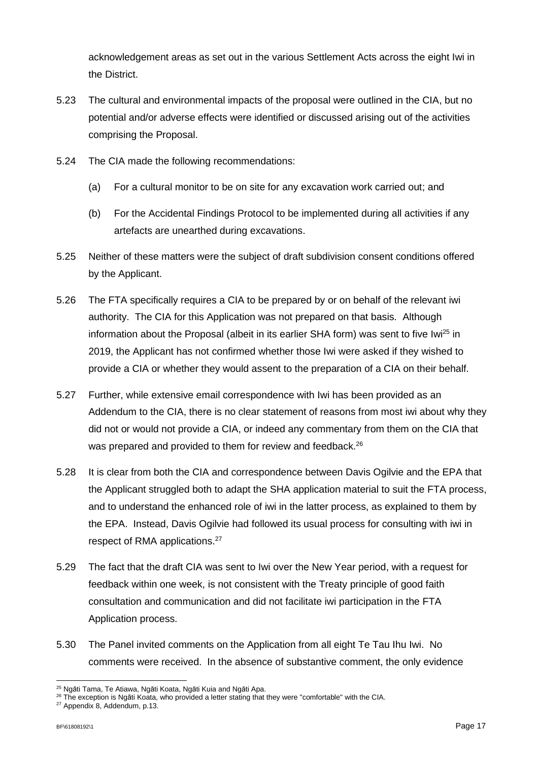acknowledgement areas as set out in the various Settlement Acts across the eight Iwi in the District.

5.23 The cultural and environmental impacts of the proposal were outlined in the CIA, but no potential and/or adverse effects were identified or discussed arising out of the activities comprising the Proposal.

5.24 The CIA made the following recommendations:

(a) For a cultural monitor to be on site for any excavation work carried out; and

(b) For the Accidental Findings Protocol to be implemented during all activities if any artefacts are unearthed during excavations.

5.25 Neither of these matters were the subject of draft subdivision consent conditions offered by the Applicant.

5.26 The FTA specifically requires a CIA to be prepared by or on behalf of the relevant iwi authority. The CIA for this Application was not prepared on that basis. Although information about the Proposal (albeit in its earlier SHA form) was sent to five Iwi[25] in 2019, the Applicant has not confirmed whether those Iwi were asked if they wished to provide a CIA or whether they would assent to the preparation of a CIA on their behalf.

5.27 Further, while extensive email correspondence with Iwi has been provided as an Addendum to the CIA, there is no clear statement of reasons from most iwi about why they did not or would not provide a CIA, or indeed any commentary from them on the CIA that was prepared and provided to them for review and feedback.[26]

5.28 It is clear from both the CIA and correspondence between Davis Ogilvie and the EPA that the Applicant struggled both to adapt the SHA application material to suit the FTA process, and to understand the enhanced role of iwi in the latter process, as explained to them by the EPA. Instead, Davis Ogilvie had followed its usual process for consulting with iwi in respect of RMA applications.[27]

5.29 The fact that the draft CIA was sent to Iwi over the New Year period, with a request for feedback within one week, is not consistent with the Treaty principle of good faith consultation and communication and did not facilitate iwi participation in the FTA Application process.

5.30 The Panel invited comments on the Application from all eight Te Tau Ihu Iwi. No comments were received. In the absence of substantive comment, the only evidence

---

[25] Ngāti Tama, Te Atiawa, Ngāti Koata, Ngāti Kuia and Ngāti Apa.

[26] The exception is Ngāti Koata, who provided a letter stating that they were "comfortable" with the CIA.

[27] Appendix 8, Addendum, p.13.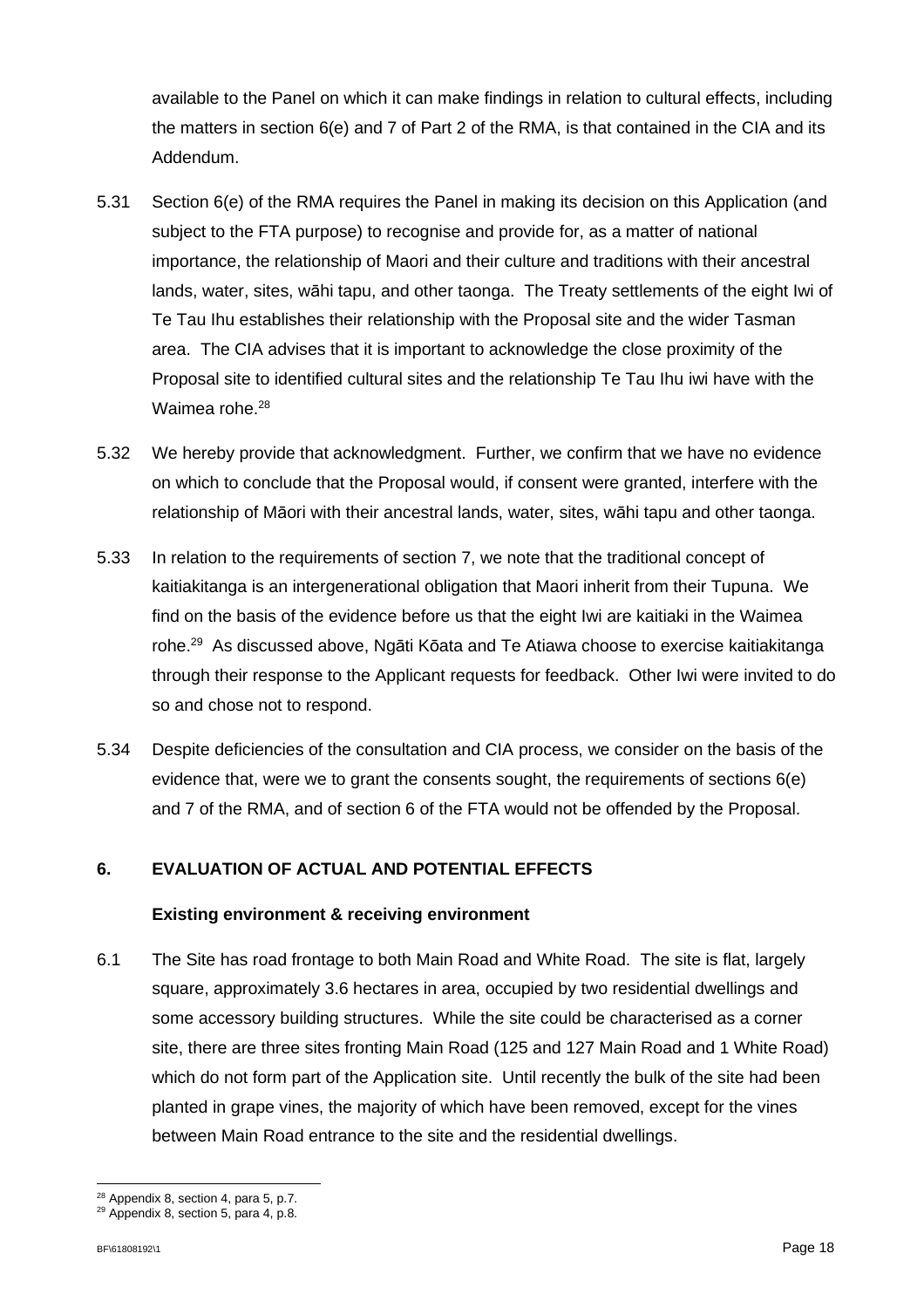available to the Panel on which it can make findings in relation to cultural effects, including the matters in section 6(e) and 7 of Part 2 of the RMA, is that contained in the CIA and its Addendum.

5.31 Section 6(e) of the RMA requires the Panel in making its decision on this Application (and subject to the FTA purpose) to recognise and provide for, as a matter of national importance, the relationship of Maori and their culture and traditions with their ancestral lands, water, sites, wāhi tapu, and other taonga. The Treaty settlements of the eight Iwi of Te Tau Ihu establishes their relationship with the Proposal site and the wider Tasman area. The CIA advises that it is important to acknowledge the close proximity of the Proposal site to identified cultural sites and the relationship Te Tau Ihu iwi have with the Waimea rohe.[28]

5.32 We hereby provide that acknowledgment. Further, we confirm that we have no evidence on which to conclude that the Proposal would, if consent were granted, interfere with the relationship of Māori with their ancestral lands, water, sites, wāhi tapu and other taonga.

5.33 In relation to the requirements of section 7, we note that the traditional concept of kaitiakitanga is an intergenerational obligation that Maori inherit from their Tupuna. We find on the basis of the evidence before us that the eight Iwi are kaitiaki in the Waimea rohe.[29] As discussed above, Ngāti Kōata and Te Atiawa choose to exercise kaitiakitanga through their response to the Applicant requests for feedback. Other Iwi were invited to do so and chose not to respond.

5.34 Despite deficiencies of the consultation and CIA process, we consider on the basis of the evidence that, were we to grant the consents sought, the requirements of sections 6(e) and 7 of the RMA, and of section 6 of the FTA would not be offended by the Proposal.

## 6. EVALUATION OF ACTUAL AND POTENTIAL EFFECTS

### Existing environment & receiving environment

6.1 The Site has road frontage to both Main Road and White Road. The site is flat, largely square, approximately 3.6 hectares in area, occupied by two residential dwellings and some accessory building structures. While the site could be characterised as a corner site, there are three sites fronting Main Road (125 and 127 Main Road and 1 White Road) which do not form part of the Application site. Until recently the bulk of the site had been planted in grape vines, the majority of which have been removed, except for the vines between Main Road entrance to the site and the residential dwellings.

[28] Appendix 8, section 4, para 5, p.7.
[29] Appendix 8, section 5, para 4, p.8.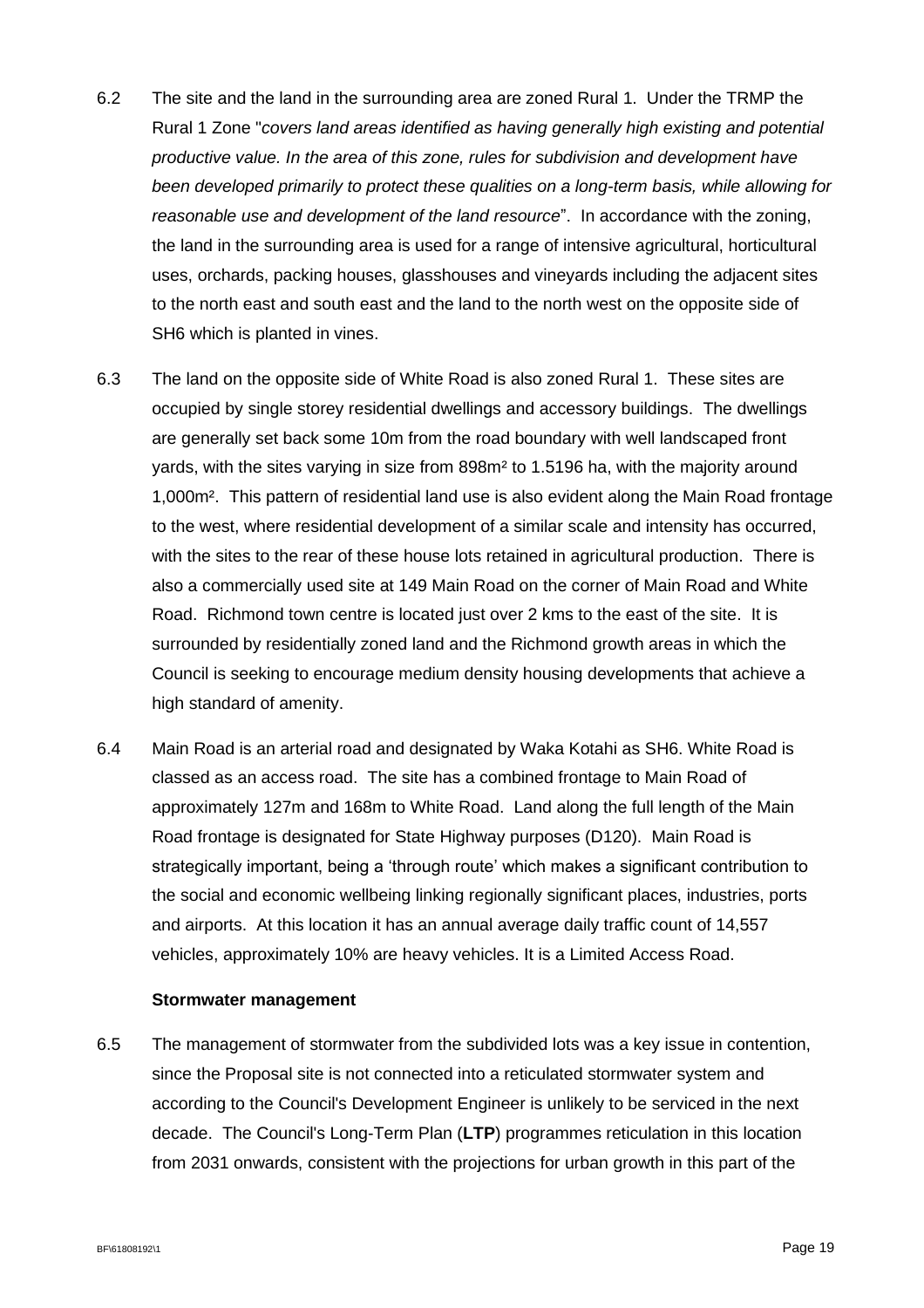6.2 The site and the land in the surrounding area are zoned Rural 1. Under the TRMP the Rural 1 Zone "*covers land areas identified as having generally high existing and potential productive value. In the area of this zone, rules for subdivision and development have been developed primarily to protect these qualities on a long-term basis, while allowing for reasonable use and development of the land resource*". In accordance with the zoning, the land in the surrounding area is used for a range of intensive agricultural, horticultural uses, orchards, packing houses, glasshouses and vineyards including the adjacent sites to the north east and south east and the land to the north west on the opposite side of SH6 which is planted in vines.

6.3 The land on the opposite side of White Road is also zoned Rural 1. These sites are occupied by single storey residential dwellings and accessory buildings. The dwellings are generally set back some 10m from the road boundary with well landscaped front yards, with the sites varying in size from 898m² to 1.5196 ha, with the majority around 1,000m². This pattern of residential land use is also evident along the Main Road frontage to the west, where residential development of a similar scale and intensity has occurred, with the sites to the rear of these house lots retained in agricultural production. There is also a commercially used site at 149 Main Road on the corner of Main Road and White Road. Richmond town centre is located just over 2 kms to the east of the site. It is surrounded by residentially zoned land and the Richmond growth areas in which the Council is seeking to encourage medium density housing developments that achieve a high standard of amenity.

6.4 Main Road is an arterial road and designated by Waka Kotahi as SH6. White Road is classed as an access road. The site has a combined frontage to Main Road of approximately 127m and 168m to White Road. Land along the full length of the Main Road frontage is designated for State Highway purposes (D120). Main Road is strategically important, being a 'through route' which makes a significant contribution to the social and economic wellbeing linking regionally significant places, industries, ports and airports. At this location it has an annual average daily traffic count of 14,557 vehicles, approximately 10% are heavy vehicles. It is a Limited Access Road.

**Stormwater management**

6.5 The management of stormwater from the subdivided lots was a key issue in contention, since the Proposal site is not connected into a reticulated stormwater system and according to the Council's Development Engineer is unlikely to be serviced in the next decade. The Council's Long-Term Plan (**LTP**) programmes reticulation in this location from 2031 onwards, consistent with the projections for urban growth in this part of the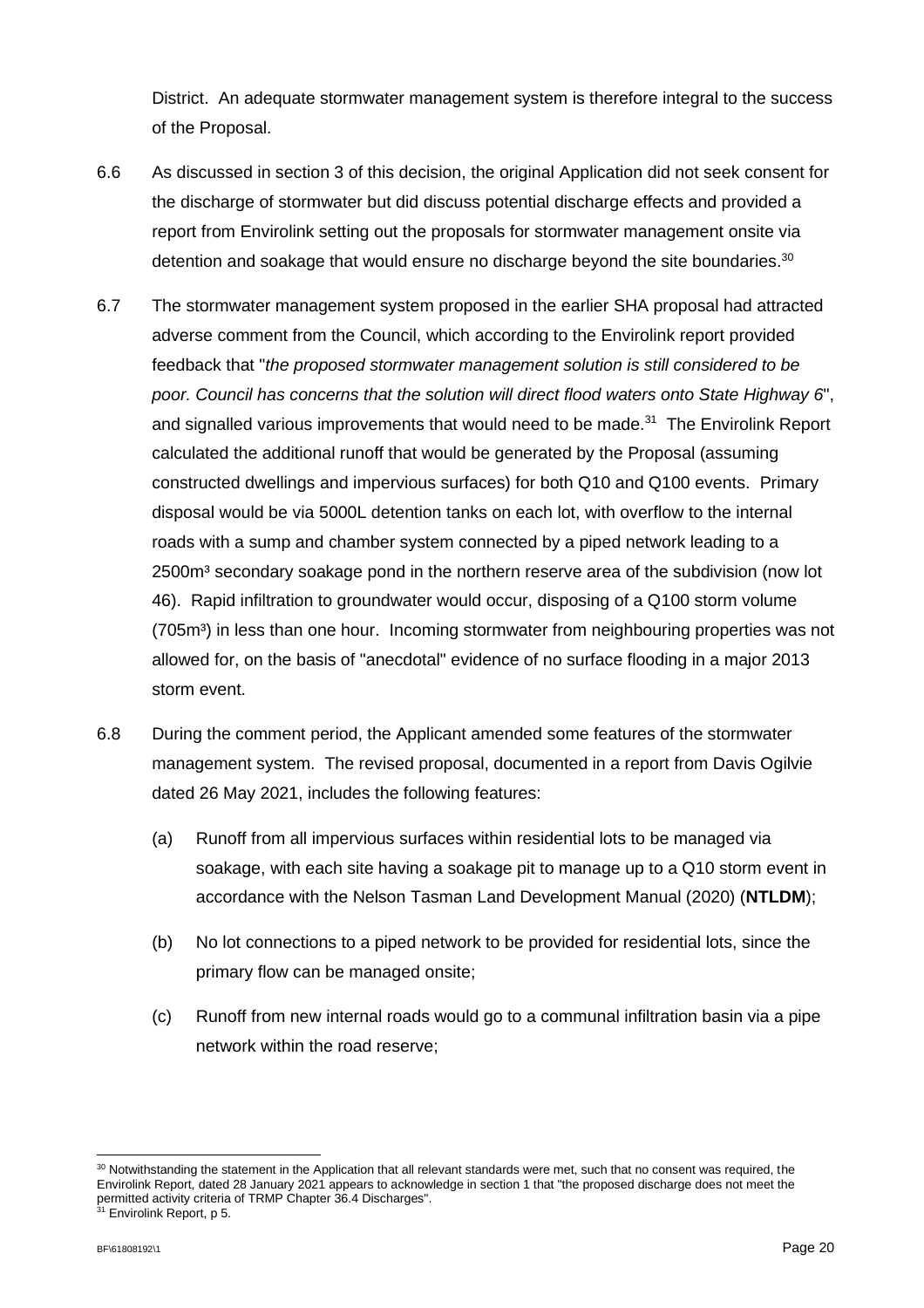District. An adequate stormwater management system is therefore integral to the success of the Proposal.

6.6 As discussed in section 3 of this decision, the original Application did not seek consent for the discharge of stormwater but did discuss potential discharge effects and provided a report from Envirolink setting out the proposals for stormwater management onsite via detention and soakage that would ensure no discharge beyond the site boundaries.[30]

6.7 The stormwater management system proposed in the earlier SHA proposal had attracted adverse comment from the Council, which according to the Envirolink report provided feedback that "*the proposed stormwater management solution is still considered to be poor. Council has concerns that the solution will direct flood waters onto State Highway 6*", and signalled various improvements that would need to be made.[31] The Envirolink Report calculated the additional runoff that would be generated by the Proposal (assuming constructed dwellings and impervious surfaces) for both Q10 and Q100 events. Primary disposal would be via 5000L detention tanks on each lot, with overflow to the internal roads with a sump and chamber system connected by a piped network leading to a 2500m³ secondary soakage pond in the northern reserve area of the subdivision (now lot 46). Rapid infiltration to groundwater would occur, disposing of a Q100 storm volume (705m³) in less than one hour. Incoming stormwater from neighbouring properties was not allowed for, on the basis of "anecdotal" evidence of no surface flooding in a major 2013 storm event.

6.8 During the comment period, the Applicant amended some features of the stormwater management system. The revised proposal, documented in a report from Davis Ogilvie dated 26 May 2021, includes the following features:

(a) Runoff from all impervious surfaces within residential lots to be managed via soakage, with each site having a soakage pit to manage up to a Q10 storm event in accordance with the Nelson Tasman Land Development Manual (2020) (**NTLDM**);

(b) No lot connections to a piped network to be provided for residential lots, since the primary flow can be managed onsite;

(c) Runoff from new internal roads would go to a communal infiltration basin via a pipe network within the road reserve;

---

[30] Notwithstanding the statement in the Application that all relevant standards were met, such that no consent was required, the Envirolink Report, dated 28 January 2021 appears to acknowledge in section 1 that "the proposed discharge does not meet the permitted activity criteria of TRMP Chapter 36.4 Discharges".

[31] Envirolink Report, p 5.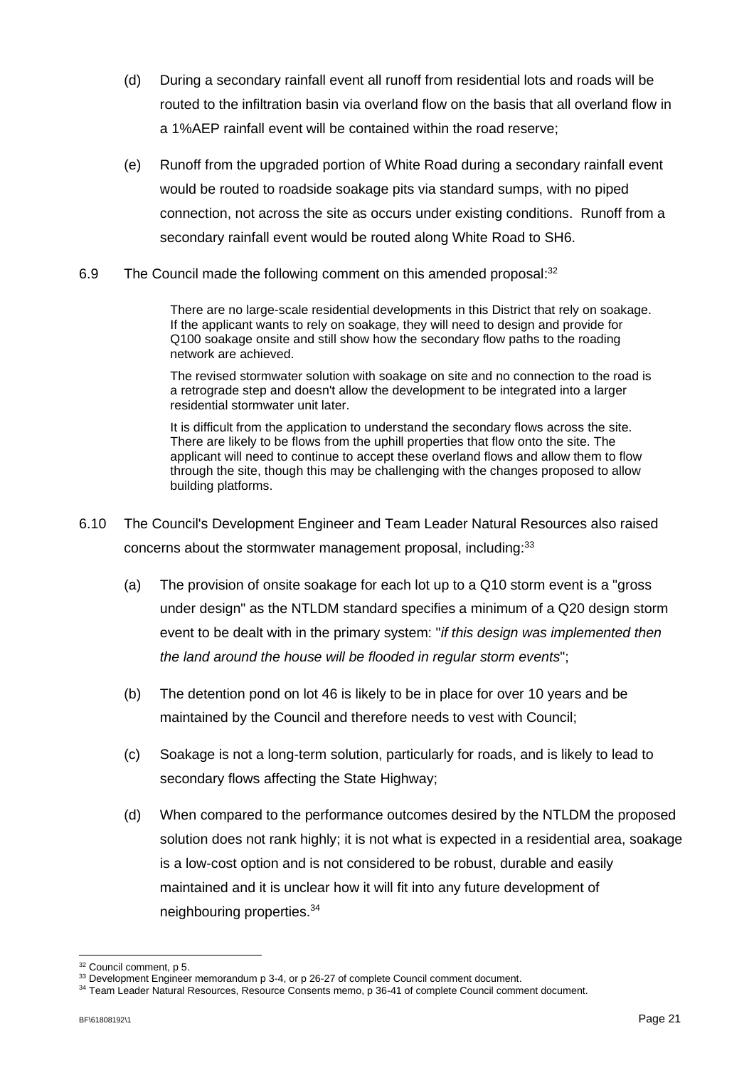(d) During a secondary rainfall event all runoff from residential lots and roads will be routed to the infiltration basin via overland flow on the basis that all overland flow in a 1%AEP rainfall event will be contained within the road reserve;

(e) Runoff from the upgraded portion of White Road during a secondary rainfall event would be routed to roadside soakage pits via standard sumps, with no piped connection, not across the site as occurs under existing conditions. Runoff from a secondary rainfall event would be routed along White Road to SH6.

6.9 The Council made the following comment on this amended proposal:[32]

> There are no large-scale residential developments in this District that rely on soakage. If the applicant wants to rely on soakage, they will need to design and provide for Q100 soakage onsite and still show how the secondary flow paths to the roading network are achieved.
>
> The revised stormwater solution with soakage on site and no connection to the road is a retrograde step and doesn't allow the development to be integrated into a larger residential stormwater unit later.
>
> It is difficult from the application to understand the secondary flows across the site. There are likely to be flows from the uphill properties that flow onto the site. The applicant will need to continue to accept these overland flows and allow them to flow through the site, though this may be challenging with the changes proposed to allow building platforms.

6.10 The Council's Development Engineer and Team Leader Natural Resources also raised concerns about the stormwater management proposal, including:[33]

(a) The provision of onsite soakage for each lot up to a Q10 storm event is a "gross under design" as the NTLDM standard specifies a minimum of a Q20 design storm event to be dealt with in the primary system: "*if this design was implemented then the land around the house will be flooded in regular storm events*";

(b) The detention pond on lot 46 is likely to be in place for over 10 years and be maintained by the Council and therefore needs to vest with Council;

(c) Soakage is not a long-term solution, particularly for roads, and is likely to lead to secondary flows affecting the State Highway;

(d) When compared to the performance outcomes desired by the NTLDM the proposed solution does not rank highly; it is not what is expected in a residential area, soakage is a low-cost option and is not considered to be robust, durable and easily maintained and it is unclear how it will fit into any future development of neighbouring properties.[34]

---

[32] Council comment, p 5.

[33] Development Engineer memorandum p 3-4, or p 26-27 of complete Council comment document.

[34] Team Leader Natural Resources, Resource Consents memo, p 36-41 of complete Council comment document.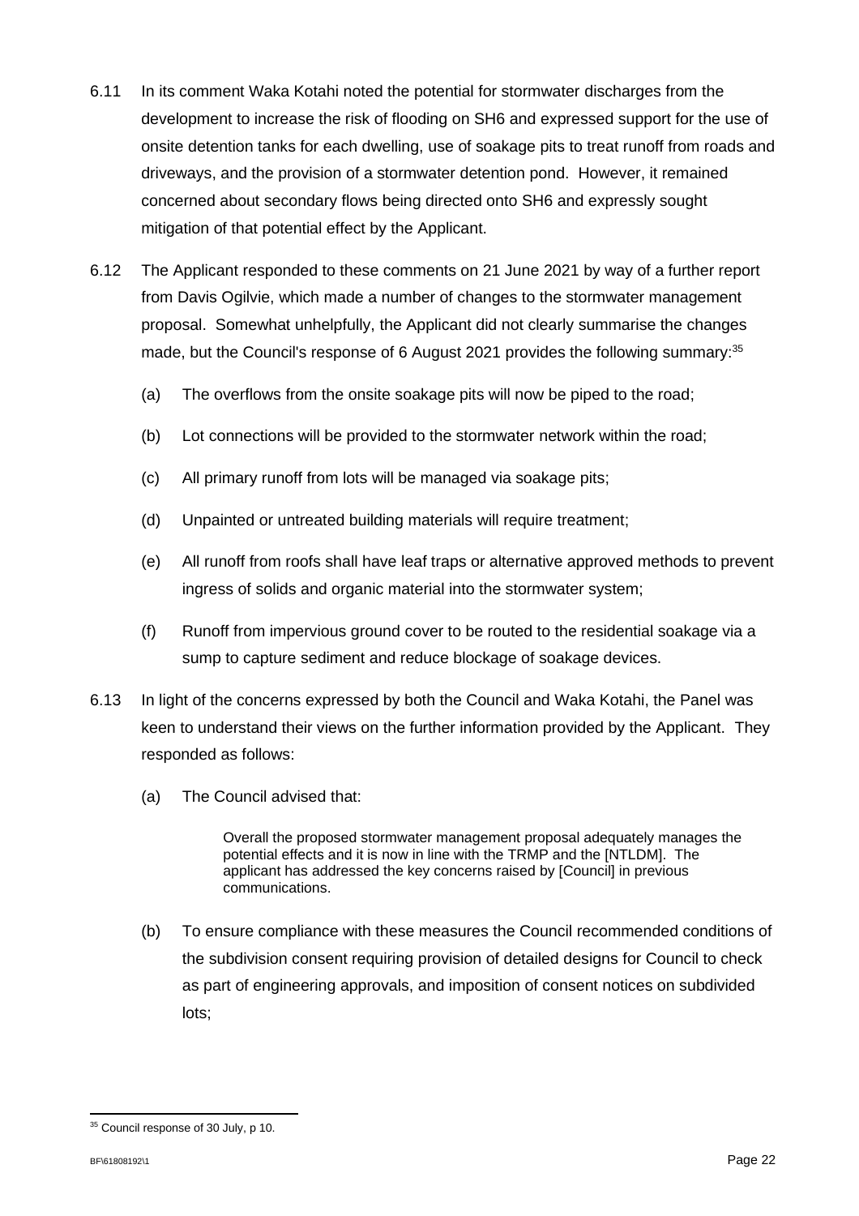6.11 In its comment Waka Kotahi noted the potential for stormwater discharges from the development to increase the risk of flooding on SH6 and expressed support for the use of onsite detention tanks for each dwelling, use of soakage pits to treat runoff from roads and driveways, and the provision of a stormwater detention pond. However, it remained concerned about secondary flows being directed onto SH6 and expressly sought mitigation of that potential effect by the Applicant.

6.12 The Applicant responded to these comments on 21 June 2021 by way of a further report from Davis Ogilvie, which made a number of changes to the stormwater management proposal. Somewhat unhelpfully, the Applicant did not clearly summarise the changes made, but the Council's response of 6 August 2021 provides the following summary:[35]

(a) The overflows from the onsite soakage pits will now be piped to the road;

(b) Lot connections will be provided to the stormwater network within the road;

(c) All primary runoff from lots will be managed via soakage pits;

(d) Unpainted or untreated building materials will require treatment;

(e) All runoff from roofs shall have leaf traps or alternative approved methods to prevent ingress of solids and organic material into the stormwater system;

(f) Runoff from impervious ground cover to be routed to the residential soakage via a sump to capture sediment and reduce blockage of soakage devices.

6.13 In light of the concerns expressed by both the Council and Waka Kotahi, the Panel was keen to understand their views on the further information provided by the Applicant. They responded as follows:

(a) The Council advised that:

> Overall the proposed stormwater management proposal adequately manages the potential effects and it is now in line with the TRMP and the [NTLDM]. The applicant has addressed the key concerns raised by [Council] in previous communications.

(b) To ensure compliance with these measures the Council recommended conditions of the subdivision consent requiring provision of detailed designs for Council to check as part of engineering approvals, and imposition of consent notices on subdivided lots;

---

[35] Council response of 30 July, p 10.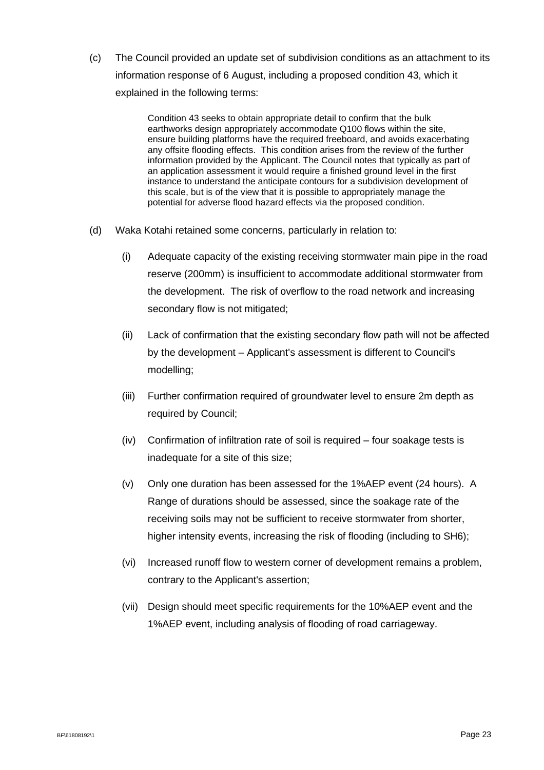(c) The Council provided an update set of subdivision conditions as an attachment to its information response of 6 August, including a proposed condition 43, which it explained in the following terms:

> Condition 43 seeks to obtain appropriate detail to confirm that the bulk earthworks design appropriately accommodate Q100 flows within the site, ensure building platforms have the required freeboard, and avoids exacerbating any offsite flooding effects. This condition arises from the review of the further information provided by the Applicant. The Council notes that typically as part of an application assessment it would require a finished ground level in the first instance to understand the anticipate contours for a subdivision development of this scale, but is of the view that it is possible to appropriately manage the potential for adverse flood hazard effects via the proposed condition.

(d) Waka Kotahi retained some concerns, particularly in relation to:

(i) Adequate capacity of the existing receiving stormwater main pipe in the road reserve (200mm) is insufficient to accommodate additional stormwater from the development. The risk of overflow to the road network and increasing secondary flow is not mitigated;

(ii) Lack of confirmation that the existing secondary flow path will not be affected by the development – Applicant's assessment is different to Council's modelling;

(iii) Further confirmation required of groundwater level to ensure 2m depth as required by Council;

(iv) Confirmation of infiltration rate of soil is required – four soakage tests is inadequate for a site of this size;

(v) Only one duration has been assessed for the 1%AEP event (24 hours). A Range of durations should be assessed, since the soakage rate of the receiving soils may not be sufficient to receive stormwater from shorter, higher intensity events, increasing the risk of flooding (including to SH6);

(vi) Increased runoff flow to western corner of development remains a problem, contrary to the Applicant's assertion;

(vii) Design should meet specific requirements for the 10%AEP event and the 1%AEP event, including analysis of flooding of road carriageway.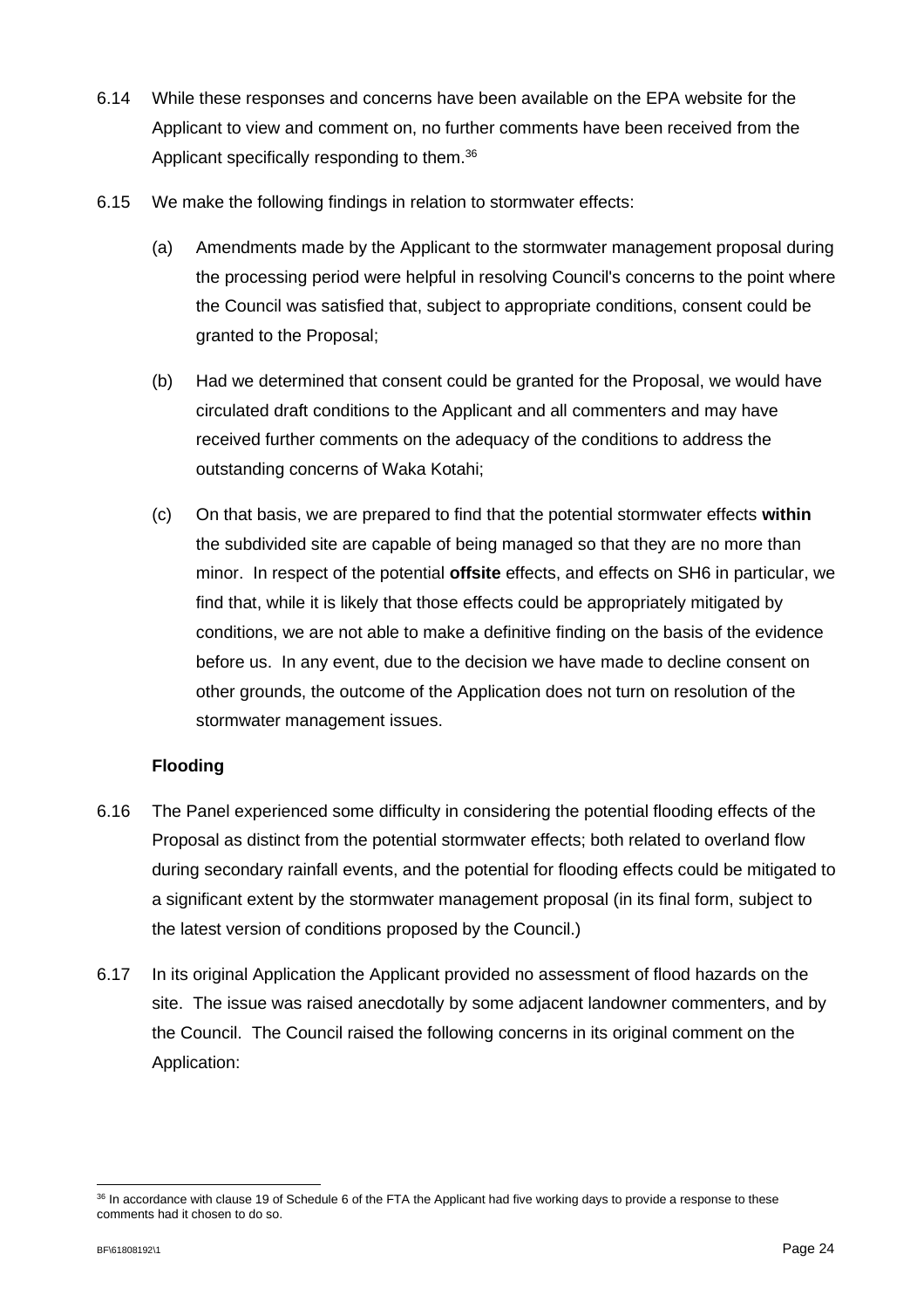6.14 While these responses and concerns have been available on the EPA website for the Applicant to view and comment on, no further comments have been received from the Applicant specifically responding to them.[36]

6.15 We make the following findings in relation to stormwater effects:

(a) Amendments made by the Applicant to the stormwater management proposal during the processing period were helpful in resolving Council's concerns to the point where the Council was satisfied that, subject to appropriate conditions, consent could be granted to the Proposal;

(b) Had we determined that consent could be granted for the Proposal, we would have circulated draft conditions to the Applicant and all commenters and may have received further comments on the adequacy of the conditions to address the outstanding concerns of Waka Kotahi;

(c) On that basis, we are prepared to find that the potential stormwater effects **within** the subdivided site are capable of being managed so that they are no more than minor. In respect of the potential **offsite** effects, and effects on SH6 in particular, we find that, while it is likely that those effects could be appropriately mitigated by conditions, we are not able to make a definitive finding on the basis of the evidence before us. In any event, due to the decision we have made to decline consent on other grounds, the outcome of the Application does not turn on resolution of the stormwater management issues.

**Flooding**

6.16 The Panel experienced some difficulty in considering the potential flooding effects of the Proposal as distinct from the potential stormwater effects; both related to overland flow during secondary rainfall events, and the potential for flooding effects could be mitigated to a significant extent by the stormwater management proposal (in its final form, subject to the latest version of conditions proposed by the Council.)

6.17 In its original Application the Applicant provided no assessment of flood hazards on the site. The issue was raised anecdotally by some adjacent landowner commenters, and by the Council. The Council raised the following concerns in its original comment on the Application:

[36] In accordance with clause 19 of Schedule 6 of the FTA the Applicant had five working days to provide a response to these comments had it chosen to do so.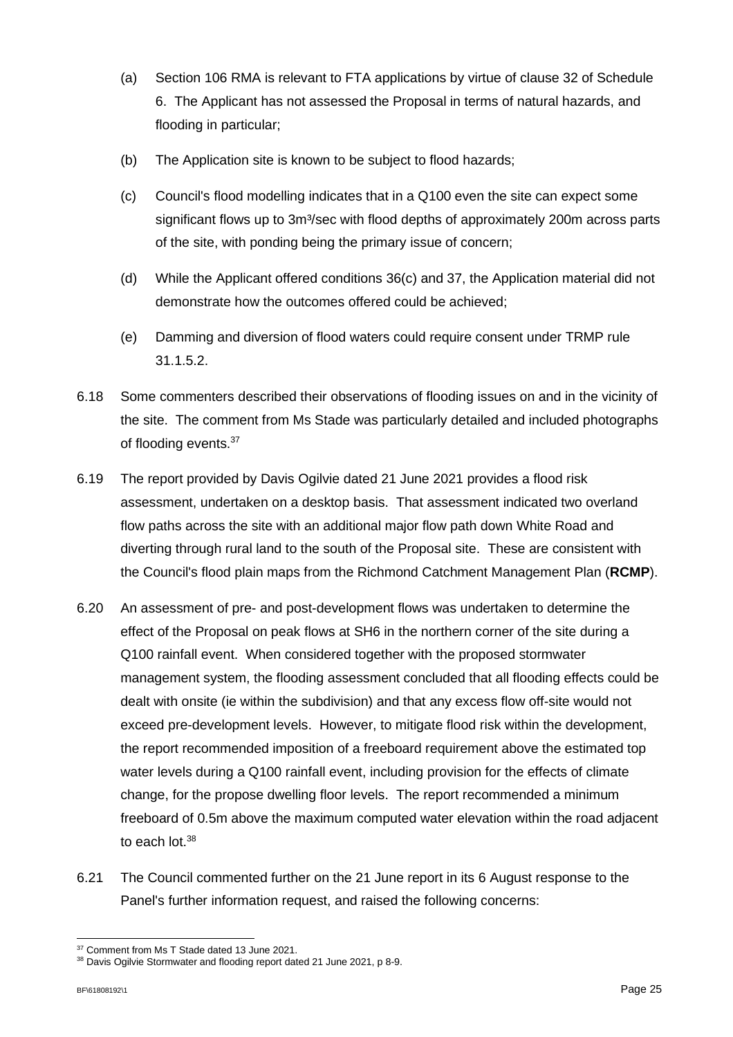(a) Section 106 RMA is relevant to FTA applications by virtue of clause 32 of Schedule 6. The Applicant has not assessed the Proposal in terms of natural hazards, and flooding in particular;

(b) The Application site is known to be subject to flood hazards;

(c) Council's flood modelling indicates that in a Q100 even the site can expect some significant flows up to 3m³/sec with flood depths of approximately 200m across parts of the site, with ponding being the primary issue of concern;

(d) While the Applicant offered conditions 36(c) and 37, the Application material did not demonstrate how the outcomes offered could be achieved;

(e) Damming and diversion of flood waters could require consent under TRMP rule 31.1.5.2.

6.18 Some commenters described their observations of flooding issues on and in the vicinity of the site. The comment from Ms Stade was particularly detailed and included photographs of flooding events.[37]

6.19 The report provided by Davis Ogilvie dated 21 June 2021 provides a flood risk assessment, undertaken on a desktop basis. That assessment indicated two overland flow paths across the site with an additional major flow path down White Road and diverting through rural land to the south of the Proposal site. These are consistent with the Council's flood plain maps from the Richmond Catchment Management Plan (**RCMP**).

6.20 An assessment of pre- and post-development flows was undertaken to determine the effect of the Proposal on peak flows at SH6 in the northern corner of the site during a Q100 rainfall event. When considered together with the proposed stormwater management system, the flooding assessment concluded that all flooding effects could be dealt with onsite (ie within the subdivision) and that any excess flow off-site would not exceed pre-development levels. However, to mitigate flood risk within the development, the report recommended imposition of a freeboard requirement above the estimated top water levels during a Q100 rainfall event, including provision for the effects of climate change, for the propose dwelling floor levels. The report recommended a minimum freeboard of 0.5m above the maximum computed water elevation within the road adjacent to each lot.[38]

6.21 The Council commented further on the 21 June report in its 6 August response to the Panel's further information request, and raised the following concerns:

---

[37] Comment from Ms T Stade dated 13 June 2021.

[38] Davis Ogilvie Stormwater and flooding report dated 21 June 2021, p 8-9.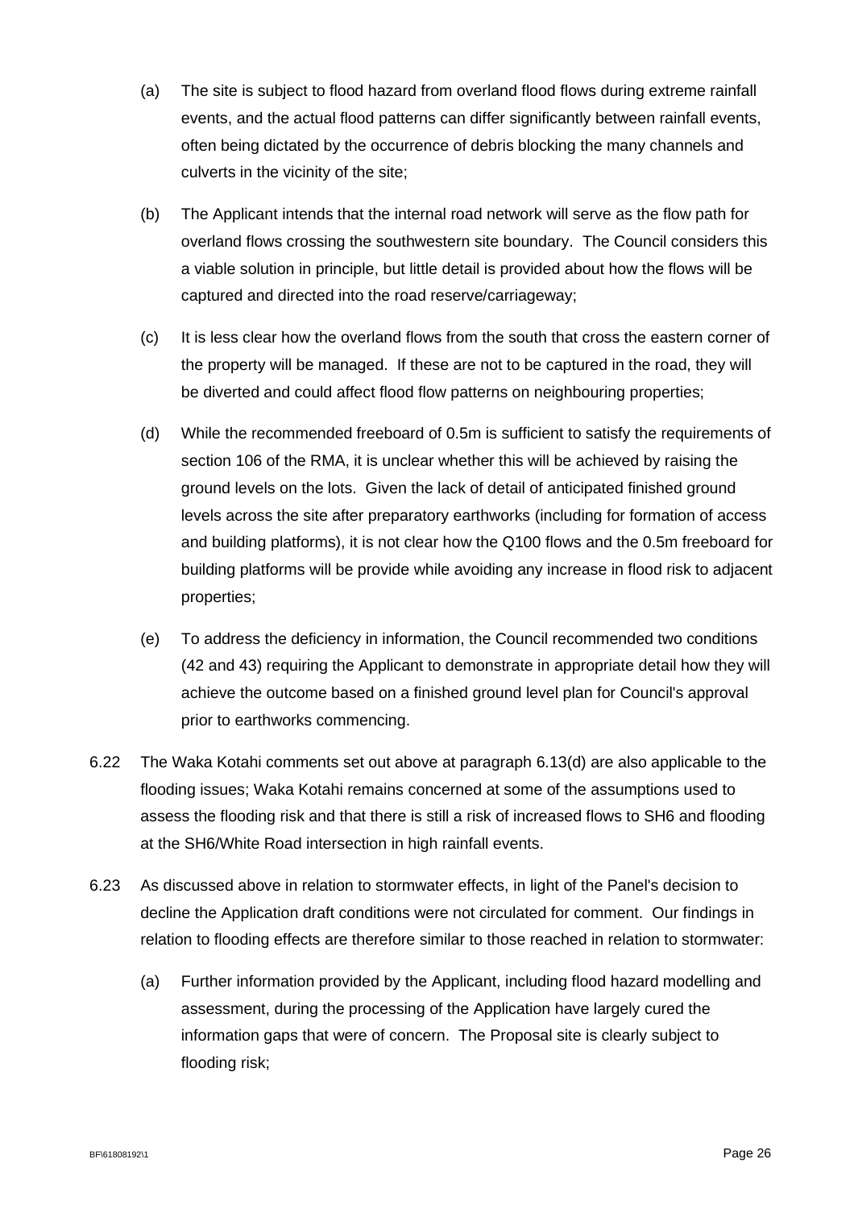(a) The site is subject to flood hazard from overland flood flows during extreme rainfall events, and the actual flood patterns can differ significantly between rainfall events, often being dictated by the occurrence of debris blocking the many channels and culverts in the vicinity of the site;

(b) The Applicant intends that the internal road network will serve as the flow path for overland flows crossing the southwestern site boundary. The Council considers this a viable solution in principle, but little detail is provided about how the flows will be captured and directed into the road reserve/carriageway;

(c) It is less clear how the overland flows from the south that cross the eastern corner of the property will be managed. If these are not to be captured in the road, they will be diverted and could affect flood flow patterns on neighbouring properties;

(d) While the recommended freeboard of 0.5m is sufficient to satisfy the requirements of section 106 of the RMA, it is unclear whether this will be achieved by raising the ground levels on the lots. Given the lack of detail of anticipated finished ground levels across the site after preparatory earthworks (including for formation of access and building platforms), it is not clear how the Q100 flows and the 0.5m freeboard for building platforms will be provide while avoiding any increase in flood risk to adjacent properties;

(e) To address the deficiency in information, the Council recommended two conditions (42 and 43) requiring the Applicant to demonstrate in appropriate detail how they will achieve the outcome based on a finished ground level plan for Council's approval prior to earthworks commencing.

6.22 The Waka Kotahi comments set out above at paragraph 6.13(d) are also applicable to the flooding issues; Waka Kotahi remains concerned at some of the assumptions used to assess the flooding risk and that there is still a risk of increased flows to SH6 and flooding at the SH6/White Road intersection in high rainfall events.

6.23 As discussed above in relation to stormwater effects, in light of the Panel's decision to decline the Application draft conditions were not circulated for comment. Our findings in relation to flooding effects are therefore similar to those reached in relation to stormwater:

(a) Further information provided by the Applicant, including flood hazard modelling and assessment, during the processing of the Application have largely cured the information gaps that were of concern. The Proposal site is clearly subject to flooding risk;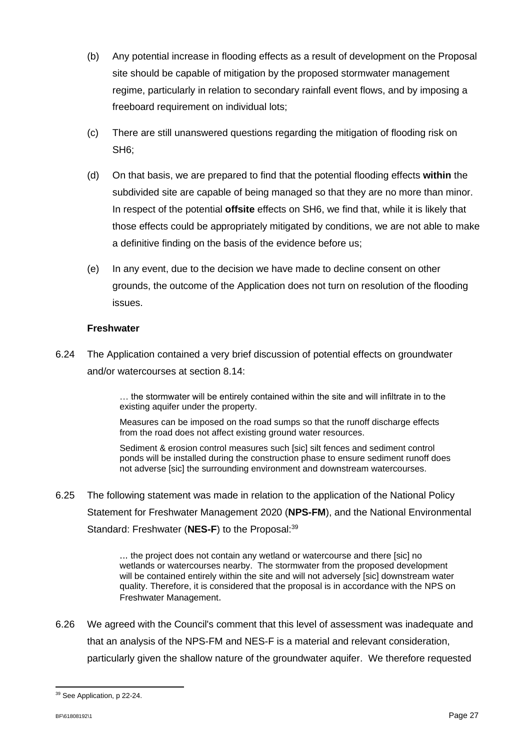(b) Any potential increase in flooding effects as a result of development on the Proposal site should be capable of mitigation by the proposed stormwater management regime, particularly in relation to secondary rainfall event flows, and by imposing a freeboard requirement on individual lots;

(c) There are still unanswered questions regarding the mitigation of flooding risk on SH6;

(d) On that basis, we are prepared to find that the potential flooding effects **within** the subdivided site are capable of being managed so that they are no more than minor. In respect of the potential **offsite** effects on SH6, we find that, while it is likely that those effects could be appropriately mitigated by conditions, we are not able to make a definitive finding on the basis of the evidence before us;

(e) In any event, due to the decision we have made to decline consent on other grounds, the outcome of the Application does not turn on resolution of the flooding issues.

**Freshwater**

6.24 The Application contained a very brief discussion of potential effects on groundwater and/or watercourses at section 8.14:

> … the stormwater will be entirely contained within the site and will infiltrate in to the existing aquifer under the property.
>
> Measures can be imposed on the road sumps so that the runoff discharge effects from the road does not affect existing ground water resources.
>
> Sediment & erosion control measures such [sic] silt fences and sediment control ponds will be installed during the construction phase to ensure sediment runoff does not adverse [sic] the surrounding environment and downstream watercourses.

6.25 The following statement was made in relation to the application of the National Policy Statement for Freshwater Management 2020 (**NPS-FM**), and the National Environmental Standard: Freshwater (**NES-F**) to the Proposal:[39]

> … the project does not contain any wetland or watercourse and there [sic] no wetlands or watercourses nearby. The stormwater from the proposed development will be contained entirely within the site and will not adversely [sic] downstream water quality. Therefore, it is considered that the proposal is in accordance with the NPS on Freshwater Management.

6.26 We agreed with the Council's comment that this level of assessment was inadequate and that an analysis of the NPS-FM and NES-F is a material and relevant consideration, particularly given the shallow nature of the groundwater aquifer. We therefore requested

[39] See Application, p 22-24.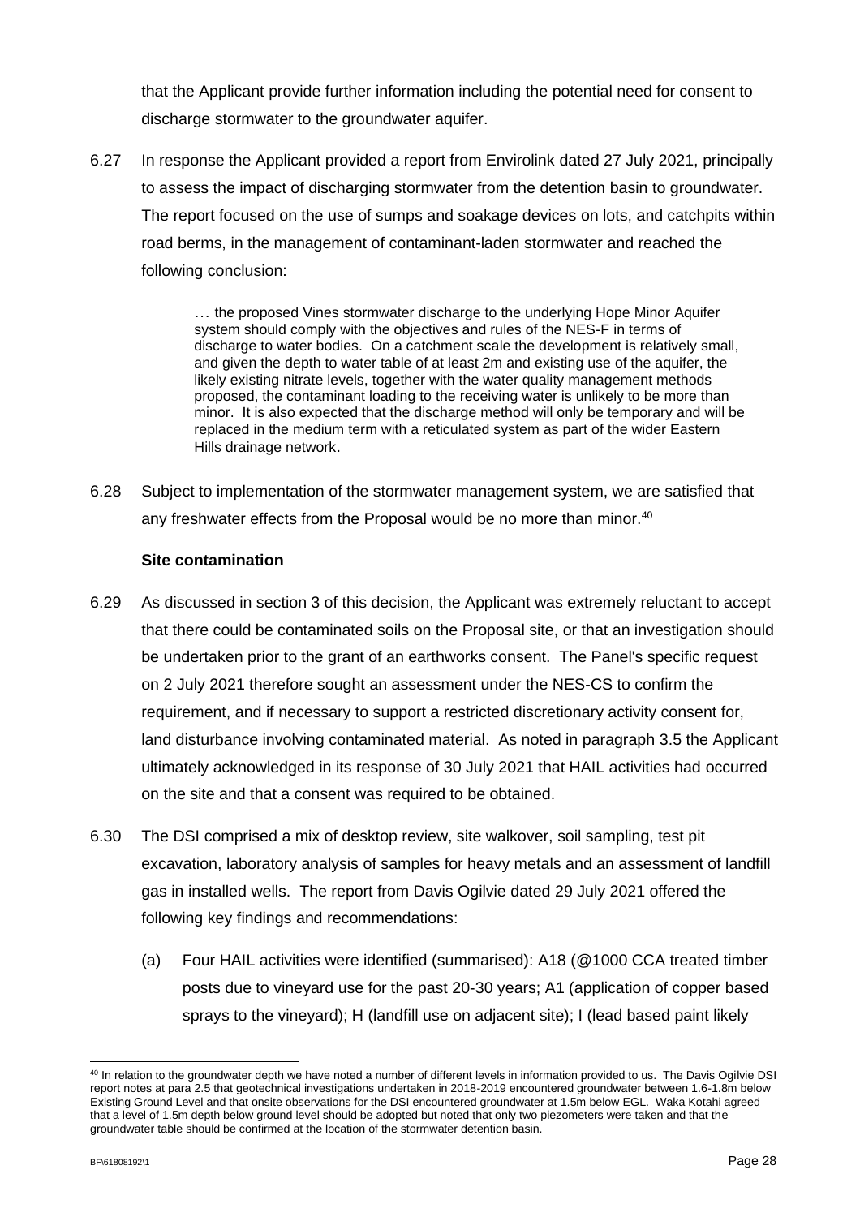that the Applicant provide further information including the potential need for consent to discharge stormwater to the groundwater aquifer.

6.27 In response the Applicant provided a report from Envirolink dated 27 July 2021, principally to assess the impact of discharging stormwater from the detention basin to groundwater. The report focused on the use of sumps and soakage devices on lots, and catchpits within road berms, in the management of contaminant-laden stormwater and reached the following conclusion:

> … the proposed Vines stormwater discharge to the underlying Hope Minor Aquifer system should comply with the objectives and rules of the NES-F in terms of discharge to water bodies. On a catchment scale the development is relatively small, and given the depth to water table of at least 2m and existing use of the aquifer, the likely existing nitrate levels, together with the water quality management methods proposed, the contaminant loading to the receiving water is unlikely to be more than minor. It is also expected that the discharge method will only be temporary and will be replaced in the medium term with a reticulated system as part of the wider Eastern Hills drainage network.

6.28 Subject to implementation of the stormwater management system, we are satisfied that any freshwater effects from the Proposal would be no more than minor.[40]

**Site contamination**

6.29 As discussed in section 3 of this decision, the Applicant was extremely reluctant to accept that there could be contaminated soils on the Proposal site, or that an investigation should be undertaken prior to the grant of an earthworks consent. The Panel's specific request on 2 July 2021 therefore sought an assessment under the NES-CS to confirm the requirement, and if necessary to support a restricted discretionary activity consent for, land disturbance involving contaminated material. As noted in paragraph 3.5 the Applicant ultimately acknowledged in its response of 30 July 2021 that HAIL activities had occurred on the site and that a consent was required to be obtained.

6.30 The DSI comprised a mix of desktop review, site walkover, soil sampling, test pit excavation, laboratory analysis of samples for heavy metals and an assessment of landfill gas in installed wells. The report from Davis Ogilvie dated 29 July 2021 offered the following key findings and recommendations:

(a) Four HAIL activities were identified (summarised): A18 (@1000 CCA treated timber posts due to vineyard use for the past 20-30 years; A1 (application of copper based sprays to the vineyard); H (landfill use on adjacent site); I (lead based paint likely

[40] In relation to the groundwater depth we have noted a number of different levels in information provided to us. The Davis Ogilvie DSI report notes at para 2.5 that geotechnical investigations undertaken in 2018-2019 encountered groundwater between 1.6-1.8m below Existing Ground Level and that onsite observations for the DSI encountered groundwater at 1.5m below EGL. Waka Kotahi agreed that a level of 1.5m depth below ground level should be adopted but noted that only two piezometers were taken and that the groundwater table should be confirmed at the location of the stormwater detention basin.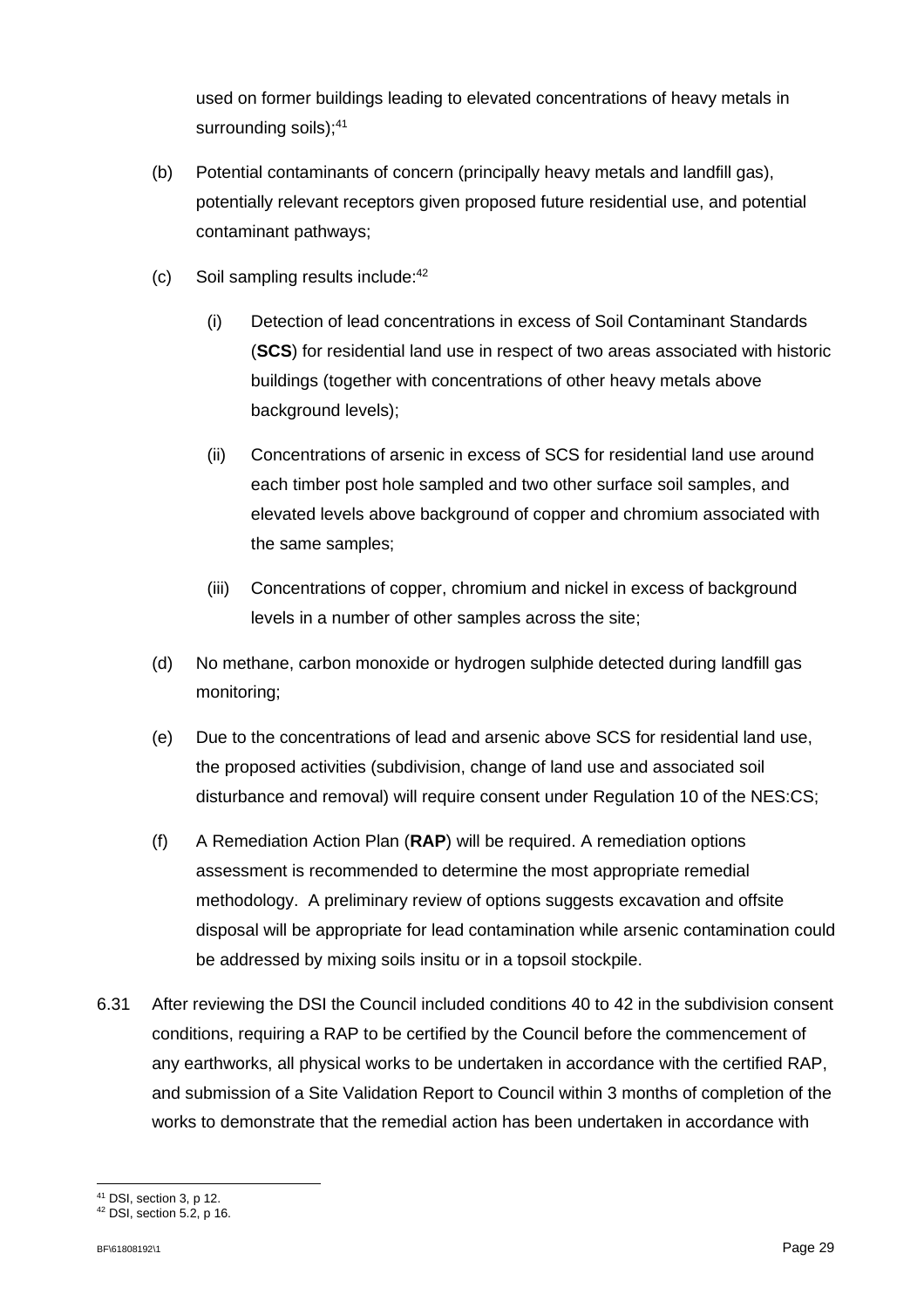used on former buildings leading to elevated concentrations of heavy metals in surrounding soils);[41]

(b) Potential contaminants of concern (principally heavy metals and landfill gas), potentially relevant receptors given proposed future residential use, and potential contaminant pathways;

(c) Soil sampling results include:[42]

  (i) Detection of lead concentrations in excess of Soil Contaminant Standards (**SCS**) for residential land use in respect of two areas associated with historic buildings (together with concentrations of other heavy metals above background levels);

  (ii) Concentrations of arsenic in excess of SCS for residential land use around each timber post hole sampled and two other surface soil samples, and elevated levels above background of copper and chromium associated with the same samples;

  (iii) Concentrations of copper, chromium and nickel in excess of background levels in a number of other samples across the site;

(d) No methane, carbon monoxide or hydrogen sulphide detected during landfill gas monitoring;

(e) Due to the concentrations of lead and arsenic above SCS for residential land use, the proposed activities (subdivision, change of land use and associated soil disturbance and removal) will require consent under Regulation 10 of the NES:CS;

(f) A Remediation Action Plan (**RAP**) will be required. A remediation options assessment is recommended to determine the most appropriate remedial methodology. A preliminary review of options suggests excavation and offsite disposal will be appropriate for lead contamination while arsenic contamination could be addressed by mixing soils insitu or in a topsoil stockpile.

6.31 After reviewing the DSI the Council included conditions 40 to 42 in the subdivision consent conditions, requiring a RAP to be certified by the Council before the commencement of any earthworks, all physical works to be undertaken in accordance with the certified RAP, and submission of a Site Validation Report to Council within 3 months of completion of the works to demonstrate that the remedial action has been undertaken in accordance with

---

[41] DSI, section 3, p 12.

[42] DSI, section 5.2, p 16.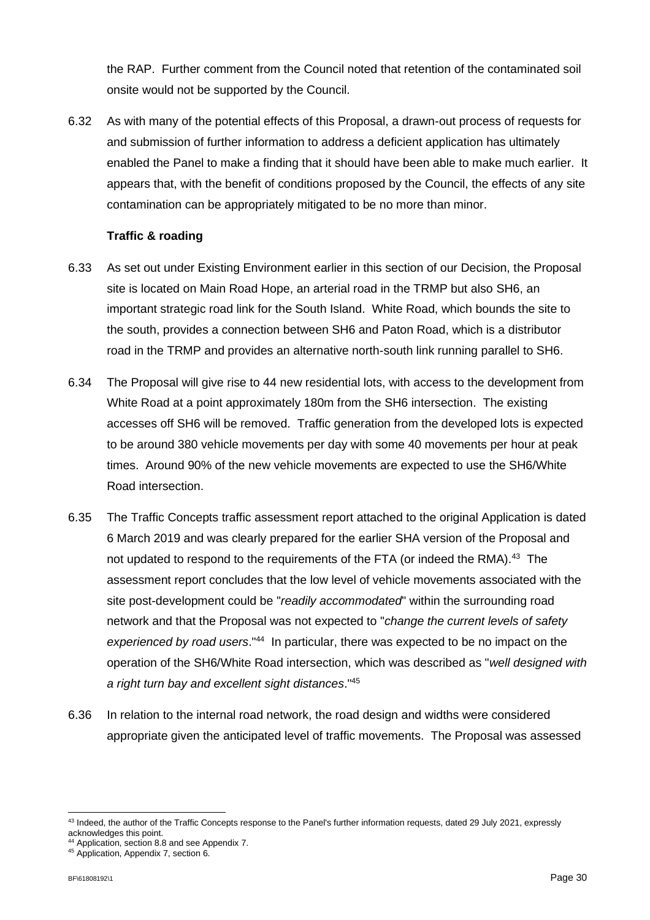the RAP. Further comment from the Council noted that retention of the contaminated soil onsite would not be supported by the Council.

6.32 As with many of the potential effects of this Proposal, a drawn-out process of requests for and submission of further information to address a deficient application has ultimately enabled the Panel to make a finding that it should have been able to make much earlier. It appears that, with the benefit of conditions proposed by the Council, the effects of any site contamination can be appropriately mitigated to be no more than minor.

**Traffic & roading**

6.33 As set out under Existing Environment earlier in this section of our Decision, the Proposal site is located on Main Road Hope, an arterial road in the TRMP but also SH6, an important strategic road link for the South Island. White Road, which bounds the site to the south, provides a connection between SH6 and Paton Road, which is a distributor road in the TRMP and provides an alternative north-south link running parallel to SH6.

6.34 The Proposal will give rise to 44 new residential lots, with access to the development from White Road at a point approximately 180m from the SH6 intersection. The existing accesses off SH6 will be removed. Traffic generation from the developed lots is expected to be around 380 vehicle movements per day with some 40 movements per hour at peak times. Around 90% of the new vehicle movements are expected to use the SH6/White Road intersection.

6.35 The Traffic Concepts traffic assessment report attached to the original Application is dated 6 March 2019 and was clearly prepared for the earlier SHA version of the Proposal and not updated to respond to the requirements of the FTA (or indeed the RMA).[43] The assessment report concludes that the low level of vehicle movements associated with the site post-development could be "*readily accommodated*" within the surrounding road network and that the Proposal was not expected to "*change the current levels of safety experienced by road users*."[44] In particular, there was expected to be no impact on the operation of the SH6/White Road intersection, which was described as "*well designed with a right turn bay and excellent sight distances*."[45]

6.36 In relation to the internal road network, the road design and widths were considered appropriate given the anticipated level of traffic movements. The Proposal was assessed

---

[43] Indeed, the author of the Traffic Concepts response to the Panel's further information requests, dated 29 July 2021, expressly acknowledges this point.

[44] Application, section 8.8 and see Appendix 7.

[45] Application, Appendix 7, section 6.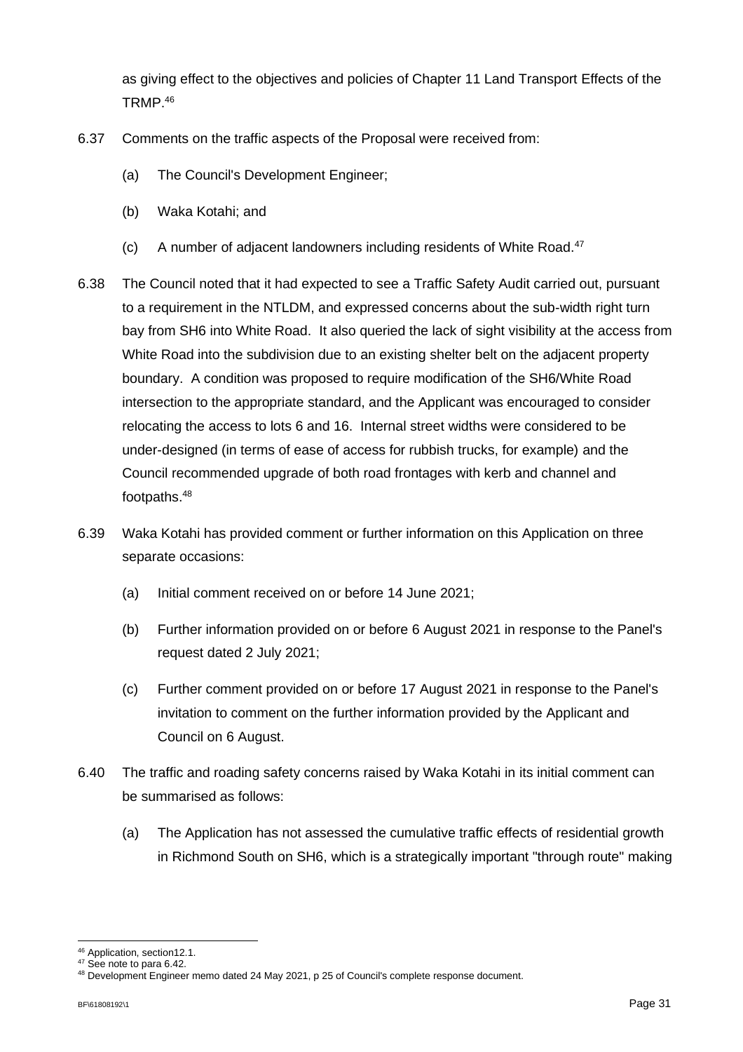as giving effect to the objectives and policies of Chapter 11 Land Transport Effects of the TRMP.[46]

6.37 Comments on the traffic aspects of the Proposal were received from:

(a) The Council's Development Engineer;

(b) Waka Kotahi; and

(c) A number of adjacent landowners including residents of White Road.[47]

6.38 The Council noted that it had expected to see a Traffic Safety Audit carried out, pursuant to a requirement in the NTLDM, and expressed concerns about the sub-width right turn bay from SH6 into White Road. It also queried the lack of sight visibility at the access from White Road into the subdivision due to an existing shelter belt on the adjacent property boundary. A condition was proposed to require modification of the SH6/White Road intersection to the appropriate standard, and the Applicant was encouraged to consider relocating the access to lots 6 and 16. Internal street widths were considered to be under-designed (in terms of ease of access for rubbish trucks, for example) and the Council recommended upgrade of both road frontages with kerb and channel and footpaths.[48]

6.39 Waka Kotahi has provided comment or further information on this Application on three separate occasions:

(a) Initial comment received on or before 14 June 2021;

(b) Further information provided on or before 6 August 2021 in response to the Panel's request dated 2 July 2021;

(c) Further comment provided on or before 17 August 2021 in response to the Panel's invitation to comment on the further information provided by the Applicant and Council on 6 August.

6.40 The traffic and roading safety concerns raised by Waka Kotahi in its initial comment can be summarised as follows:

(a) The Application has not assessed the cumulative traffic effects of residential growth in Richmond South on SH6, which is a strategically important "through route" making

---

[46] Application, section12.1.

[47] See note to para 6.42.

[48] Development Engineer memo dated 24 May 2021, p 25 of Council's complete response document.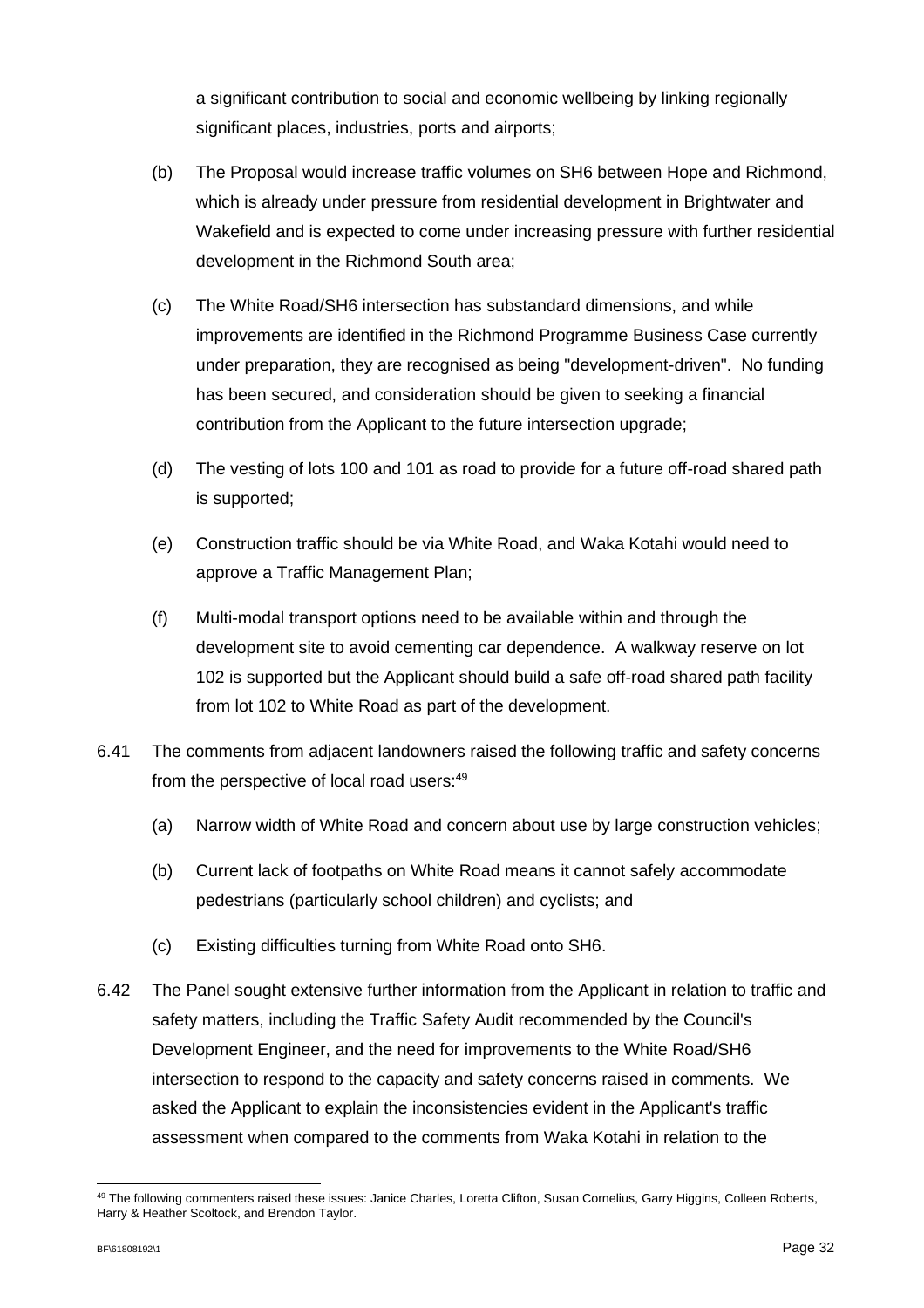a significant contribution to social and economic wellbeing by linking regionally significant places, industries, ports and airports;

(b) The Proposal would increase traffic volumes on SH6 between Hope and Richmond, which is already under pressure from residential development in Brightwater and Wakefield and is expected to come under increasing pressure with further residential development in the Richmond South area;

(c) The White Road/SH6 intersection has substandard dimensions, and while improvements are identified in the Richmond Programme Business Case currently under preparation, they are recognised as being "development-driven". No funding has been secured, and consideration should be given to seeking a financial contribution from the Applicant to the future intersection upgrade;

(d) The vesting of lots 100 and 101 as road to provide for a future off-road shared path is supported;

(e) Construction traffic should be via White Road, and Waka Kotahi would need to approve a Traffic Management Plan;

(f) Multi-modal transport options need to be available within and through the development site to avoid cementing car dependence. A walkway reserve on lot 102 is supported but the Applicant should build a safe off-road shared path facility from lot 102 to White Road as part of the development.

6.41 The comments from adjacent landowners raised the following traffic and safety concerns from the perspective of local road users:[49]

(a) Narrow width of White Road and concern about use by large construction vehicles;

(b) Current lack of footpaths on White Road means it cannot safely accommodate pedestrians (particularly school children) and cyclists; and

(c) Existing difficulties turning from White Road onto SH6.

6.42 The Panel sought extensive further information from the Applicant in relation to traffic and safety matters, including the Traffic Safety Audit recommended by the Council's Development Engineer, and the need for improvements to the White Road/SH6 intersection to respond to the capacity and safety concerns raised in comments. We asked the Applicant to explain the inconsistencies evident in the Applicant's traffic assessment when compared to the comments from Waka Kotahi in relation to the

---

[49] The following commenters raised these issues: Janice Charles, Loretta Clifton, Susan Cornelius, Garry Higgins, Colleen Roberts, Harry & Heather Scoltock, and Brendon Taylor.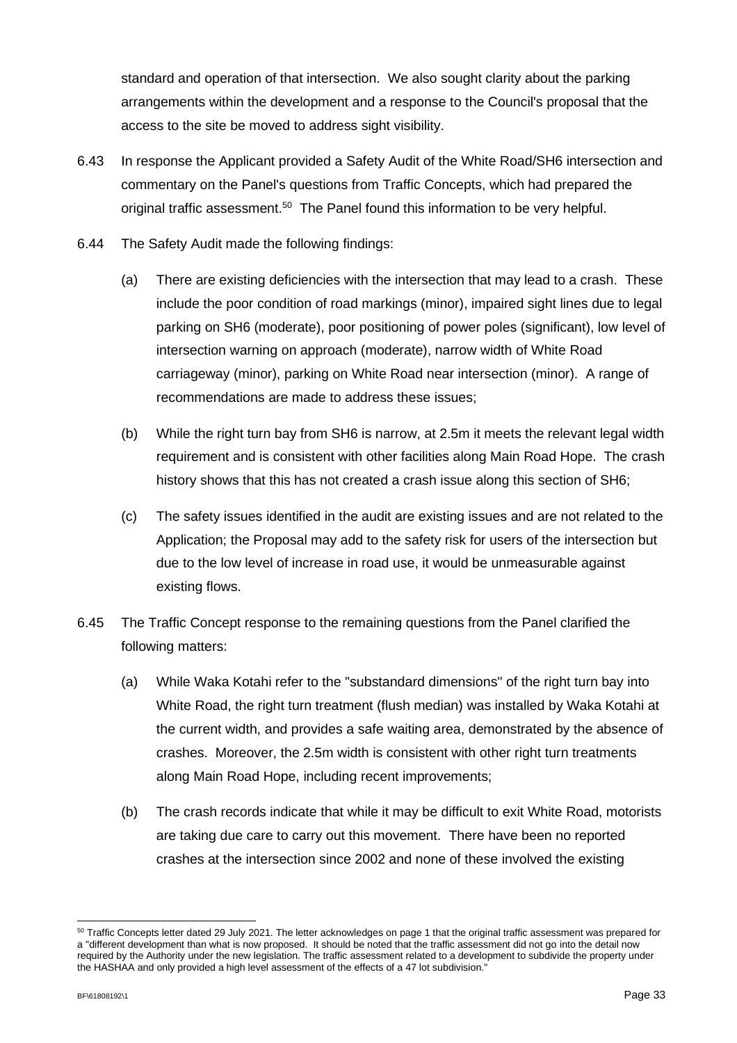standard and operation of that intersection. We also sought clarity about the parking arrangements within the development and a response to the Council's proposal that the access to the site be moved to address sight visibility.

6.43 In response the Applicant provided a Safety Audit of the White Road/SH6 intersection and commentary on the Panel's questions from Traffic Concepts, which had prepared the original traffic assessment.[50] The Panel found this information to be very helpful.

6.44 The Safety Audit made the following findings:

(a) There are existing deficiencies with the intersection that may lead to a crash. These include the poor condition of road markings (minor), impaired sight lines due to legal parking on SH6 (moderate), poor positioning of power poles (significant), low level of intersection warning on approach (moderate), narrow width of White Road carriageway (minor), parking on White Road near intersection (minor). A range of recommendations are made to address these issues;

(b) While the right turn bay from SH6 is narrow, at 2.5m it meets the relevant legal width requirement and is consistent with other facilities along Main Road Hope. The crash history shows that this has not created a crash issue along this section of SH6;

(c) The safety issues identified in the audit are existing issues and are not related to the Application; the Proposal may add to the safety risk for users of the intersection but due to the low level of increase in road use, it would be unmeasurable against existing flows.

6.45 The Traffic Concept response to the remaining questions from the Panel clarified the following matters:

(a) While Waka Kotahi refer to the "substandard dimensions" of the right turn bay into White Road, the right turn treatment (flush median) was installed by Waka Kotahi at the current width, and provides a safe waiting area, demonstrated by the absence of crashes. Moreover, the 2.5m width is consistent with other right turn treatments along Main Road Hope, including recent improvements;

(b) The crash records indicate that while it may be difficult to exit White Road, motorists are taking due care to carry out this movement. There have been no reported crashes at the intersection since 2002 and none of these involved the existing

---

[50] Traffic Concepts letter dated 29 July 2021. The letter acknowledges on page 1 that the original traffic assessment was prepared for a "different development than what is now proposed. It should be noted that the traffic assessment did not go into the detail now required by the Authority under the new legislation. The traffic assessment related to a development to subdivide the property under the HASHAA and only provided a high level assessment of the effects of a 47 lot subdivision."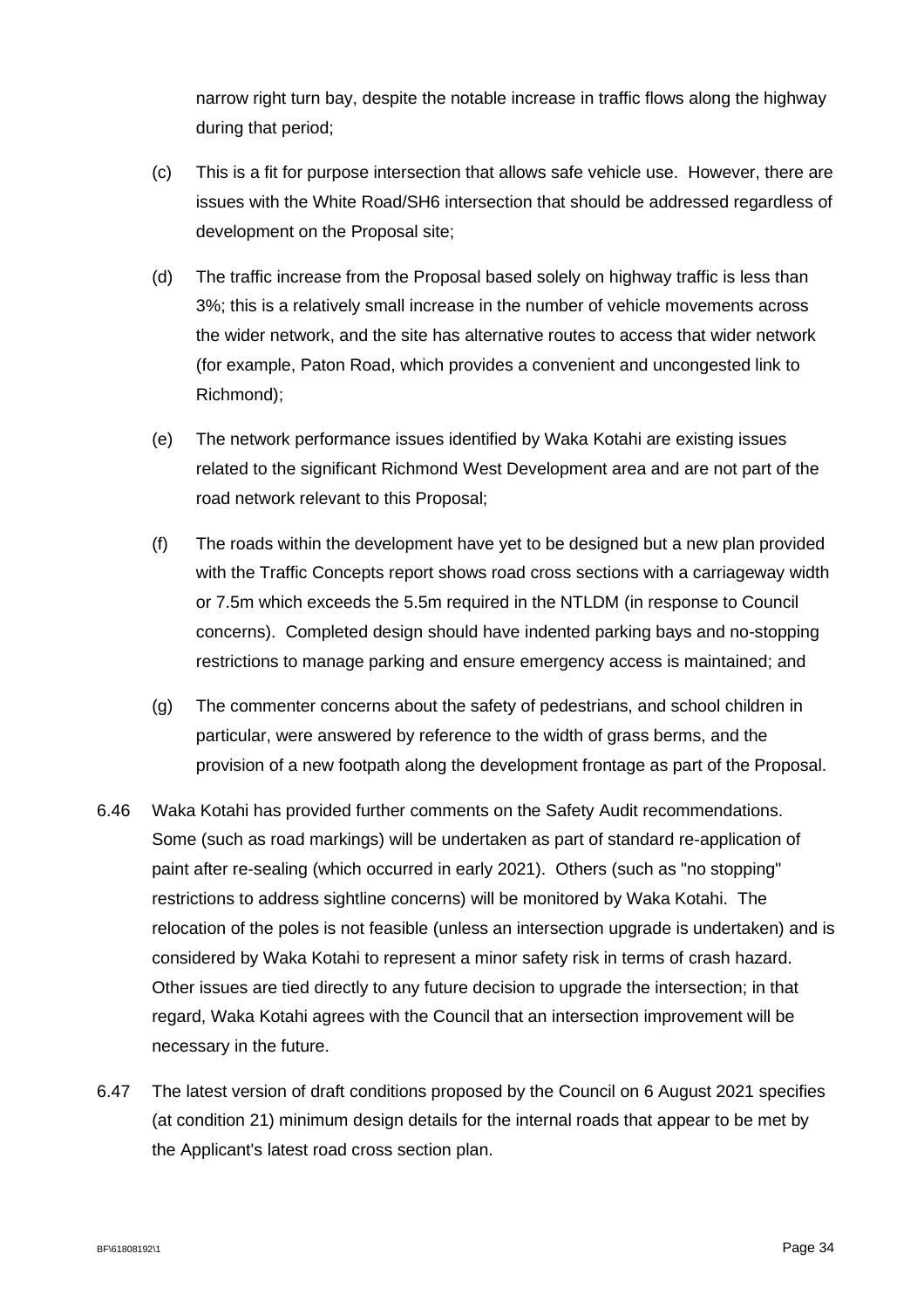narrow right turn bay, despite the notable increase in traffic flows along the highway during that period;

(c) This is a fit for purpose intersection that allows safe vehicle use. However, there are issues with the White Road/SH6 intersection that should be addressed regardless of development on the Proposal site;

(d) The traffic increase from the Proposal based solely on highway traffic is less than 3%; this is a relatively small increase in the number of vehicle movements across the wider network, and the site has alternative routes to access that wider network (for example, Paton Road, which provides a convenient and uncongested link to Richmond);

(e) The network performance issues identified by Waka Kotahi are existing issues related to the significant Richmond West Development area and are not part of the road network relevant to this Proposal;

(f) The roads within the development have yet to be designed but a new plan provided with the Traffic Concepts report shows road cross sections with a carriageway width or 7.5m which exceeds the 5.5m required in the NTLDM (in response to Council concerns). Completed design should have indented parking bays and no-stopping restrictions to manage parking and ensure emergency access is maintained; and

(g) The commenter concerns about the safety of pedestrians, and school children in particular, were answered by reference to the width of grass berms, and the provision of a new footpath along the development frontage as part of the Proposal.

6.46 Waka Kotahi has provided further comments on the Safety Audit recommendations. Some (such as road markings) will be undertaken as part of standard re-application of paint after re-sealing (which occurred in early 2021). Others (such as "no stopping" restrictions to address sightline concerns) will be monitored by Waka Kotahi. The relocation of the poles is not feasible (unless an intersection upgrade is undertaken) and is considered by Waka Kotahi to represent a minor safety risk in terms of crash hazard. Other issues are tied directly to any future decision to upgrade the intersection; in that regard, Waka Kotahi agrees with the Council that an intersection improvement will be necessary in the future.

6.47 The latest version of draft conditions proposed by the Council on 6 August 2021 specifies (at condition 21) minimum design details for the internal roads that appear to be met by the Applicant's latest road cross section plan.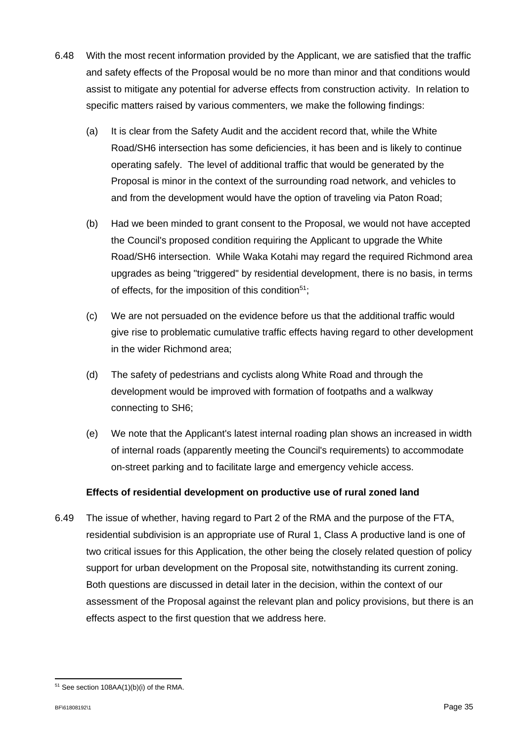6.48 With the most recent information provided by the Applicant, we are satisfied that the traffic and safety effects of the Proposal would be no more than minor and that conditions would assist to mitigate any potential for adverse effects from construction activity. In relation to specific matters raised by various commenters, we make the following findings:

(a) It is clear from the Safety Audit and the accident record that, while the White Road/SH6 intersection has some deficiencies, it has been and is likely to continue operating safely. The level of additional traffic that would be generated by the Proposal is minor in the context of the surrounding road network, and vehicles to and from the development would have the option of traveling via Paton Road;

(b) Had we been minded to grant consent to the Proposal, we would not have accepted the Council's proposed condition requiring the Applicant to upgrade the White Road/SH6 intersection. While Waka Kotahi may regard the required Richmond area upgrades as being "triggered" by residential development, there is no basis, in terms of effects, for the imposition of this condition[51];

(c) We are not persuaded on the evidence before us that the additional traffic would give rise to problematic cumulative traffic effects having regard to other development in the wider Richmond area;

(d) The safety of pedestrians and cyclists along White Road and through the development would be improved with formation of footpaths and a walkway connecting to SH6;

(e) We note that the Applicant's latest internal roading plan shows an increased in width of internal roads (apparently meeting the Council's requirements) to accommodate on-street parking and to facilitate large and emergency vehicle access.

**Effects of residential development on productive use of rural zoned land**

6.49 The issue of whether, having regard to Part 2 of the RMA and the purpose of the FTA, residential subdivision is an appropriate use of Rural 1, Class A productive land is one of two critical issues for this Application, the other being the closely related question of policy support for urban development on the Proposal site, notwithstanding its current zoning. Both questions are discussed in detail later in the decision, within the context of our assessment of the Proposal against the relevant plan and policy provisions, but there is an effects aspect to the first question that we address here.

[51] See section 108AA(1)(b)(i) of the RMA.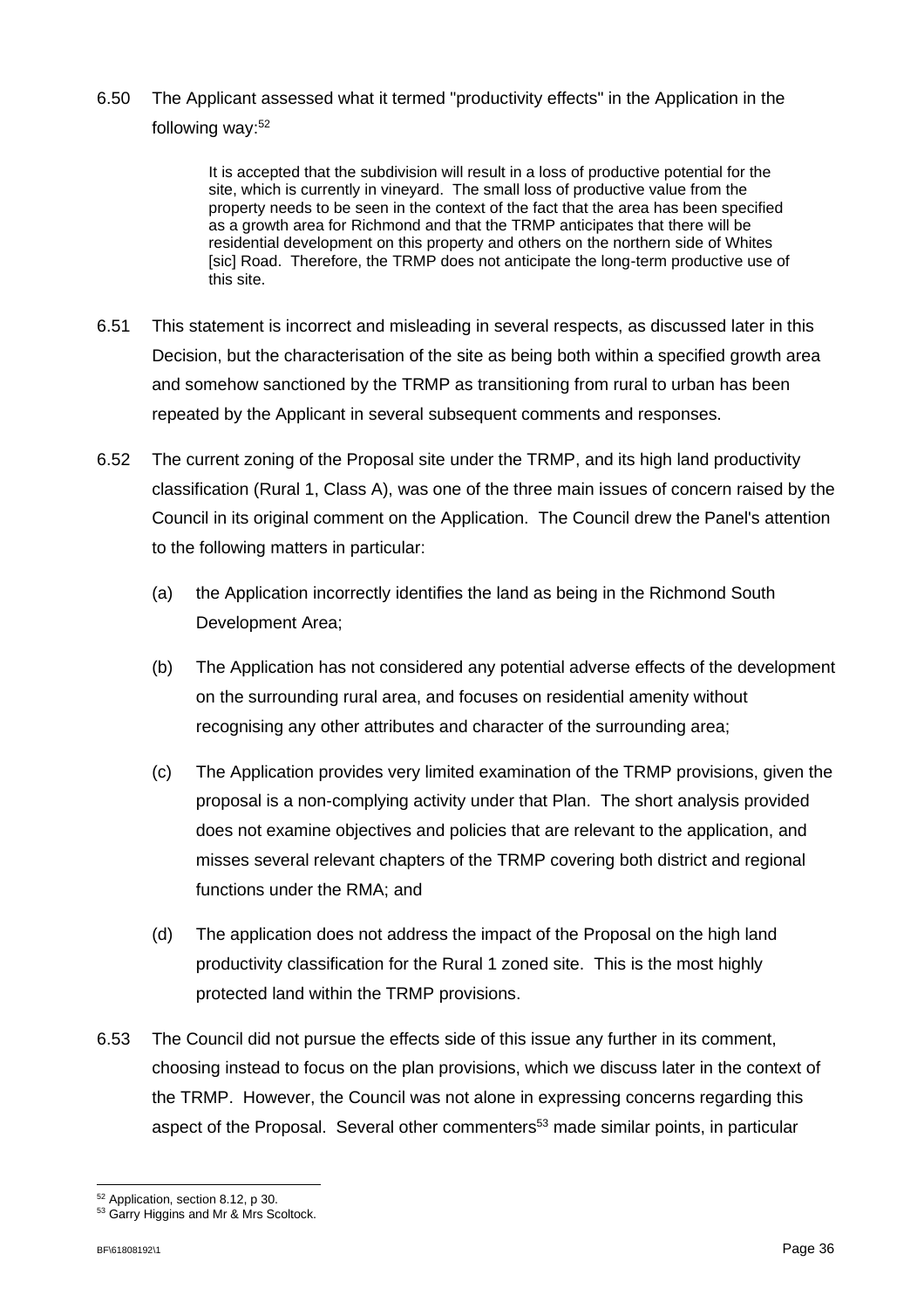6.50 The Applicant assessed what it termed "productivity effects" in the Application in the following way:[52]

> It is accepted that the subdivision will result in a loss of productive potential for the site, which is currently in vineyard. The small loss of productive value from the property needs to be seen in the context of the fact that the area has been specified as a growth area for Richmond and that the TRMP anticipates that there will be residential development on this property and others on the northern side of Whites [sic] Road. Therefore, the TRMP does not anticipate the long-term productive use of this site.

6.51 This statement is incorrect and misleading in several respects, as discussed later in this Decision, but the characterisation of the site as being both within a specified growth area and somehow sanctioned by the TRMP as transitioning from rural to urban has been repeated by the Applicant in several subsequent comments and responses.

6.52 The current zoning of the Proposal site under the TRMP, and its high land productivity classification (Rural 1, Class A), was one of the three main issues of concern raised by the Council in its original comment on the Application. The Council drew the Panel's attention to the following matters in particular:

(a) the Application incorrectly identifies the land as being in the Richmond South Development Area;

(b) The Application has not considered any potential adverse effects of the development on the surrounding rural area, and focuses on residential amenity without recognising any other attributes and character of the surrounding area;

(c) The Application provides very limited examination of the TRMP provisions, given the proposal is a non-complying activity under that Plan. The short analysis provided does not examine objectives and policies that are relevant to the application, and misses several relevant chapters of the TRMP covering both district and regional functions under the RMA; and

(d) The application does not address the impact of the Proposal on the high land productivity classification for the Rural 1 zoned site. This is the most highly protected land within the TRMP provisions.

6.53 The Council did not pursue the effects side of this issue any further in its comment, choosing instead to focus on the plan provisions, which we discuss later in the context of the TRMP. However, the Council was not alone in expressing concerns regarding this aspect of the Proposal. Several other commenters[53] made similar points, in particular

---

[52] Application, section 8.12, p 30.

[53] Garry Higgins and Mr & Mrs Scoltock.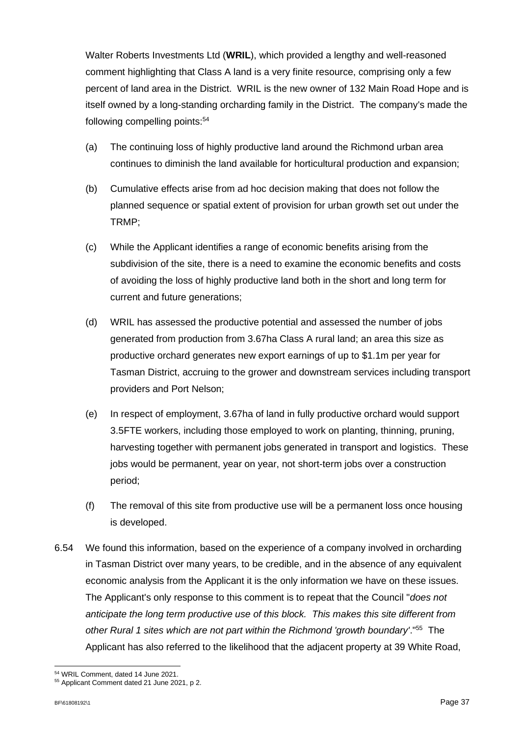Walter Roberts Investments Ltd (**WRIL**), which provided a lengthy and well-reasoned comment highlighting that Class A land is a very finite resource, comprising only a few percent of land area in the District. WRIL is the new owner of 132 Main Road Hope and is itself owned by a long-standing orcharding family in the District. The company's made the following compelling points:[54]

(a) The continuing loss of highly productive land around the Richmond urban area continues to diminish the land available for horticultural production and expansion;

(b) Cumulative effects arise from ad hoc decision making that does not follow the planned sequence or spatial extent of provision for urban growth set out under the TRMP;

(c) While the Applicant identifies a range of economic benefits arising from the subdivision of the site, there is a need to examine the economic benefits and costs of avoiding the loss of highly productive land both in the short and long term for current and future generations;

(d) WRIL has assessed the productive potential and assessed the number of jobs generated from production from 3.67ha Class A rural land; an area this size as productive orchard generates new export earnings of up to $1.1m per year for Tasman District, accruing to the grower and downstream services including transport providers and Port Nelson;

(e) In respect of employment, 3.67ha of land in fully productive orchard would support 3.5FTE workers, including those employed to work on planting, thinning, pruning, harvesting together with permanent jobs generated in transport and logistics. These jobs would be permanent, year on year, not short-term jobs over a construction period;

(f) The removal of this site from productive use will be a permanent loss once housing is developed.

6.54 We found this information, based on the experience of a company involved in orcharding in Tasman District over many years, to be credible, and in the absence of any equivalent economic analysis from the Applicant it is the only information we have on these issues. The Applicant's only response to this comment is to repeat that the Council "*does not anticipate the long term productive use of this block. This makes this site different from other Rural 1 sites which are not part within the Richmond 'growth boundary'*."[55] The Applicant has also referred to the likelihood that the adjacent property at 39 White Road,

[54] WRIL Comment, dated 14 June 2021.

[55] Applicant Comment dated 21 June 2021, p 2.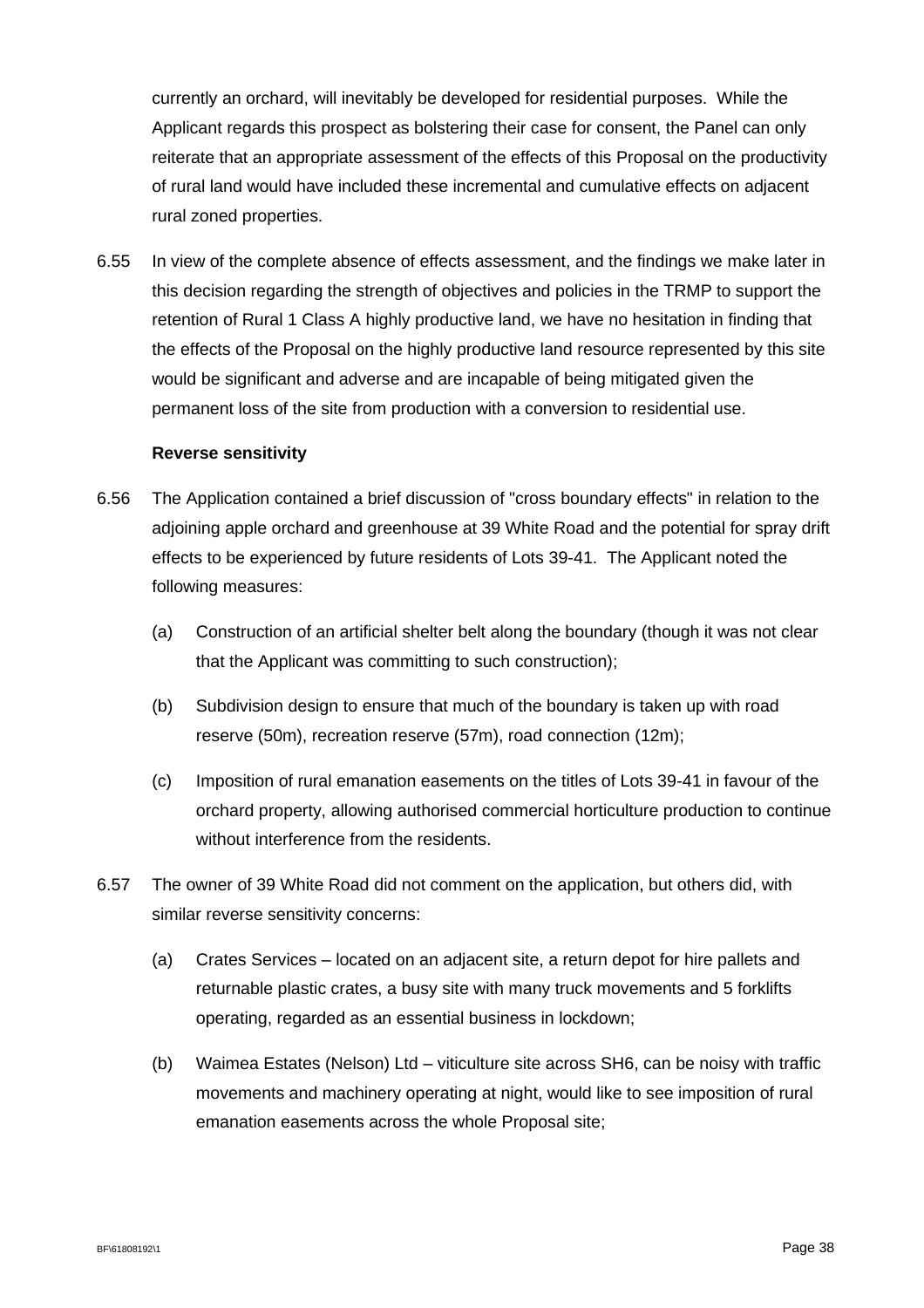currently an orchard, will inevitably be developed for residential purposes. While the Applicant regards this prospect as bolstering their case for consent, the Panel can only reiterate that an appropriate assessment of the effects of this Proposal on the productivity of rural land would have included these incremental and cumulative effects on adjacent rural zoned properties.

6.55 In view of the complete absence of effects assessment, and the findings we make later in this decision regarding the strength of objectives and policies in the TRMP to support the retention of Rural 1 Class A highly productive land, we have no hesitation in finding that the effects of the Proposal on the highly productive land resource represented by this site would be significant and adverse and are incapable of being mitigated given the permanent loss of the site from production with a conversion to residential use.

**Reverse sensitivity**

6.56 The Application contained a brief discussion of "cross boundary effects" in relation to the adjoining apple orchard and greenhouse at 39 White Road and the potential for spray drift effects to be experienced by future residents of Lots 39-41. The Applicant noted the following measures:

(a) Construction of an artificial shelter belt along the boundary (though it was not clear that the Applicant was committing to such construction);

(b) Subdivision design to ensure that much of the boundary is taken up with road reserve (50m), recreation reserve (57m), road connection (12m);

(c) Imposition of rural emanation easements on the titles of Lots 39-41 in favour of the orchard property, allowing authorised commercial horticulture production to continue without interference from the residents.

6.57 The owner of 39 White Road did not comment on the application, but others did, with similar reverse sensitivity concerns:

(a) Crates Services – located on an adjacent site, a return depot for hire pallets and returnable plastic crates, a busy site with many truck movements and 5 forklifts operating, regarded as an essential business in lockdown;

(b) Waimea Estates (Nelson) Ltd – viticulture site across SH6, can be noisy with traffic movements and machinery operating at night, would like to see imposition of rural emanation easements across the whole Proposal site;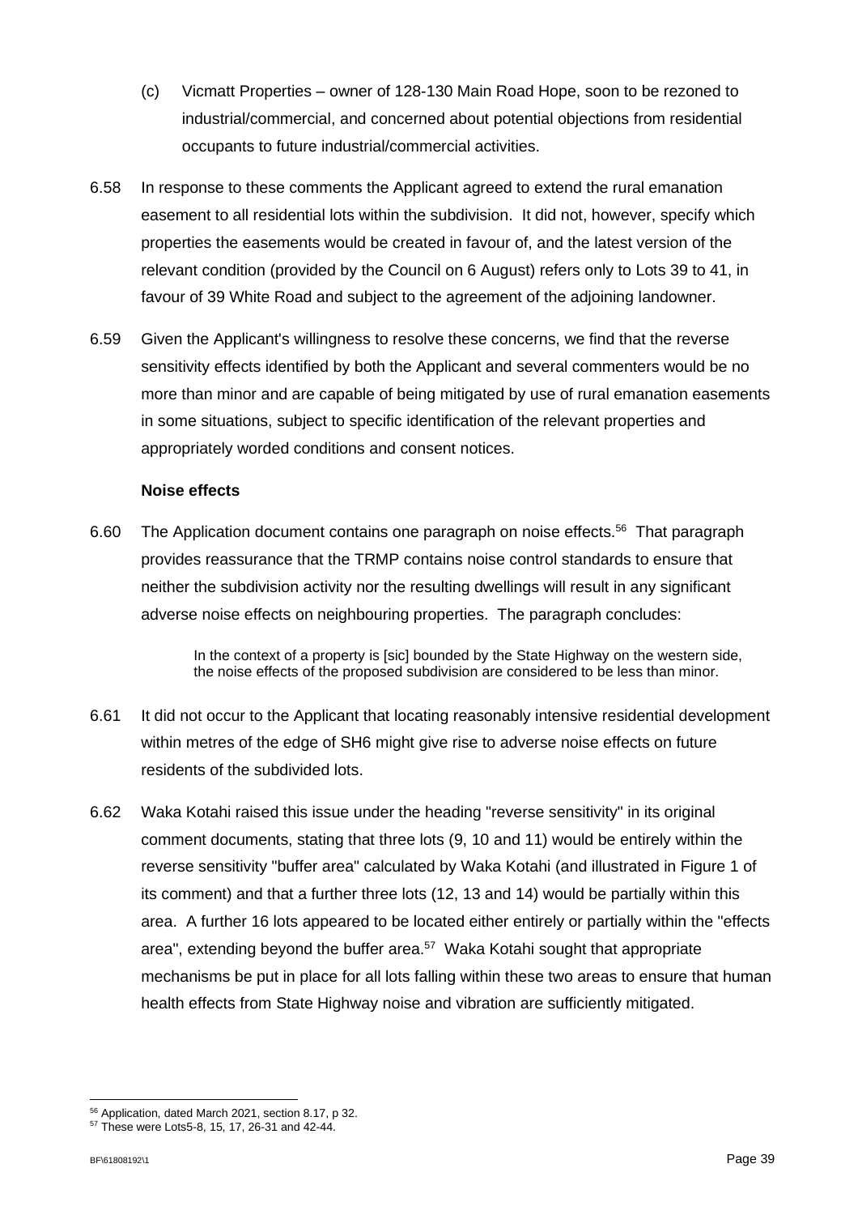(c) Vicmatt Properties – owner of 128-130 Main Road Hope, soon to be rezoned to industrial/commercial, and concerned about potential objections from residential occupants to future industrial/commercial activities.

6.58 In response to these comments the Applicant agreed to extend the rural emanation easement to all residential lots within the subdivision. It did not, however, specify which properties the easements would be created in favour of, and the latest version of the relevant condition (provided by the Council on 6 August) refers only to Lots 39 to 41, in favour of 39 White Road and subject to the agreement of the adjoining landowner.

6.59 Given the Applicant's willingness to resolve these concerns, we find that the reverse sensitivity effects identified by both the Applicant and several commenters would be no more than minor and are capable of being mitigated by use of rural emanation easements in some situations, subject to specific identification of the relevant properties and appropriately worded conditions and consent notices.

**Noise effects**

6.60 The Application document contains one paragraph on noise effects.[56] That paragraph provides reassurance that the TRMP contains noise control standards to ensure that neither the subdivision activity nor the resulting dwellings will result in any significant adverse noise effects on neighbouring properties. The paragraph concludes:

> In the context of a property is [sic] bounded by the State Highway on the western side, the noise effects of the proposed subdivision are considered to be less than minor.

6.61 It did not occur to the Applicant that locating reasonably intensive residential development within metres of the edge of SH6 might give rise to adverse noise effects on future residents of the subdivided lots.

6.62 Waka Kotahi raised this issue under the heading "reverse sensitivity" in its original comment documents, stating that three lots (9, 10 and 11) would be entirely within the reverse sensitivity "buffer area" calculated by Waka Kotahi (and illustrated in Figure 1 of its comment) and that a further three lots (12, 13 and 14) would be partially within this area. A further 16 lots appeared to be located either entirely or partially within the "effects area", extending beyond the buffer area.[57] Waka Kotahi sought that appropriate mechanisms be put in place for all lots falling within these two areas to ensure that human health effects from State Highway noise and vibration are sufficiently mitigated.

---

[56] Application, dated March 2021, section 8.17, p 32.

[57] These were Lots5-8, 15, 17, 26-31 and 42-44.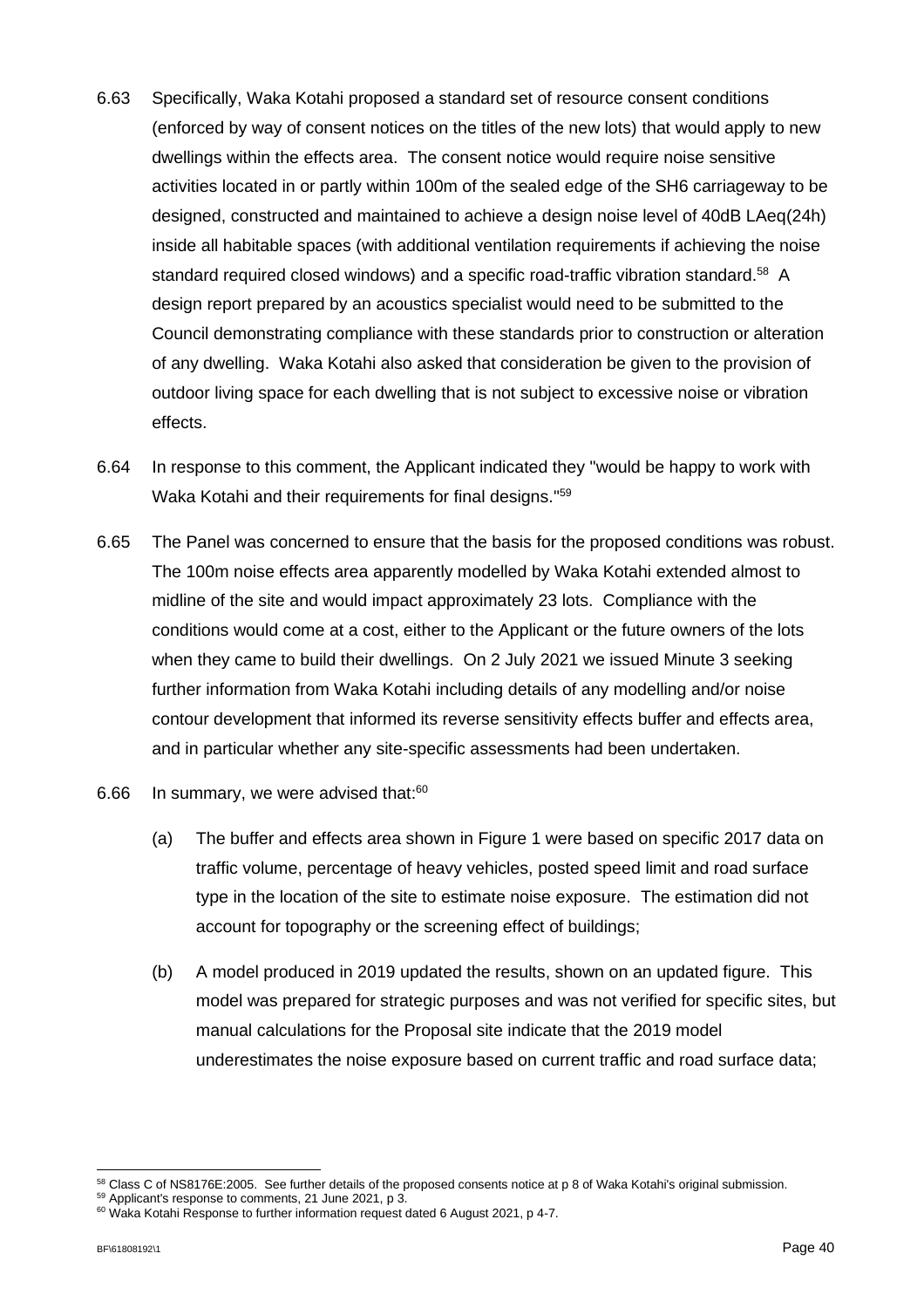6.63 Specifically, Waka Kotahi proposed a standard set of resource consent conditions (enforced by way of consent notices on the titles of the new lots) that would apply to new dwellings within the effects area. The consent notice would require noise sensitive activities located in or partly within 100m of the sealed edge of the SH6 carriageway to be designed, constructed and maintained to achieve a design noise level of 40dB LAeq(24h) inside all habitable spaces (with additional ventilation requirements if achieving the noise standard required closed windows) and a specific road-traffic vibration standard.[58] A design report prepared by an acoustics specialist would need to be submitted to the Council demonstrating compliance with these standards prior to construction or alteration of any dwelling. Waka Kotahi also asked that consideration be given to the provision of outdoor living space for each dwelling that is not subject to excessive noise or vibration effects.

6.64 In response to this comment, the Applicant indicated they "would be happy to work with Waka Kotahi and their requirements for final designs."[59]

6.65 The Panel was concerned to ensure that the basis for the proposed conditions was robust. The 100m noise effects area apparently modelled by Waka Kotahi extended almost to midline of the site and would impact approximately 23 lots. Compliance with the conditions would come at a cost, either to the Applicant or the future owners of the lots when they came to build their dwellings. On 2 July 2021 we issued Minute 3 seeking further information from Waka Kotahi including details of any modelling and/or noise contour development that informed its reverse sensitivity effects buffer and effects area, and in particular whether any site-specific assessments had been undertaken.

6.66 In summary, we were advised that:[60]

(a) The buffer and effects area shown in Figure 1 were based on specific 2017 data on traffic volume, percentage of heavy vehicles, posted speed limit and road surface type in the location of the site to estimate noise exposure. The estimation did not account for topography or the screening effect of buildings;

(b) A model produced in 2019 updated the results, shown on an updated figure. This model was prepared for strategic purposes and was not verified for specific sites, but manual calculations for the Proposal site indicate that the 2019 model underestimates the noise exposure based on current traffic and road surface data;

---

[58] Class C of NS8176E:2005. See further details of the proposed consents notice at p 8 of Waka Kotahi's original submission.

[59] Applicant's response to comments, 21 June 2021, p 3.

[60] Waka Kotahi Response to further information request dated 6 August 2021, p 4-7.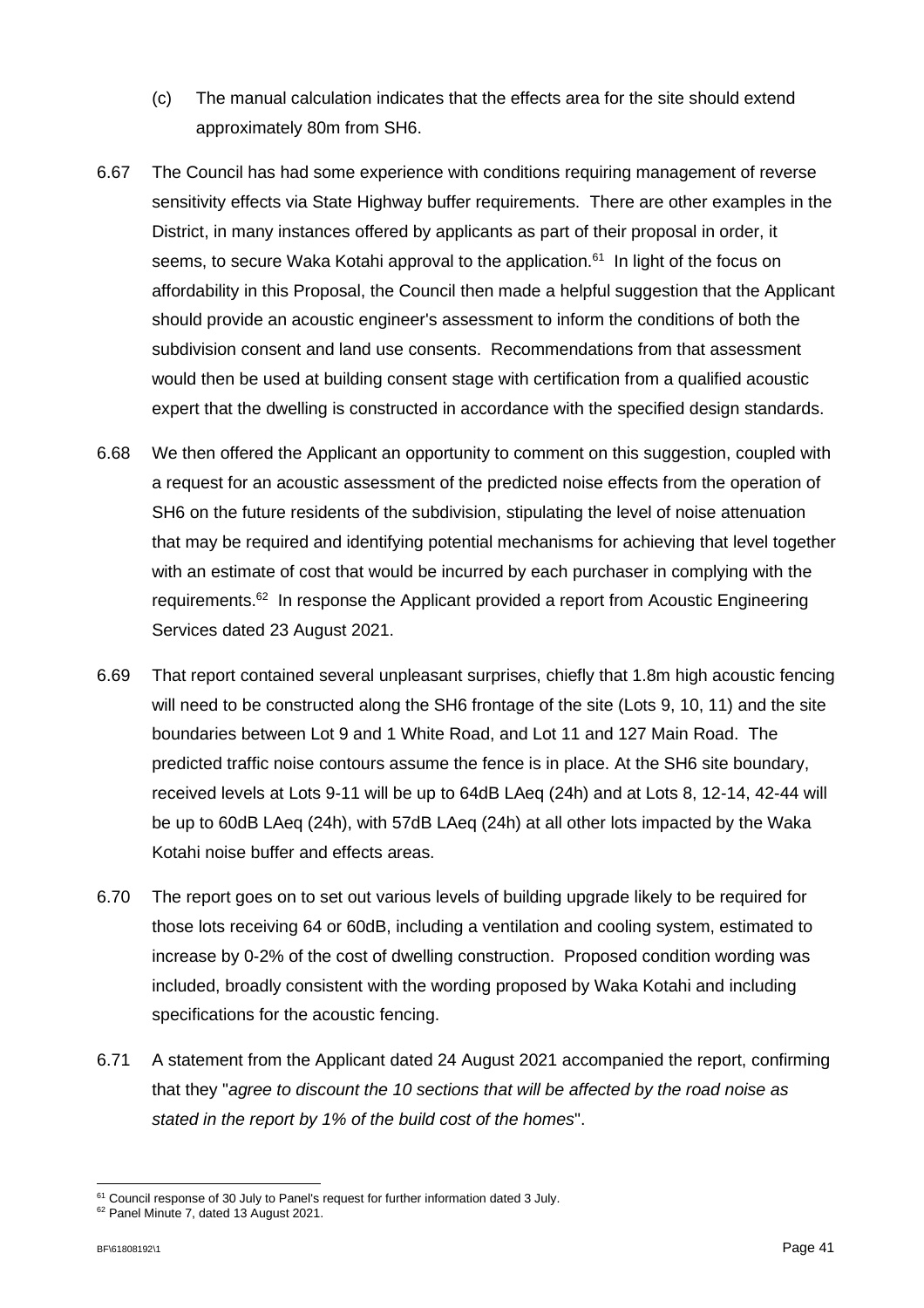(c) The manual calculation indicates that the effects area for the site should extend approximately 80m from SH6.

6.67 The Council has had some experience with conditions requiring management of reverse sensitivity effects via State Highway buffer requirements. There are other examples in the District, in many instances offered by applicants as part of their proposal in order, it seems, to secure Waka Kotahi approval to the application.[61] In light of the focus on affordability in this Proposal, the Council then made a helpful suggestion that the Applicant should provide an acoustic engineer's assessment to inform the conditions of both the subdivision consent and land use consents. Recommendations from that assessment would then be used at building consent stage with certification from a qualified acoustic expert that the dwelling is constructed in accordance with the specified design standards.

6.68 We then offered the Applicant an opportunity to comment on this suggestion, coupled with a request for an acoustic assessment of the predicted noise effects from the operation of SH6 on the future residents of the subdivision, stipulating the level of noise attenuation that may be required and identifying potential mechanisms for achieving that level together with an estimate of cost that would be incurred by each purchaser in complying with the requirements.[62] In response the Applicant provided a report from Acoustic Engineering Services dated 23 August 2021.

6.69 That report contained several unpleasant surprises, chiefly that 1.8m high acoustic fencing will need to be constructed along the SH6 frontage of the site (Lots 9, 10, 11) and the site boundaries between Lot 9 and 1 White Road, and Lot 11 and 127 Main Road. The predicted traffic noise contours assume the fence is in place. At the SH6 site boundary, received levels at Lots 9-11 will be up to 64dB LAeq (24h) and at Lots 8, 12-14, 42-44 will be up to 60dB LAeq (24h), with 57dB LAeq (24h) at all other lots impacted by the Waka Kotahi noise buffer and effects areas.

6.70 The report goes on to set out various levels of building upgrade likely to be required for those lots receiving 64 or 60dB, including a ventilation and cooling system, estimated to increase by 0-2% of the cost of dwelling construction. Proposed condition wording was included, broadly consistent with the wording proposed by Waka Kotahi and including specifications for the acoustic fencing.

6.71 A statement from the Applicant dated 24 August 2021 accompanied the report, confirming that they "*agree to discount the 10 sections that will be affected by the road noise as stated in the report by 1% of the build cost of the homes*".

---

[61] Council response of 30 July to Panel's request for further information dated 3 July.

[62] Panel Minute 7, dated 13 August 2021.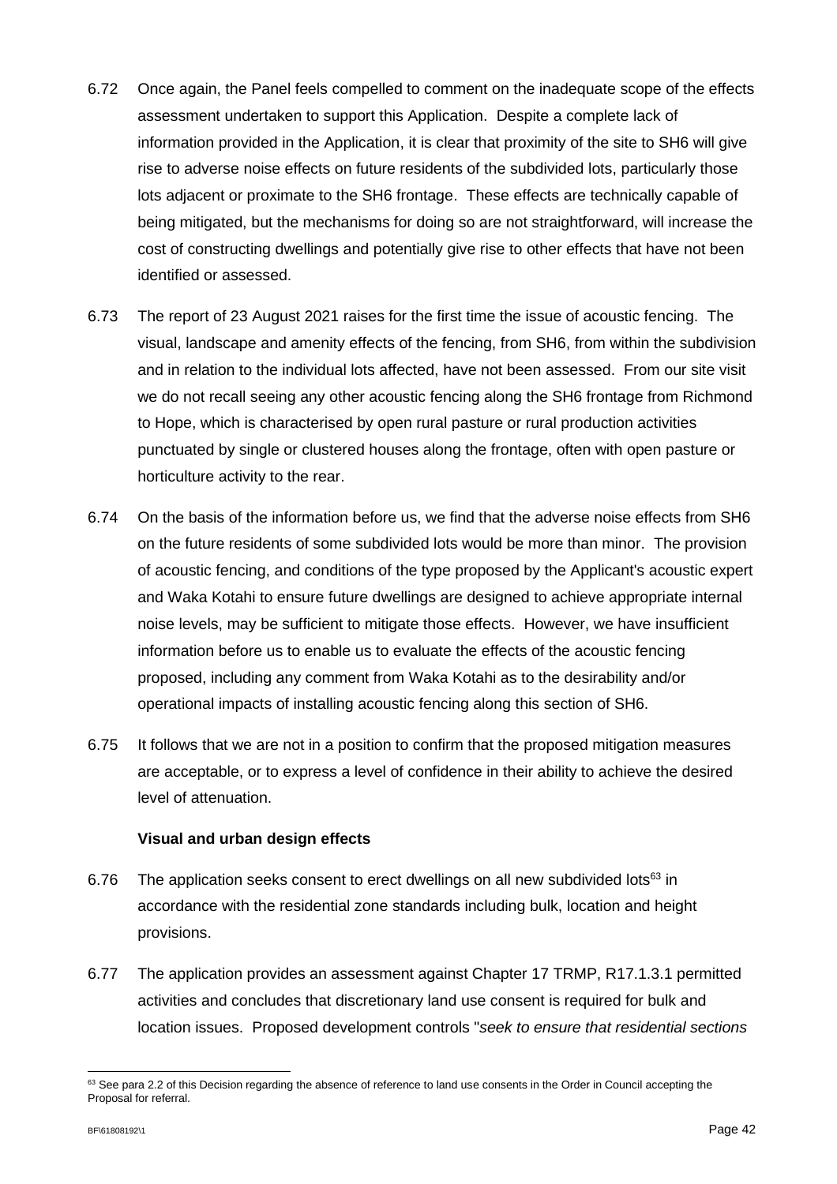6.72 Once again, the Panel feels compelled to comment on the inadequate scope of the effects assessment undertaken to support this Application. Despite a complete lack of information provided in the Application, it is clear that proximity of the site to SH6 will give rise to adverse noise effects on future residents of the subdivided lots, particularly those lots adjacent or proximate to the SH6 frontage. These effects are technically capable of being mitigated, but the mechanisms for doing so are not straightforward, will increase the cost of constructing dwellings and potentially give rise to other effects that have not been identified or assessed.

6.73 The report of 23 August 2021 raises for the first time the issue of acoustic fencing. The visual, landscape and amenity effects of the fencing, from SH6, from within the subdivision and in relation to the individual lots affected, have not been assessed. From our site visit we do not recall seeing any other acoustic fencing along the SH6 frontage from Richmond to Hope, which is characterised by open rural pasture or rural production activities punctuated by single or clustered houses along the frontage, often with open pasture or horticulture activity to the rear.

6.74 On the basis of the information before us, we find that the adverse noise effects from SH6 on the future residents of some subdivided lots would be more than minor. The provision of acoustic fencing, and conditions of the type proposed by the Applicant's acoustic expert and Waka Kotahi to ensure future dwellings are designed to achieve appropriate internal noise levels, may be sufficient to mitigate those effects. However, we have insufficient information before us to enable us to evaluate the effects of the acoustic fencing proposed, including any comment from Waka Kotahi as to the desirability and/or operational impacts of installing acoustic fencing along this section of SH6.

6.75 It follows that we are not in a position to confirm that the proposed mitigation measures are acceptable, or to express a level of confidence in their ability to achieve the desired level of attenuation.

**Visual and urban design effects**

6.76 The application seeks consent to erect dwellings on all new subdivided lots[63] in accordance with the residential zone standards including bulk, location and height provisions.

6.77 The application provides an assessment against Chapter 17 TRMP, R17.1.3.1 permitted activities and concludes that discretionary land use consent is required for bulk and location issues. Proposed development controls "*seek to ensure that residential sections*

[63] See para 2.2 of this Decision regarding the absence of reference to land use consents in the Order in Council accepting the Proposal for referral.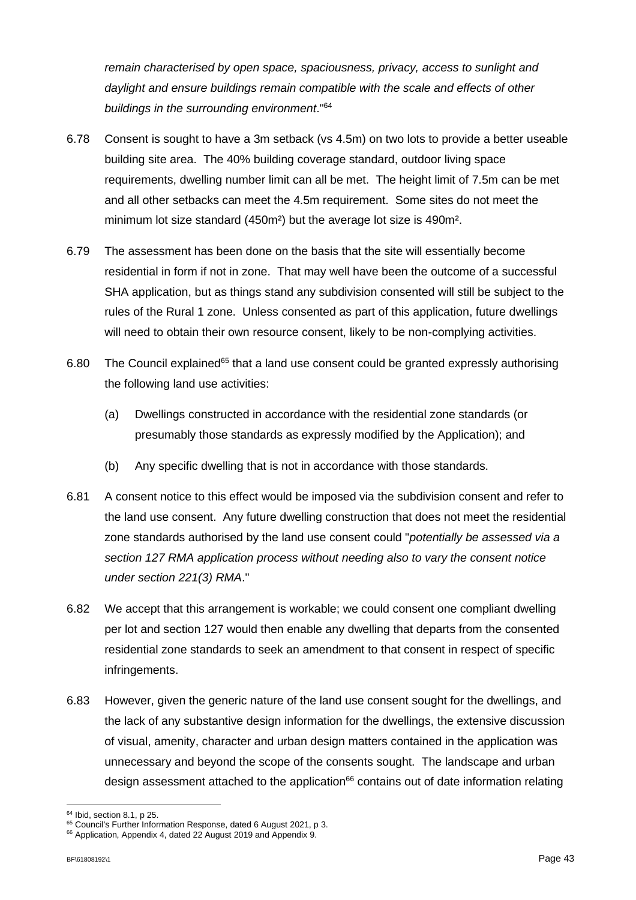*remain characterised by open space, spaciousness, privacy, access to sunlight and daylight and ensure buildings remain compatible with the scale and effects of other buildings in the surrounding environment*."[64]

6.78 Consent is sought to have a 3m setback (vs 4.5m) on two lots to provide a better useable building site area. The 40% building coverage standard, outdoor living space requirements, dwelling number limit can all be met. The height limit of 7.5m can be met and all other setbacks can meet the 4.5m requirement. Some sites do not meet the minimum lot size standard (450m²) but the average lot size is 490m².

6.79 The assessment has been done on the basis that the site will essentially become residential in form if not in zone. That may well have been the outcome of a successful SHA application, but as things stand any subdivision consented will still be subject to the rules of the Rural 1 zone. Unless consented as part of this application, future dwellings will need to obtain their own resource consent, likely to be non-complying activities.

6.80 The Council explained[65] that a land use consent could be granted expressly authorising the following land use activities:

(a) Dwellings constructed in accordance with the residential zone standards (or presumably those standards as expressly modified by the Application); and

(b) Any specific dwelling that is not in accordance with those standards.

6.81 A consent notice to this effect would be imposed via the subdivision consent and refer to the land use consent. Any future dwelling construction that does not meet the residential zone standards authorised by the land use consent could "*potentially be assessed via a section 127 RMA application process without needing also to vary the consent notice under section 221(3) RMA*."

6.82 We accept that this arrangement is workable; we could consent one compliant dwelling per lot and section 127 would then enable any dwelling that departs from the consented residential zone standards to seek an amendment to that consent in respect of specific infringements.

6.83 However, given the generic nature of the land use consent sought for the dwellings, and the lack of any substantive design information for the dwellings, the extensive discussion of visual, amenity, character and urban design matters contained in the application was unnecessary and beyond the scope of the consents sought. The landscape and urban design assessment attached to the application[66] contains out of date information relating

---

[64] Ibid, section 8.1, p 25.

[65] Council's Further Information Response, dated 6 August 2021, p 3.

[66] Application, Appendix 4, dated 22 August 2019 and Appendix 9.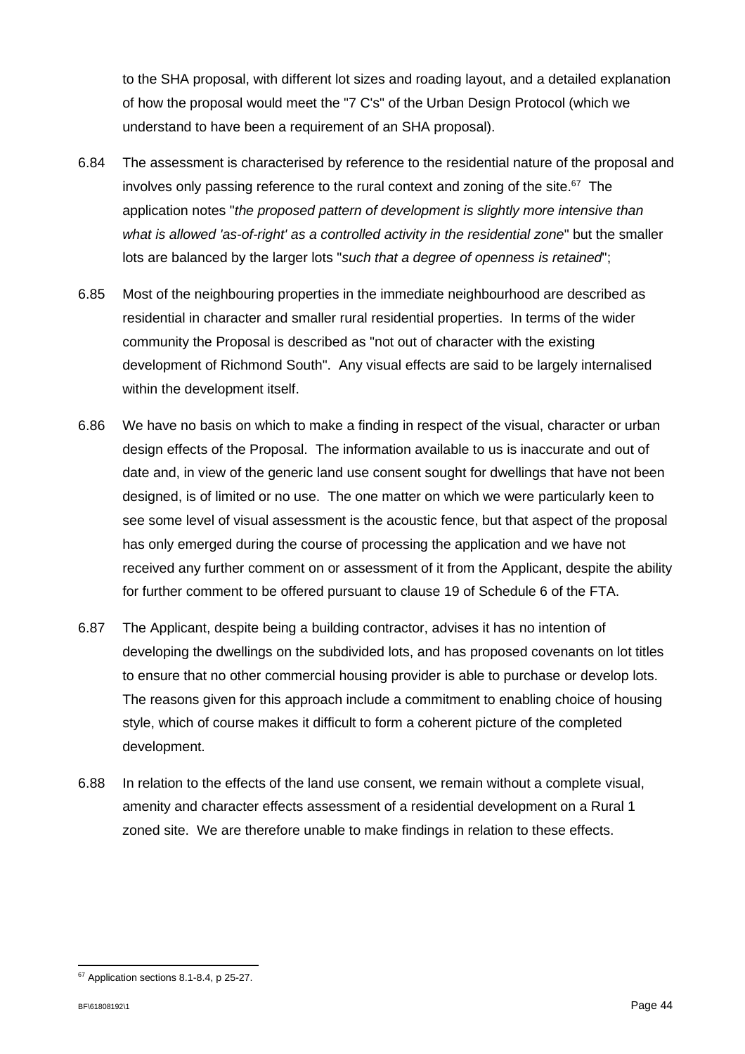to the SHA proposal, with different lot sizes and roading layout, and a detailed explanation of how the proposal would meet the "7 C's" of the Urban Design Protocol (which we understand to have been a requirement of an SHA proposal).

6.84 The assessment is characterised by reference to the residential nature of the proposal and involves only passing reference to the rural context and zoning of the site.[67] The application notes "*the proposed pattern of development is slightly more intensive than what is allowed 'as-of-right' as a controlled activity in the residential zone*" but the smaller lots are balanced by the larger lots "*such that a degree of openness is retained*";

6.85 Most of the neighbouring properties in the immediate neighbourhood are described as residential in character and smaller rural residential properties. In terms of the wider community the Proposal is described as "not out of character with the existing development of Richmond South". Any visual effects are said to be largely internalised within the development itself.

6.86 We have no basis on which to make a finding in respect of the visual, character or urban design effects of the Proposal. The information available to us is inaccurate and out of date and, in view of the generic land use consent sought for dwellings that have not been designed, is of limited or no use. The one matter on which we were particularly keen to see some level of visual assessment is the acoustic fence, but that aspect of the proposal has only emerged during the course of processing the application and we have not received any further comment on or assessment of it from the Applicant, despite the ability for further comment to be offered pursuant to clause 19 of Schedule 6 of the FTA.

6.87 The Applicant, despite being a building contractor, advises it has no intention of developing the dwellings on the subdivided lots, and has proposed covenants on lot titles to ensure that no other commercial housing provider is able to purchase or develop lots. The reasons given for this approach include a commitment to enabling choice of housing style, which of course makes it difficult to form a coherent picture of the completed development.

6.88 In relation to the effects of the land use consent, we remain without a complete visual, amenity and character effects assessment of a residential development on a Rural 1 zoned site. We are therefore unable to make findings in relation to these effects.

[67] Application sections 8.1-8.4, p 25-27.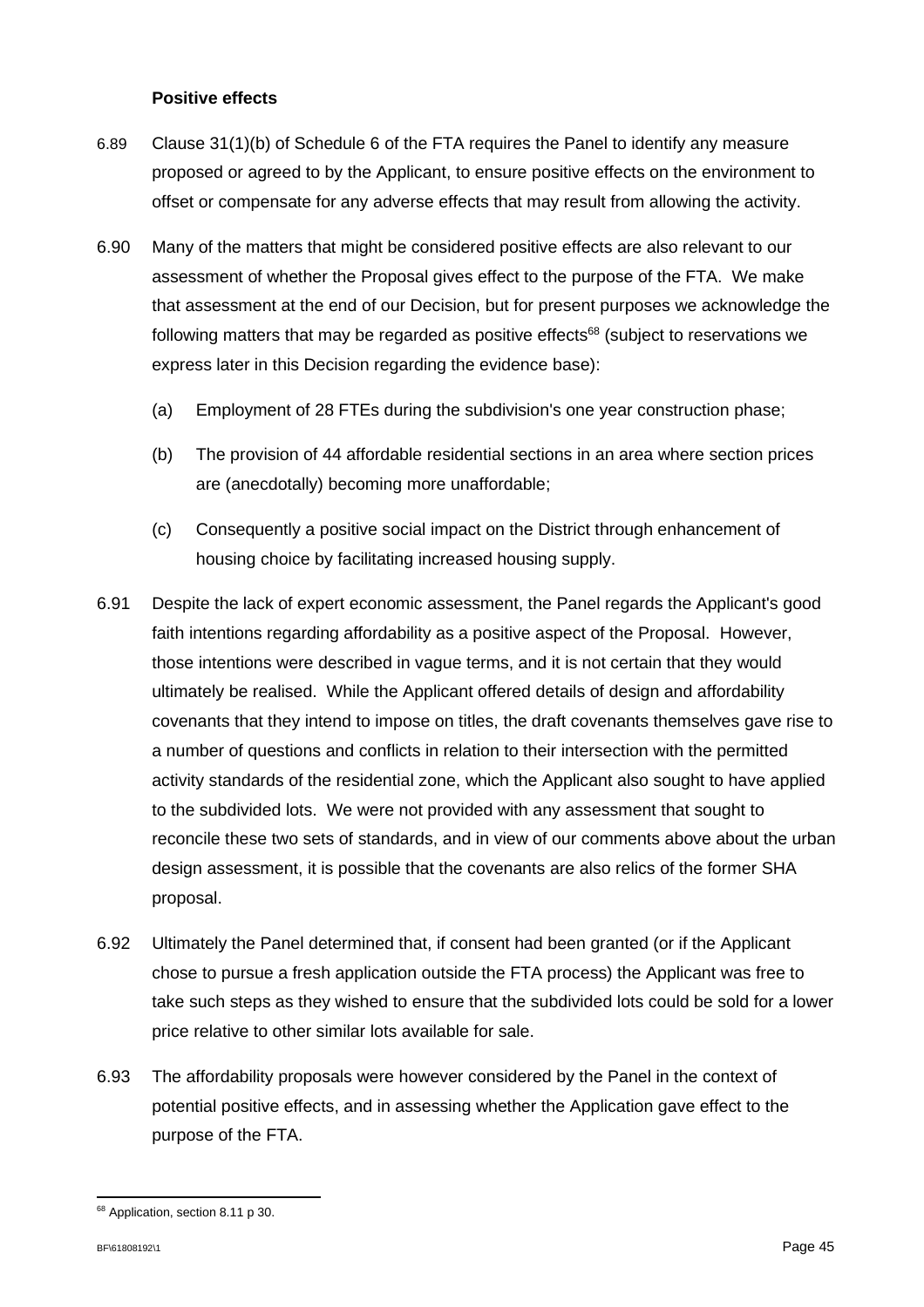### Positive effects

6.89 Clause 31(1)(b) of Schedule 6 of the FTA requires the Panel to identify any measure proposed or agreed to by the Applicant, to ensure positive effects on the environment to offset or compensate for any adverse effects that may result from allowing the activity.

6.90 Many of the matters that might be considered positive effects are also relevant to our assessment of whether the Proposal gives effect to the purpose of the FTA. We make that assessment at the end of our Decision, but for present purposes we acknowledge the following matters that may be regarded as positive effects[68] (subject to reservations we express later in this Decision regarding the evidence base):

(a) Employment of 28 FTEs during the subdivision's one year construction phase;

(b) The provision of 44 affordable residential sections in an area where section prices are (anecdotally) becoming more unaffordable;

(c) Consequently a positive social impact on the District through enhancement of housing choice by facilitating increased housing supply.

6.91 Despite the lack of expert economic assessment, the Panel regards the Applicant's good faith intentions regarding affordability as a positive aspect of the Proposal. However, those intentions were described in vague terms, and it is not certain that they would ultimately be realised. While the Applicant offered details of design and affordability covenants that they intend to impose on titles, the draft covenants themselves gave rise to a number of questions and conflicts in relation to their intersection with the permitted activity standards of the residential zone, which the Applicant also sought to have applied to the subdivided lots. We were not provided with any assessment that sought to reconcile these two sets of standards, and in view of our comments above about the urban design assessment, it is possible that the covenants are also relics of the former SHA proposal.

6.92 Ultimately the Panel determined that, if consent had been granted (or if the Applicant chose to pursue a fresh application outside the FTA process) the Applicant was free to take such steps as they wished to ensure that the subdivided lots could be sold for a lower price relative to other similar lots available for sale.

6.93 The affordability proposals were however considered by the Panel in the context of potential positive effects, and in assessing whether the Application gave effect to the purpose of the FTA.

[68] Application, section 8.11 p 30.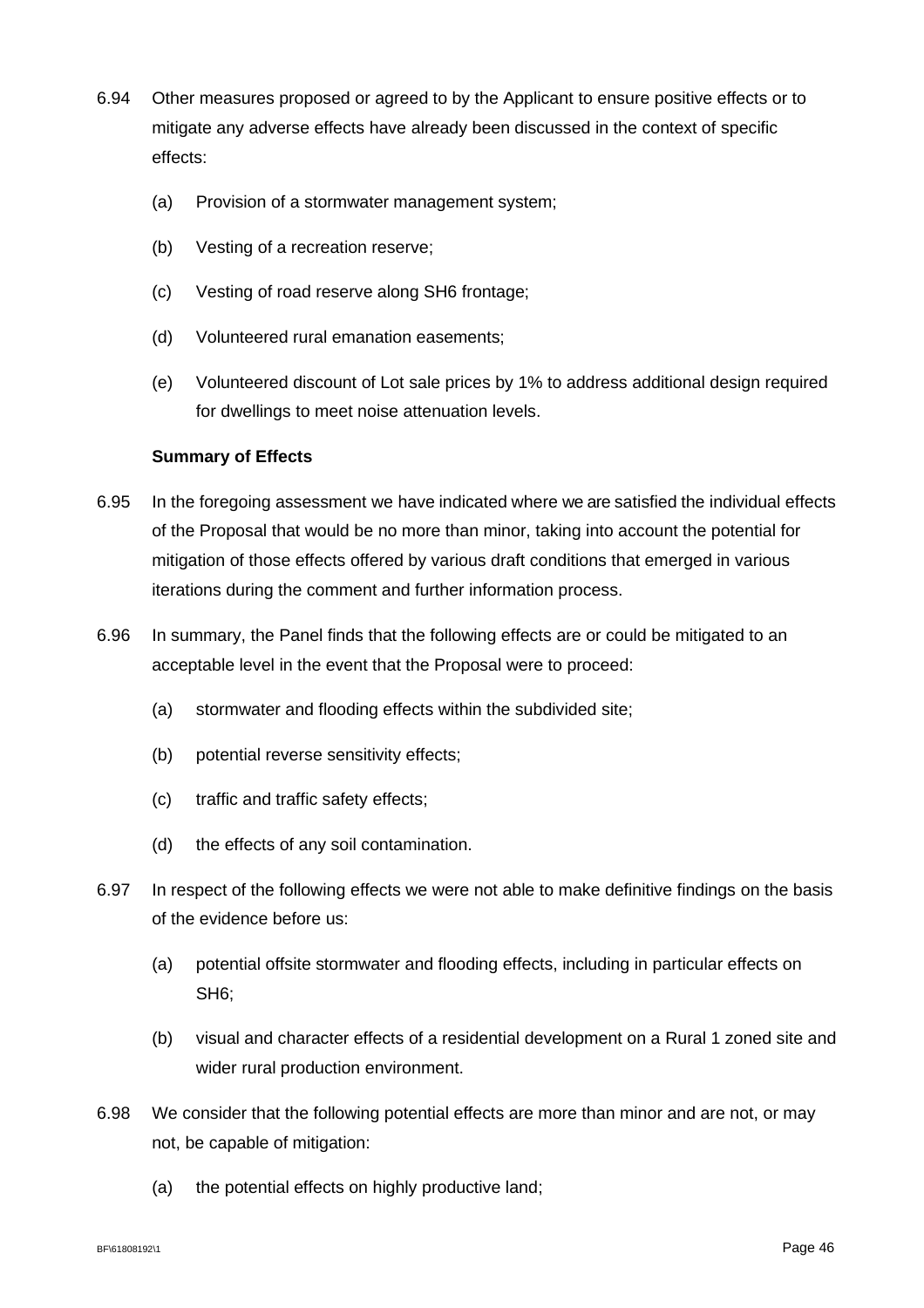6.94 Other measures proposed or agreed to by the Applicant to ensure positive effects or to mitigate any adverse effects have already been discussed in the context of specific effects:

(a) Provision of a stormwater management system;

(b) Vesting of a recreation reserve;

(c) Vesting of road reserve along SH6 frontage;

(d) Volunteered rural emanation easements;

(e) Volunteered discount of Lot sale prices by 1% to address additional design required for dwellings to meet noise attenuation levels.

**Summary of Effects**

6.95 In the foregoing assessment we have indicated where we are satisfied the individual effects of the Proposal that would be no more than minor, taking into account the potential for mitigation of those effects offered by various draft conditions that emerged in various iterations during the comment and further information process.

6.96 In summary, the Panel finds that the following effects are or could be mitigated to an acceptable level in the event that the Proposal were to proceed:

(a) stormwater and flooding effects within the subdivided site;

(b) potential reverse sensitivity effects;

(c) traffic and traffic safety effects;

(d) the effects of any soil contamination.

6.97 In respect of the following effects we were not able to make definitive findings on the basis of the evidence before us:

(a) potential offsite stormwater and flooding effects, including in particular effects on SH6;

(b) visual and character effects of a residential development on a Rural 1 zoned site and wider rural production environment.

6.98 We consider that the following potential effects are more than minor and are not, or may not, be capable of mitigation:

(a) the potential effects on highly productive land;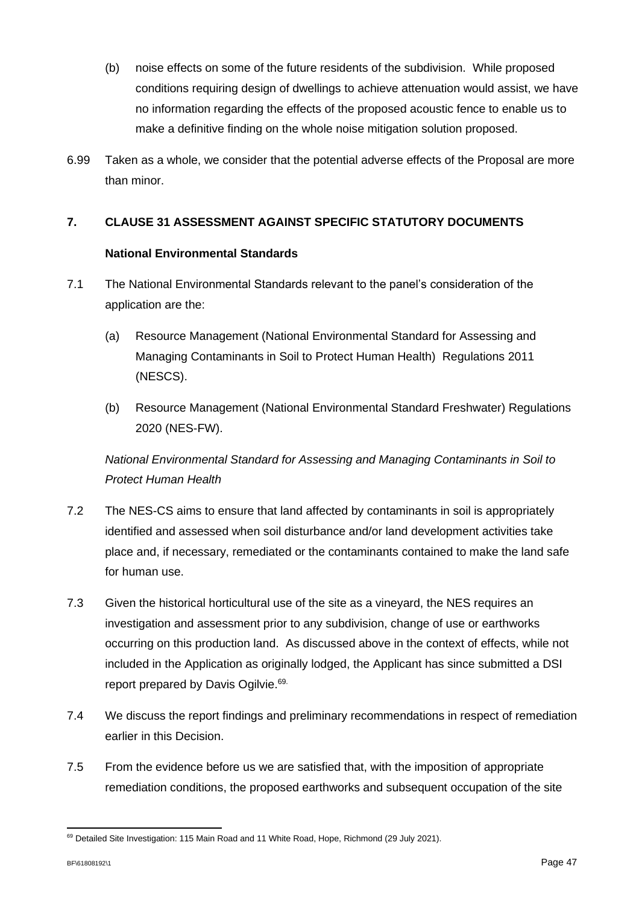(b) noise effects on some of the future residents of the subdivision. While proposed conditions requiring design of dwellings to achieve attenuation would assist, we have no information regarding the effects of the proposed acoustic fence to enable us to make a definitive finding on the whole noise mitigation solution proposed.

6.99 Taken as a whole, we consider that the potential adverse effects of the Proposal are more than minor.

## 7. CLAUSE 31 ASSESSMENT AGAINST SPECIFIC STATUTORY DOCUMENTS

### National Environmental Standards

7.1 The National Environmental Standards relevant to the panel's consideration of the application are the:

(a) Resource Management (National Environmental Standard for Assessing and Managing Contaminants in Soil to Protect Human Health) Regulations 2011 (NESCS).

(b) Resource Management (National Environmental Standard Freshwater) Regulations 2020 (NES-FW).

*National Environmental Standard for Assessing and Managing Contaminants in Soil to Protect Human Health*

7.2 The NES-CS aims to ensure that land affected by contaminants in soil is appropriately identified and assessed when soil disturbance and/or land development activities take place and, if necessary, remediated or the contaminants contained to make the land safe for human use.

7.3 Given the historical horticultural use of the site as a vineyard, the NES requires an investigation and assessment prior to any subdivision, change of use or earthworks occurring on this production land. As discussed above in the context of effects, while not included in the Application as originally lodged, the Applicant has since submitted a DSI report prepared by Davis Ogilvie.[69]

7.4 We discuss the report findings and preliminary recommendations in respect of remediation earlier in this Decision.

7.5 From the evidence before us we are satisfied that, with the imposition of appropriate remediation conditions, the proposed earthworks and subsequent occupation of the site

[69] Detailed Site Investigation: 115 Main Road and 11 White Road, Hope, Richmond (29 July 2021).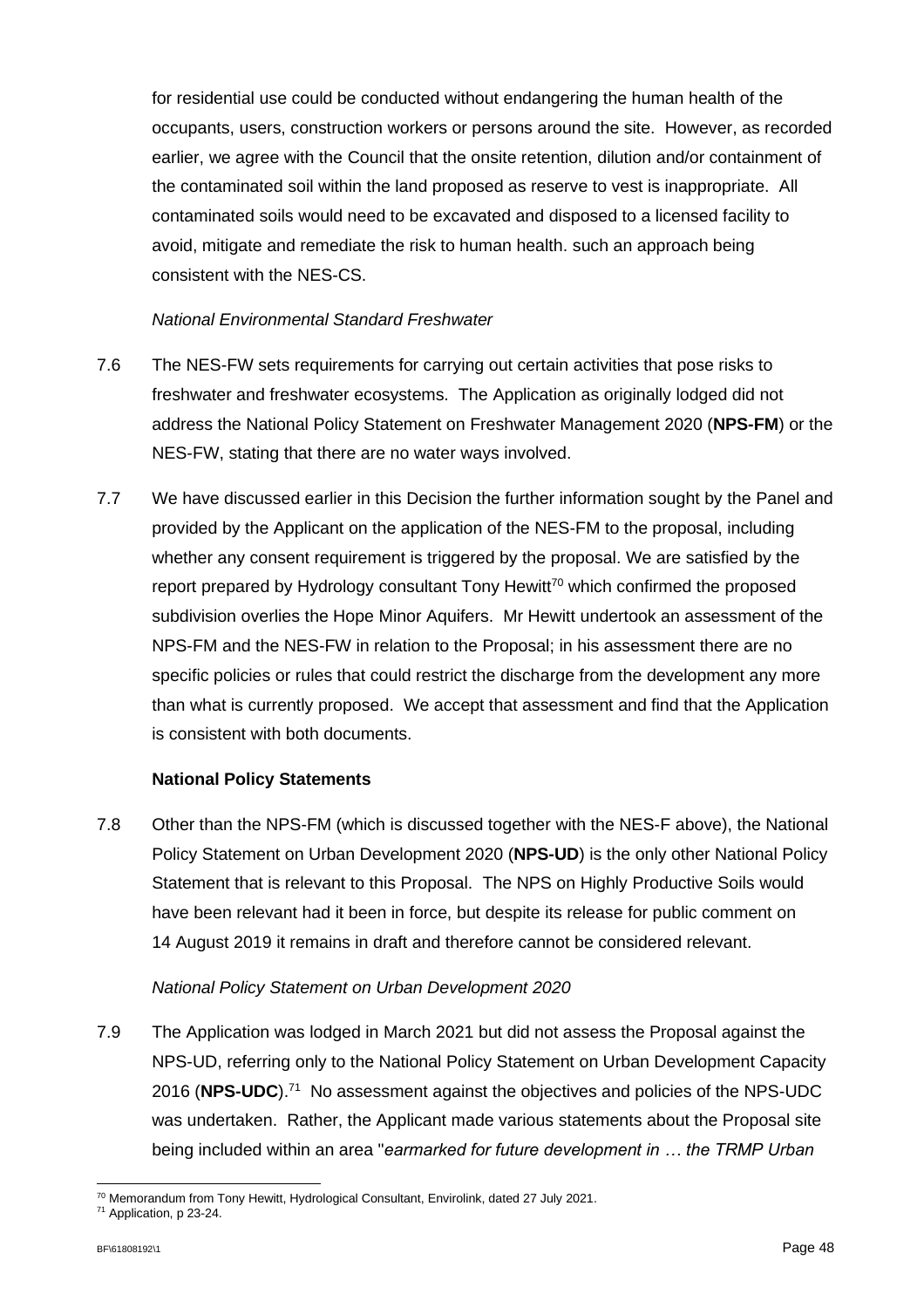for residential use could be conducted without endangering the human health of the occupants, users, construction workers or persons around the site. However, as recorded earlier, we agree with the Council that the onsite retention, dilution and/or containment of the contaminated soil within the land proposed as reserve to vest is inappropriate. All contaminated soils would need to be excavated and disposed to a licensed facility to avoid, mitigate and remediate the risk to human health. such an approach being consistent with the NES-CS.

*National Environmental Standard Freshwater*

7.6 The NES-FW sets requirements for carrying out certain activities that pose risks to freshwater and freshwater ecosystems. The Application as originally lodged did not address the National Policy Statement on Freshwater Management 2020 (**NPS-FM**) or the NES-FW, stating that there are no water ways involved.

7.7 We have discussed earlier in this Decision the further information sought by the Panel and provided by the Applicant on the application of the NES-FM to the proposal, including whether any consent requirement is triggered by the proposal. We are satisfied by the report prepared by Hydrology consultant Tony Hewitt[70] which confirmed the proposed subdivision overlies the Hope Minor Aquifers. Mr Hewitt undertook an assessment of the NPS-FM and the NES-FW in relation to the Proposal; in his assessment there are no specific policies or rules that could restrict the discharge from the development any more than what is currently proposed. We accept that assessment and find that the Application is consistent with both documents.

**National Policy Statements**

7.8 Other than the NPS-FM (which is discussed together with the NES-F above), the National Policy Statement on Urban Development 2020 (**NPS-UD**) is the only other National Policy Statement that is relevant to this Proposal. The NPS on Highly Productive Soils would have been relevant had it been in force, but despite its release for public comment on 14 August 2019 it remains in draft and therefore cannot be considered relevant.

*National Policy Statement on Urban Development 2020*

7.9 The Application was lodged in March 2021 but did not assess the Proposal against the NPS-UD, referring only to the National Policy Statement on Urban Development Capacity 2016 (**NPS-UDC**).[71] No assessment against the objectives and policies of the NPS-UDC was undertaken. Rather, the Applicant made various statements about the Proposal site being included within an area "*earmarked for future development in … the TRMP Urban*

[70] Memorandum from Tony Hewitt, Hydrological Consultant, Envirolink, dated 27 July 2021.
[71] Application, p 23-24.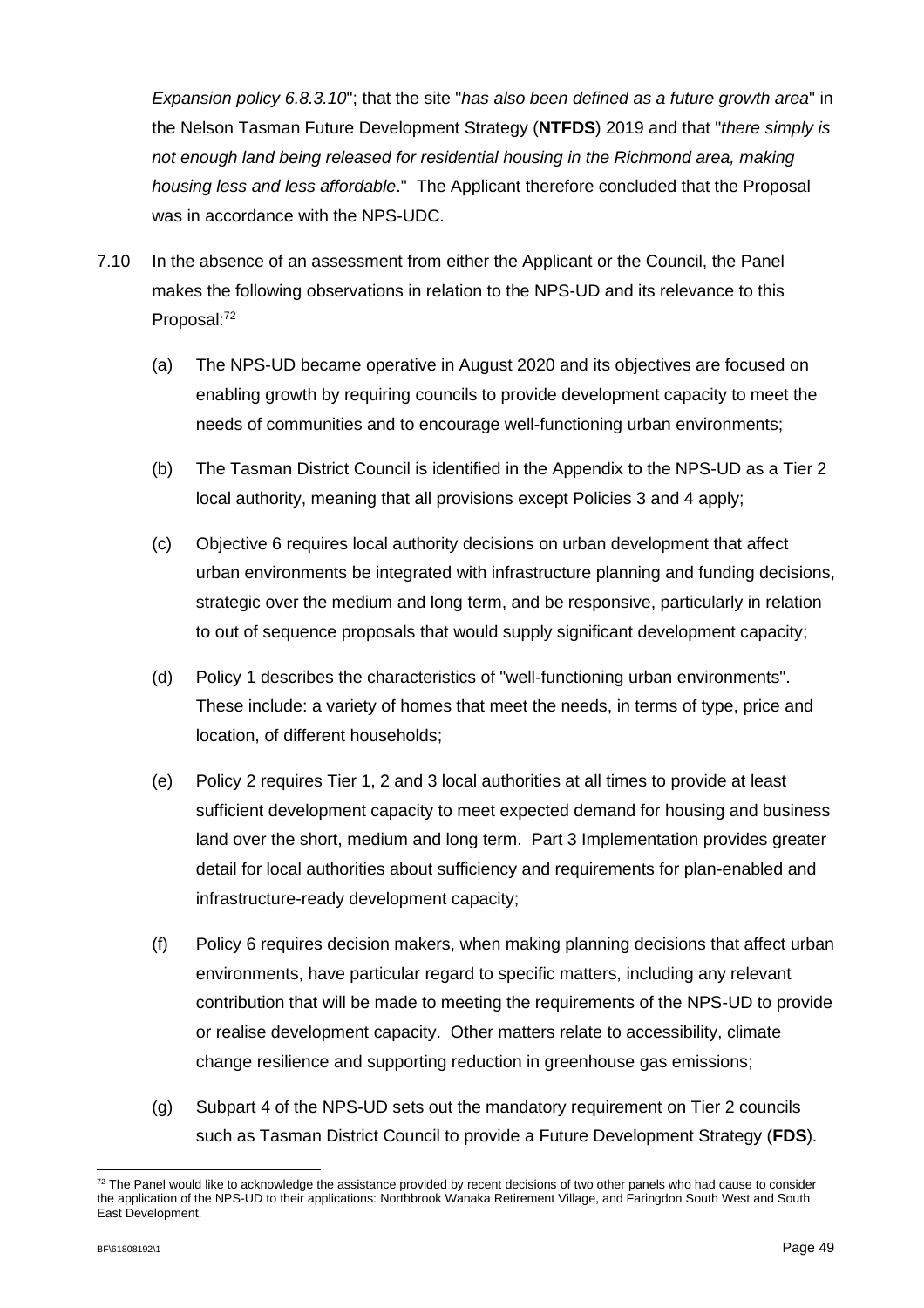*Expansion policy 6.8.3.10*"; that the site "*has also been defined as a future growth area*" in the Nelson Tasman Future Development Strategy (**NTFDS**) 2019 and that "*there simply is not enough land being released for residential housing in the Richmond area, making housing less and less affordable*." The Applicant therefore concluded that the Proposal was in accordance with the NPS-UDC.

7.10 In the absence of an assessment from either the Applicant or the Council, the Panel makes the following observations in relation to the NPS-UD and its relevance to this Proposal:[72]

(a) The NPS-UD became operative in August 2020 and its objectives are focused on enabling growth by requiring councils to provide development capacity to meet the needs of communities and to encourage well-functioning urban environments;

(b) The Tasman District Council is identified in the Appendix to the NPS-UD as a Tier 2 local authority, meaning that all provisions except Policies 3 and 4 apply;

(c) Objective 6 requires local authority decisions on urban development that affect urban environments be integrated with infrastructure planning and funding decisions, strategic over the medium and long term, and be responsive, particularly in relation to out of sequence proposals that would supply significant development capacity;

(d) Policy 1 describes the characteristics of "well-functioning urban environments". These include: a variety of homes that meet the needs, in terms of type, price and location, of different households;

(e) Policy 2 requires Tier 1, 2 and 3 local authorities at all times to provide at least sufficient development capacity to meet expected demand for housing and business land over the short, medium and long term. Part 3 Implementation provides greater detail for local authorities about sufficiency and requirements for plan-enabled and infrastructure-ready development capacity;

(f) Policy 6 requires decision makers, when making planning decisions that affect urban environments, have particular regard to specific matters, including any relevant contribution that will be made to meeting the requirements of the NPS-UD to provide or realise development capacity. Other matters relate to accessibility, climate change resilience and supporting reduction in greenhouse gas emissions;

(g) Subpart 4 of the NPS-UD sets out the mandatory requirement on Tier 2 councils such as Tasman District Council to provide a Future Development Strategy (**FDS**).

[72] The Panel would like to acknowledge the assistance provided by recent decisions of two other panels who had cause to consider the application of the NPS-UD to their applications: Northbrook Wanaka Retirement Village, and Faringdon South West and South East Development.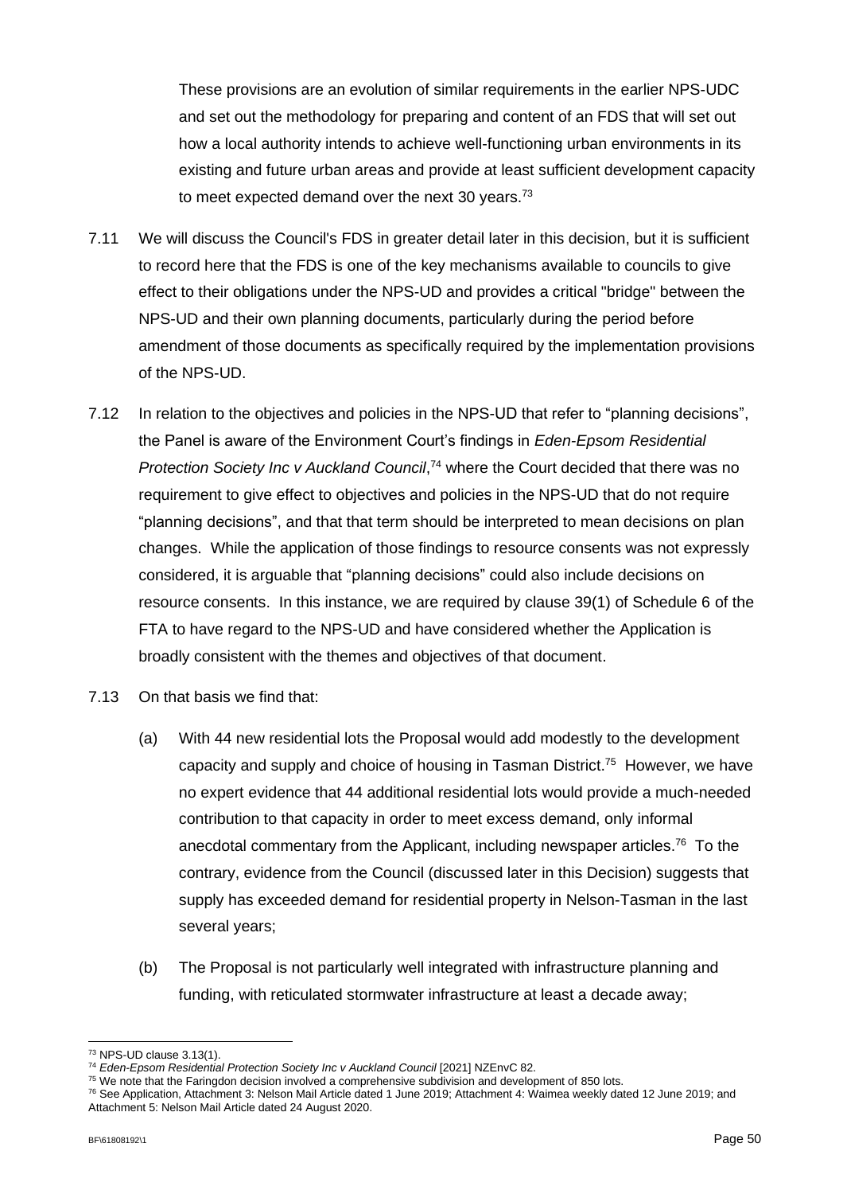These provisions are an evolution of similar requirements in the earlier NPS-UDC and set out the methodology for preparing and content of an FDS that will set out how a local authority intends to achieve well-functioning urban environments in its existing and future urban areas and provide at least sufficient development capacity to meet expected demand over the next 30 years.[73]

7.11 We will discuss the Council's FDS in greater detail later in this decision, but it is sufficient to record here that the FDS is one of the key mechanisms available to councils to give effect to their obligations under the NPS-UD and provides a critical "bridge" between the NPS-UD and their own planning documents, particularly during the period before amendment of those documents as specifically required by the implementation provisions of the NPS-UD.

7.12 In relation to the objectives and policies in the NPS-UD that refer to "planning decisions", the Panel is aware of the Environment Court's findings in *Eden-Epsom Residential Protection Society Inc v Auckland Council*,[74] where the Court decided that there was no requirement to give effect to objectives and policies in the NPS-UD that do not require "planning decisions", and that that term should be interpreted to mean decisions on plan changes. While the application of those findings to resource consents was not expressly considered, it is arguable that "planning decisions" could also include decisions on resource consents. In this instance, we are required by clause 39(1) of Schedule 6 of the FTA to have regard to the NPS-UD and have considered whether the Application is broadly consistent with the themes and objectives of that document.

7.13 On that basis we find that:

(a) With 44 new residential lots the Proposal would add modestly to the development capacity and supply and choice of housing in Tasman District.[75] However, we have no expert evidence that 44 additional residential lots would provide a much-needed contribution to that capacity in order to meet excess demand, only informal anecdotal commentary from the Applicant, including newspaper articles.[76] To the contrary, evidence from the Council (discussed later in this Decision) suggests that supply has exceeded demand for residential property in Nelson-Tasman in the last several years;

(b) The Proposal is not particularly well integrated with infrastructure planning and funding, with reticulated stormwater infrastructure at least a decade away;

---

[73] NPS-UD clause 3.13(1).

[74] *Eden-Epsom Residential Protection Society Inc v Auckland Council* [2021] NZEnvC 82.

[75] We note that the Faringdon decision involved a comprehensive subdivision and development of 850 lots.

[76] See Application, Attachment 3: Nelson Mail Article dated 1 June 2019; Attachment 4: Waimea weekly dated 12 June 2019; and Attachment 5: Nelson Mail Article dated 24 August 2020.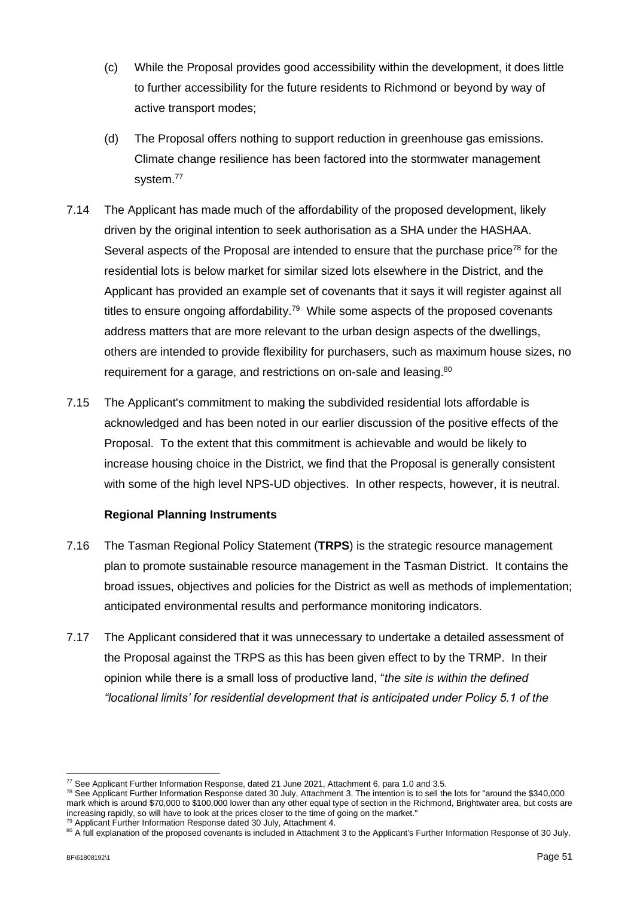(c) While the Proposal provides good accessibility within the development, it does little to further accessibility for the future residents to Richmond or beyond by way of active transport modes;

(d) The Proposal offers nothing to support reduction in greenhouse gas emissions. Climate change resilience has been factored into the stormwater management system.[77]

7.14 The Applicant has made much of the affordability of the proposed development, likely driven by the original intention to seek authorisation as a SHA under the HASHAA. Several aspects of the Proposal are intended to ensure that the purchase price[78] for the residential lots is below market for similar sized lots elsewhere in the District, and the Applicant has provided an example set of covenants that it says it will register against all titles to ensure ongoing affordability.[79] While some aspects of the proposed covenants address matters that are more relevant to the urban design aspects of the dwellings, others are intended to provide flexibility for purchasers, such as maximum house sizes, no requirement for a garage, and restrictions on on-sale and leasing.[80]

7.15 The Applicant's commitment to making the subdivided residential lots affordable is acknowledged and has been noted in our earlier discussion of the positive effects of the Proposal. To the extent that this commitment is achievable and would be likely to increase housing choice in the District, we find that the Proposal is generally consistent with some of the high level NPS-UD objectives. In other respects, however, it is neutral.

**Regional Planning Instruments**

7.16 The Tasman Regional Policy Statement (**TRPS**) is the strategic resource management plan to promote sustainable resource management in the Tasman District. It contains the broad issues, objectives and policies for the District as well as methods of implementation; anticipated environmental results and performance monitoring indicators.

7.17 The Applicant considered that it was unnecessary to undertake a detailed assessment of the Proposal against the TRPS as this has been given effect to by the TRMP. In their opinion while there is a small loss of productive land, "*the site is within the defined "locational limits' for residential development that is anticipated under Policy 5.1 of the*

---

[77] See Applicant Further Information Response, dated 21 June 2021, Attachment 6, para 1.0 and 3.5.

[78] See Applicant Further Information Response dated 30 July, Attachment 3. The intention is to sell the lots for "around the $340,000 mark which is around $70,000 to $100,000 lower than any other equal type of section in the Richmond, Brightwater area, but costs are increasing rapidly, so will have to look at the prices closer to the time of going on the market."

[79] Applicant Further Information Response dated 30 July, Attachment 4.

[80] A full explanation of the proposed covenants is included in Attachment 3 to the Applicant's Further Information Response of 30 July.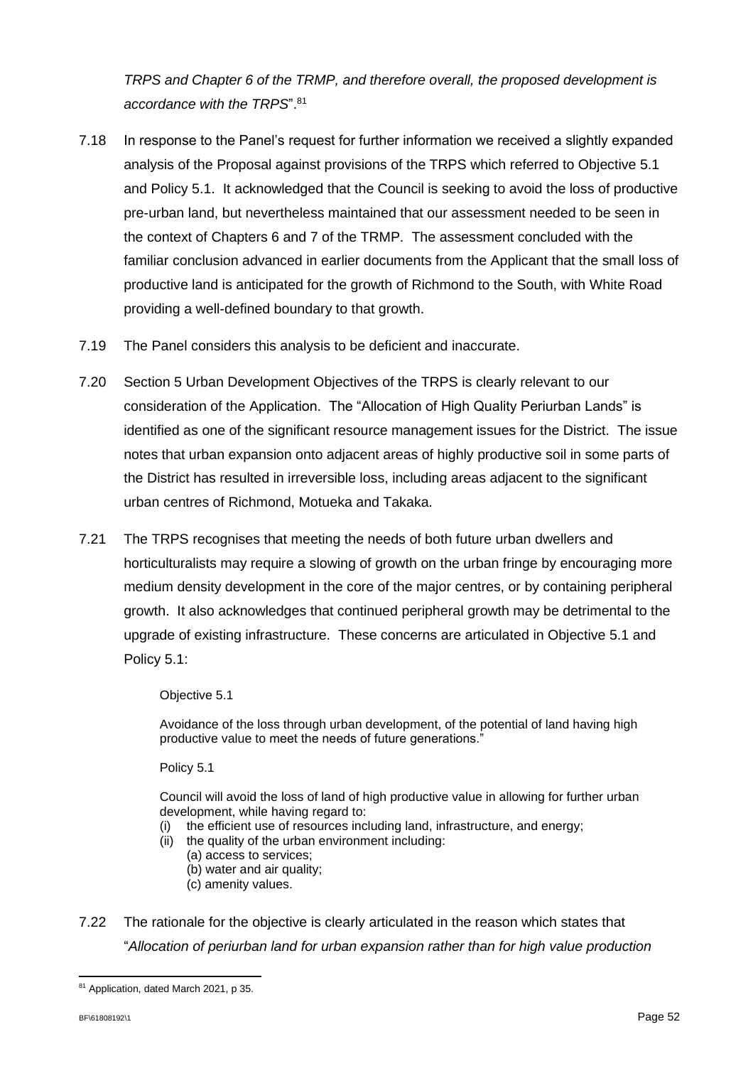*TRPS and Chapter 6 of the TRMP, and therefore overall, the proposed development is accordance with the TRPS*".[81]

7.18 In response to the Panel's request for further information we received a slightly expanded analysis of the Proposal against provisions of the TRPS which referred to Objective 5.1 and Policy 5.1. It acknowledged that the Council is seeking to avoid the loss of productive pre-urban land, but nevertheless maintained that our assessment needed to be seen in the context of Chapters 6 and 7 of the TRMP. The assessment concluded with the familiar conclusion advanced in earlier documents from the Applicant that the small loss of productive land is anticipated for the growth of Richmond to the South, with White Road providing a well-defined boundary to that growth.

7.19 The Panel considers this analysis to be deficient and inaccurate.

7.20 Section 5 Urban Development Objectives of the TRPS is clearly relevant to our consideration of the Application. The "Allocation of High Quality Periurban Lands" is identified as one of the significant resource management issues for the District. The issue notes that urban expansion onto adjacent areas of highly productive soil in some parts of the District has resulted in irreversible loss, including areas adjacent to the significant urban centres of Richmond, Motueka and Takaka.

7.21 The TRPS recognises that meeting the needs of both future urban dwellers and horticulturalists may require a slowing of growth on the urban fringe by encouraging more medium density development in the core of the major centres, or by containing peripheral growth. It also acknowledges that continued peripheral growth may be detrimental to the upgrade of existing infrastructure. These concerns are articulated in Objective 5.1 and Policy 5.1:

> Objective 5.1
>
> Avoidance of the loss through urban development, of the potential of land having high productive value to meet the needs of future generations."
>
> Policy 5.1
>
> Council will avoid the loss of land of high productive value in allowing for further urban development, while having regard to:
> (i) the efficient use of resources including land, infrastructure, and energy;
> (ii) the quality of the urban environment including:
> (a) access to services;
> (b) water and air quality;
> (c) amenity values.

7.22 The rationale for the objective is clearly articulated in the reason which states that "*Allocation of periurban land for urban expansion rather than for high value production*

[81] Application, dated March 2021, p 35.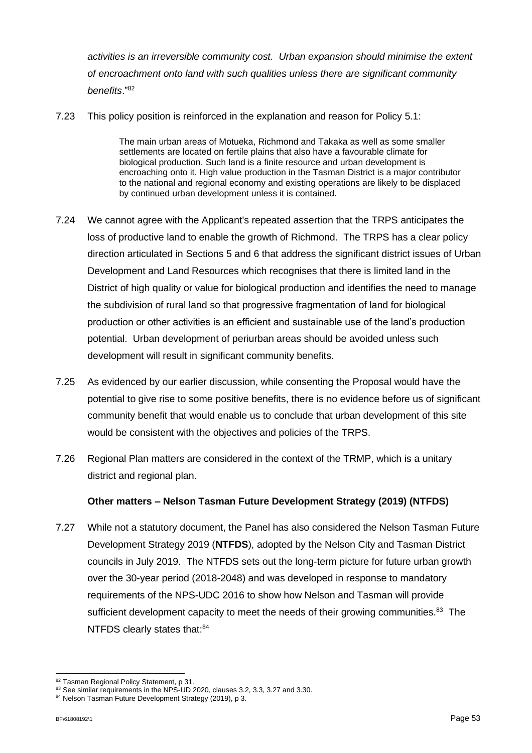*activities is an irreversible community cost. Urban expansion should minimise the extent of encroachment onto land with such qualities unless there are significant community benefits*."[82]

7.23 This policy position is reinforced in the explanation and reason for Policy 5.1:

> The main urban areas of Motueka, Richmond and Takaka as well as some smaller settlements are located on fertile plains that also have a favourable climate for biological production. Such land is a finite resource and urban development is encroaching onto it. High value production in the Tasman District is a major contributor to the national and regional economy and existing operations are likely to be displaced by continued urban development unless it is contained.

7.24 We cannot agree with the Applicant's repeated assertion that the TRPS anticipates the loss of productive land to enable the growth of Richmond. The TRPS has a clear policy direction articulated in Sections 5 and 6 that address the significant district issues of Urban Development and Land Resources which recognises that there is limited land in the District of high quality or value for biological production and identifies the need to manage the subdivision of rural land so that progressive fragmentation of land for biological production or other activities is an efficient and sustainable use of the land's production potential. Urban development of periurban areas should be avoided unless such development will result in significant community benefits.

7.25 As evidenced by our earlier discussion, while consenting the Proposal would have the potential to give rise to some positive benefits, there is no evidence before us of significant community benefit that would enable us to conclude that urban development of this site would be consistent with the objectives and policies of the TRPS.

7.26 Regional Plan matters are considered in the context of the TRMP, which is a unitary district and regional plan.

**Other matters – Nelson Tasman Future Development Strategy (2019) (NTFDS)**

7.27 While not a statutory document, the Panel has also considered the Nelson Tasman Future Development Strategy 2019 (**NTFDS**), adopted by the Nelson City and Tasman District councils in July 2019. The NTFDS sets out the long-term picture for future urban growth over the 30-year period (2018-2048) and was developed in response to mandatory requirements of the NPS-UDC 2016 to show how Nelson and Tasman will provide sufficient development capacity to meet the needs of their growing communities.[83] The NTFDS clearly states that:[84]

---

[82] Tasman Regional Policy Statement, p 31.

[83] See similar requirements in the NPS-UD 2020, clauses 3.2, 3.3, 3.27 and 3.30.

[84] Nelson Tasman Future Development Strategy (2019), p 3.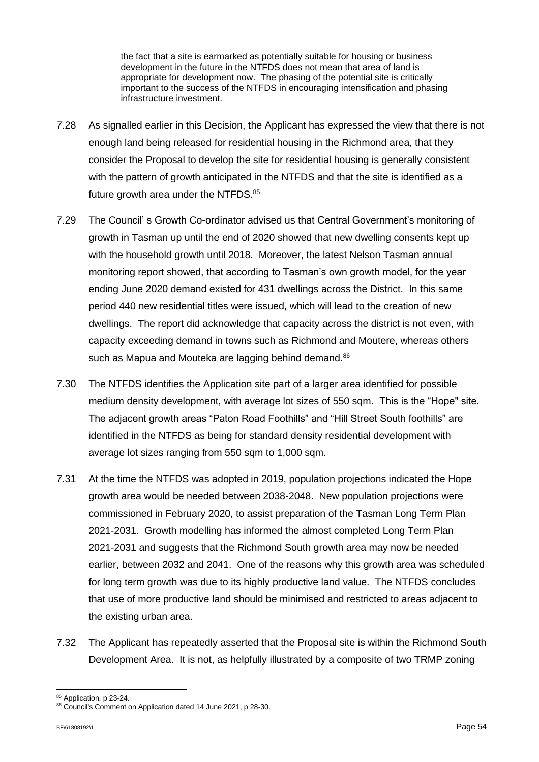> the fact that a site is earmarked as potentially suitable for housing or business development in the future in the NTFDS does not mean that area of land is appropriate for development now. The phasing of the potential site is critically important to the success of the NTFDS in encouraging intensification and phasing infrastructure investment.

7.28 As signalled earlier in this Decision, the Applicant has expressed the view that there is not enough land being released for residential housing in the Richmond area, that they consider the Proposal to develop the site for residential housing is generally consistent with the pattern of growth anticipated in the NTFDS and that the site is identified as a future growth area under the NTFDS.[85]

7.29 The Council' s Growth Co-ordinator advised us that Central Government's monitoring of growth in Tasman up until the end of 2020 showed that new dwelling consents kept up with the household growth until 2018. Moreover, the latest Nelson Tasman annual monitoring report showed, that according to Tasman's own growth model, for the year ending June 2020 demand existed for 431 dwellings across the District. In this same period 440 new residential titles were issued, which will lead to the creation of new dwellings. The report did acknowledge that capacity across the district is not even, with capacity exceeding demand in towns such as Richmond and Moutere, whereas others such as Mapua and Mouteka are lagging behind demand.[86]

7.30 The NTFDS identifies the Application site part of a larger area identified for possible medium density development, with average lot sizes of 550 sqm. This is the "Hope" site. The adjacent growth areas "Paton Road Foothills" and "Hill Street South foothills" are identified in the NTFDS as being for standard density residential development with average lot sizes ranging from 550 sqm to 1,000 sqm.

7.31 At the time the NTFDS was adopted in 2019, population projections indicated the Hope growth area would be needed between 2038-2048. New population projections were commissioned in February 2020, to assist preparation of the Tasman Long Term Plan 2021-2031. Growth modelling has informed the almost completed Long Term Plan 2021-2031 and suggests that the Richmond South growth area may now be needed earlier, between 2032 and 2041. One of the reasons why this growth area was scheduled for long term growth was due to its highly productive land value. The NTFDS concludes that use of more productive land should be minimised and restricted to areas adjacent to the existing urban area.

7.32 The Applicant has repeatedly asserted that the Proposal site is within the Richmond South Development Area. It is not, as helpfully illustrated by a composite of two TRMP zoning

---

[85] Application, p 23-24.

[86] Council's Comment on Application dated 14 June 2021, p 28-30.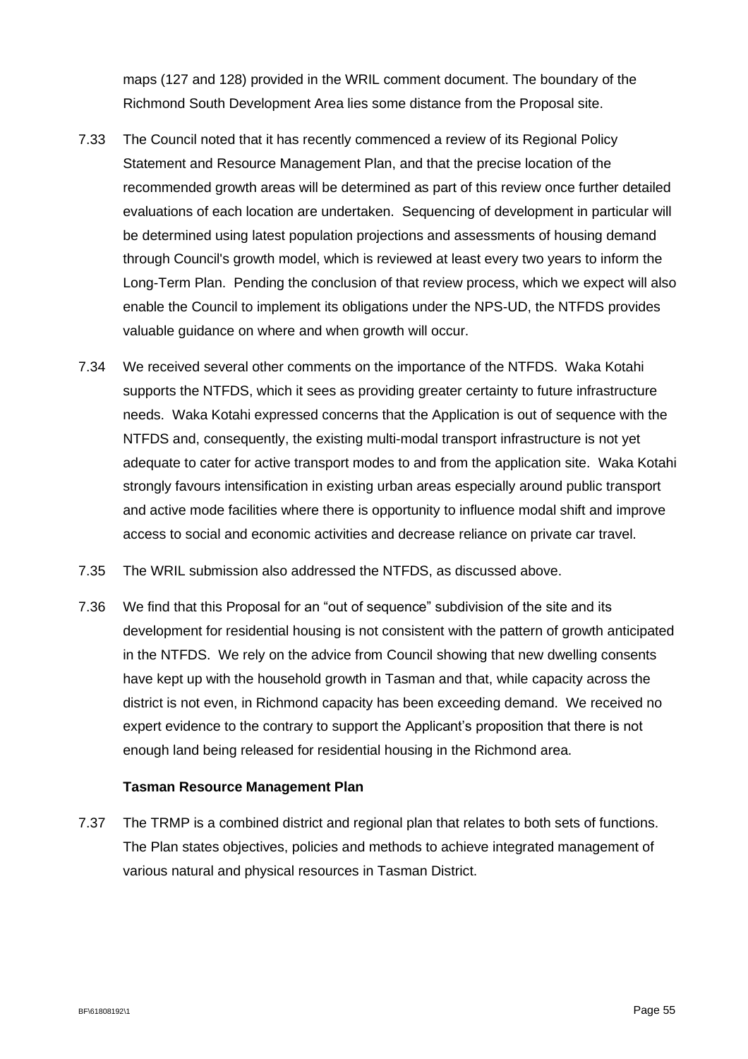maps (127 and 128) provided in the WRIL comment document. The boundary of the Richmond South Development Area lies some distance from the Proposal site.

7.33 The Council noted that it has recently commenced a review of its Regional Policy Statement and Resource Management Plan, and that the precise location of the recommended growth areas will be determined as part of this review once further detailed evaluations of each location are undertaken. Sequencing of development in particular will be determined using latest population projections and assessments of housing demand through Council's growth model, which is reviewed at least every two years to inform the Long-Term Plan. Pending the conclusion of that review process, which we expect will also enable the Council to implement its obligations under the NPS-UD, the NTFDS provides valuable guidance on where and when growth will occur.

7.34 We received several other comments on the importance of the NTFDS. Waka Kotahi supports the NTFDS, which it sees as providing greater certainty to future infrastructure needs. Waka Kotahi expressed concerns that the Application is out of sequence with the NTFDS and, consequently, the existing multi-modal transport infrastructure is not yet adequate to cater for active transport modes to and from the application site. Waka Kotahi strongly favours intensification in existing urban areas especially around public transport and active mode facilities where there is opportunity to influence modal shift and improve access to social and economic activities and decrease reliance on private car travel.

7.35 The WRIL submission also addressed the NTFDS, as discussed above.

7.36 We find that this Proposal for an "out of sequence" subdivision of the site and its development for residential housing is not consistent with the pattern of growth anticipated in the NTFDS. We rely on the advice from Council showing that new dwelling consents have kept up with the household growth in Tasman and that, while capacity across the district is not even, in Richmond capacity has been exceeding demand. We received no expert evidence to the contrary to support the Applicant's proposition that there is not enough land being released for residential housing in the Richmond area.

### Tasman Resource Management Plan

7.37 The TRMP is a combined district and regional plan that relates to both sets of functions. The Plan states objectives, policies and methods to achieve integrated management of various natural and physical resources in Tasman District.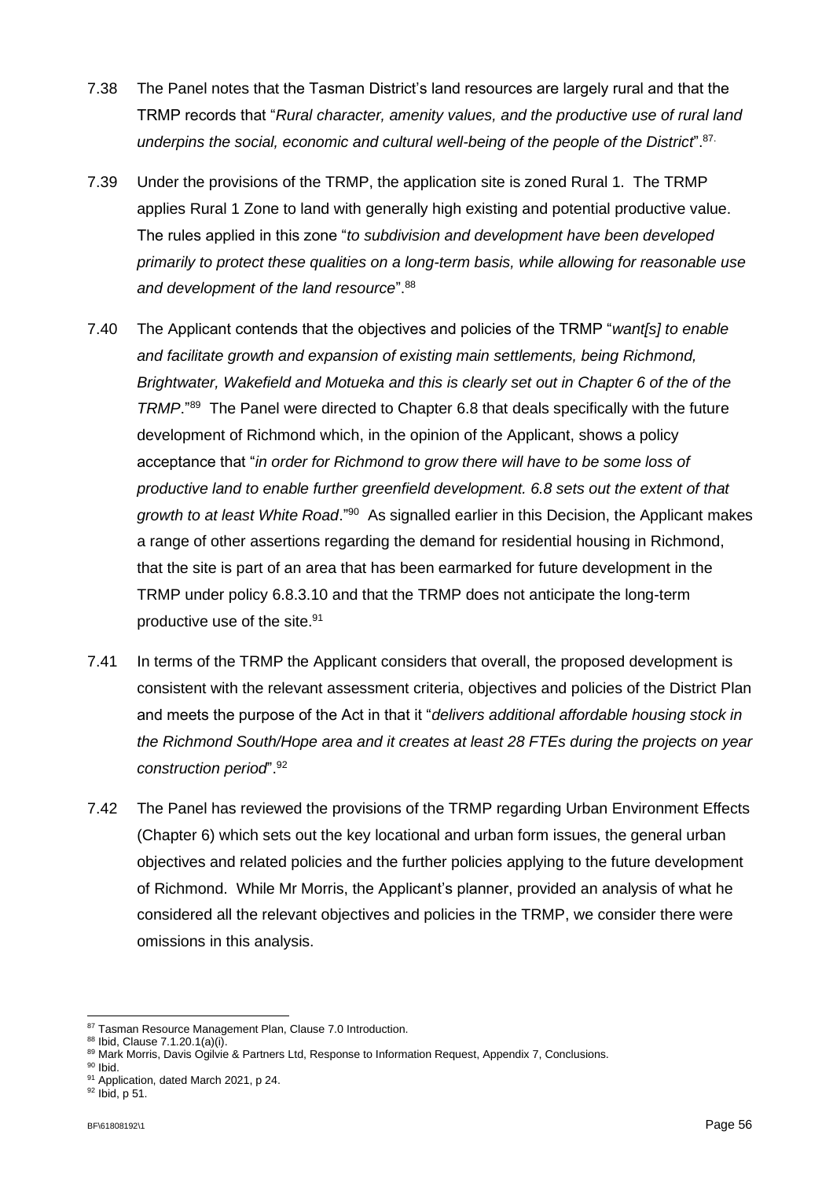7.38 The Panel notes that the Tasman District's land resources are largely rural and that the TRMP records that "*Rural character, amenity values, and the productive use of rural land underpins the social, economic and cultural well-being of the people of the District*".[87.]

7.39 Under the provisions of the TRMP, the application site is zoned Rural 1. The TRMP applies Rural 1 Zone to land with generally high existing and potential productive value. The rules applied in this zone "*to subdivision and development have been developed primarily to protect these qualities on a long-term basis, while allowing for reasonable use and development of the land resource*".[88]

7.40 The Applicant contends that the objectives and policies of the TRMP "*want[s] to enable and facilitate growth and expansion of existing main settlements, being Richmond, Brightwater, Wakefield and Motueka and this is clearly set out in Chapter 6 of the of the TRMP*."[89] The Panel were directed to Chapter 6.8 that deals specifically with the future development of Richmond which, in the opinion of the Applicant, shows a policy acceptance that "*in order for Richmond to grow there will have to be some loss of productive land to enable further greenfield development. 6.8 sets out the extent of that growth to at least White Road*."[90] As signalled earlier in this Decision, the Applicant makes a range of other assertions regarding the demand for residential housing in Richmond, that the site is part of an area that has been earmarked for future development in the TRMP under policy 6.8.3.10 and that the TRMP does not anticipate the long-term productive use of the site.[91]

7.41 In terms of the TRMP the Applicant considers that overall, the proposed development is consistent with the relevant assessment criteria, objectives and policies of the District Plan and meets the purpose of the Act in that it "*delivers additional affordable housing stock in the Richmond South/Hope area and it creates at least 28 FTEs during the projects on year construction period*".[92]

7.42 The Panel has reviewed the provisions of the TRMP regarding Urban Environment Effects (Chapter 6) which sets out the key locational and urban form issues, the general urban objectives and related policies and the further policies applying to the future development of Richmond. While Mr Morris, the Applicant's planner, provided an analysis of what he considered all the relevant objectives and policies in the TRMP, we consider there were omissions in this analysis.

---

[87] Tasman Resource Management Plan, Clause 7.0 Introduction.
[88] Ibid, Clause 7.1.20.1(a)(i).
[89] Mark Morris, Davis Ogilvie & Partners Ltd, Response to Information Request, Appendix 7, Conclusions.
[90] Ibid.
[91] Application, dated March 2021, p 24.
[92] Ibid, p 51.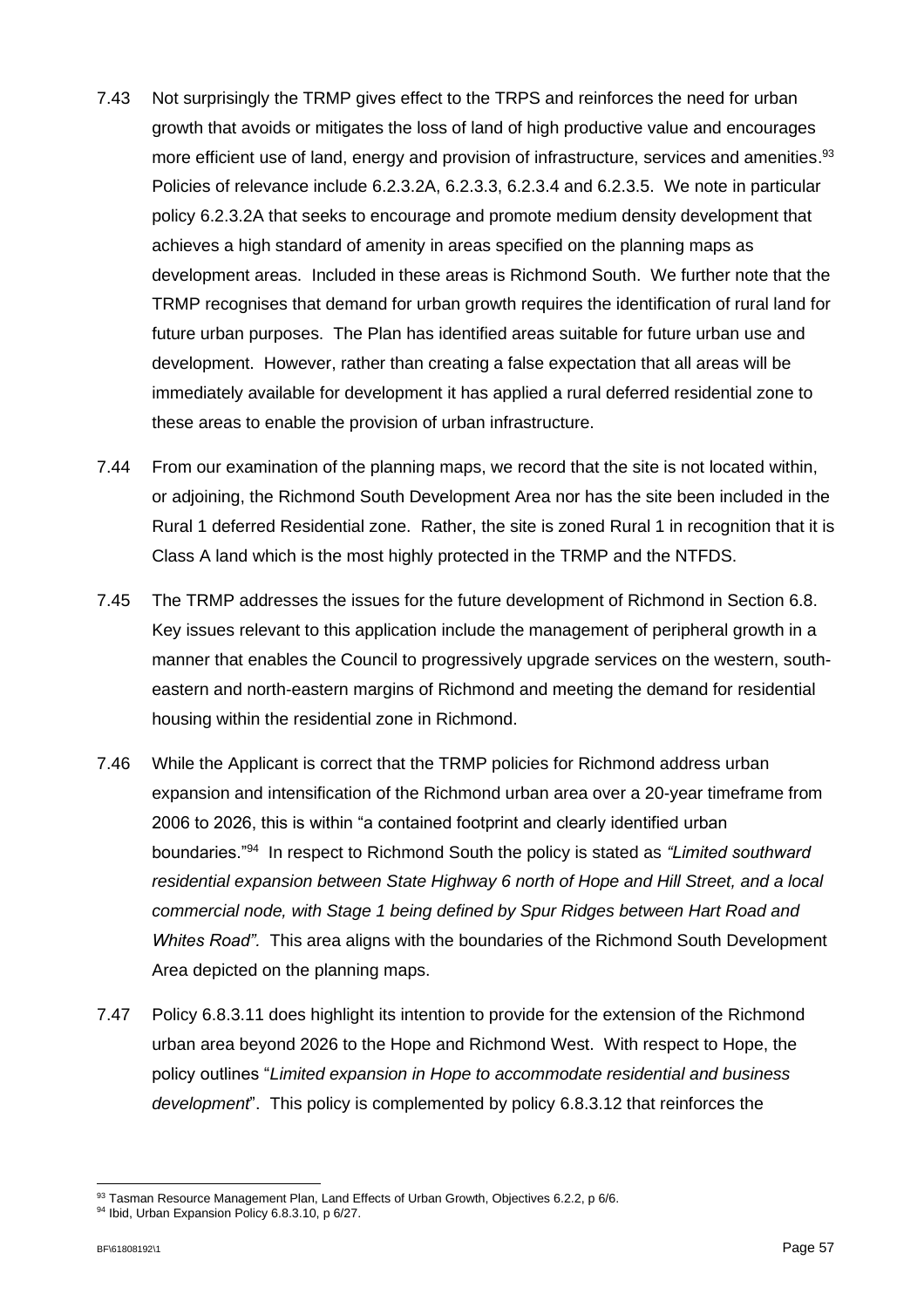7.43 Not surprisingly the TRMP gives effect to the TRPS and reinforces the need for urban growth that avoids or mitigates the loss of land of high productive value and encourages more efficient use of land, energy and provision of infrastructure, services and amenities.[93] Policies of relevance include 6.2.3.2A, 6.2.3.3, 6.2.3.4 and 6.2.3.5. We note in particular policy 6.2.3.2A that seeks to encourage and promote medium density development that achieves a high standard of amenity in areas specified on the planning maps as development areas. Included in these areas is Richmond South. We further note that the TRMP recognises that demand for urban growth requires the identification of rural land for future urban purposes. The Plan has identified areas suitable for future urban use and development. However, rather than creating a false expectation that all areas will be immediately available for development it has applied a rural deferred residential zone to these areas to enable the provision of urban infrastructure.

7.44 From our examination of the planning maps, we record that the site is not located within, or adjoining, the Richmond South Development Area nor has the site been included in the Rural 1 deferred Residential zone. Rather, the site is zoned Rural 1 in recognition that it is Class A land which is the most highly protected in the TRMP and the NTFDS.

7.45 The TRMP addresses the issues for the future development of Richmond in Section 6.8. Key issues relevant to this application include the management of peripheral growth in a manner that enables the Council to progressively upgrade services on the western, south-eastern and north-eastern margins of Richmond and meeting the demand for residential housing within the residential zone in Richmond.

7.46 While the Applicant is correct that the TRMP policies for Richmond address urban expansion and intensification of the Richmond urban area over a 20-year timeframe from 2006 to 2026, this is within "a contained footprint and clearly identified urban boundaries."[94] In respect to Richmond South the policy is stated as *"Limited southward residential expansion between State Highway 6 north of Hope and Hill Street, and a local commercial node, with Stage 1 being defined by Spur Ridges between Hart Road and Whites Road".* This area aligns with the boundaries of the Richmond South Development Area depicted on the planning maps.

7.47 Policy 6.8.3.11 does highlight its intention to provide for the extension of the Richmond urban area beyond 2026 to the Hope and Richmond West. With respect to Hope, the policy outlines "*Limited expansion in Hope to accommodate residential and business development*". This policy is complemented by policy 6.8.3.12 that reinforces the

[93] Tasman Resource Management Plan, Land Effects of Urban Growth, Objectives 6.2.2, p 6/6.

[94] Ibid, Urban Expansion Policy 6.8.3.10, p 6/27.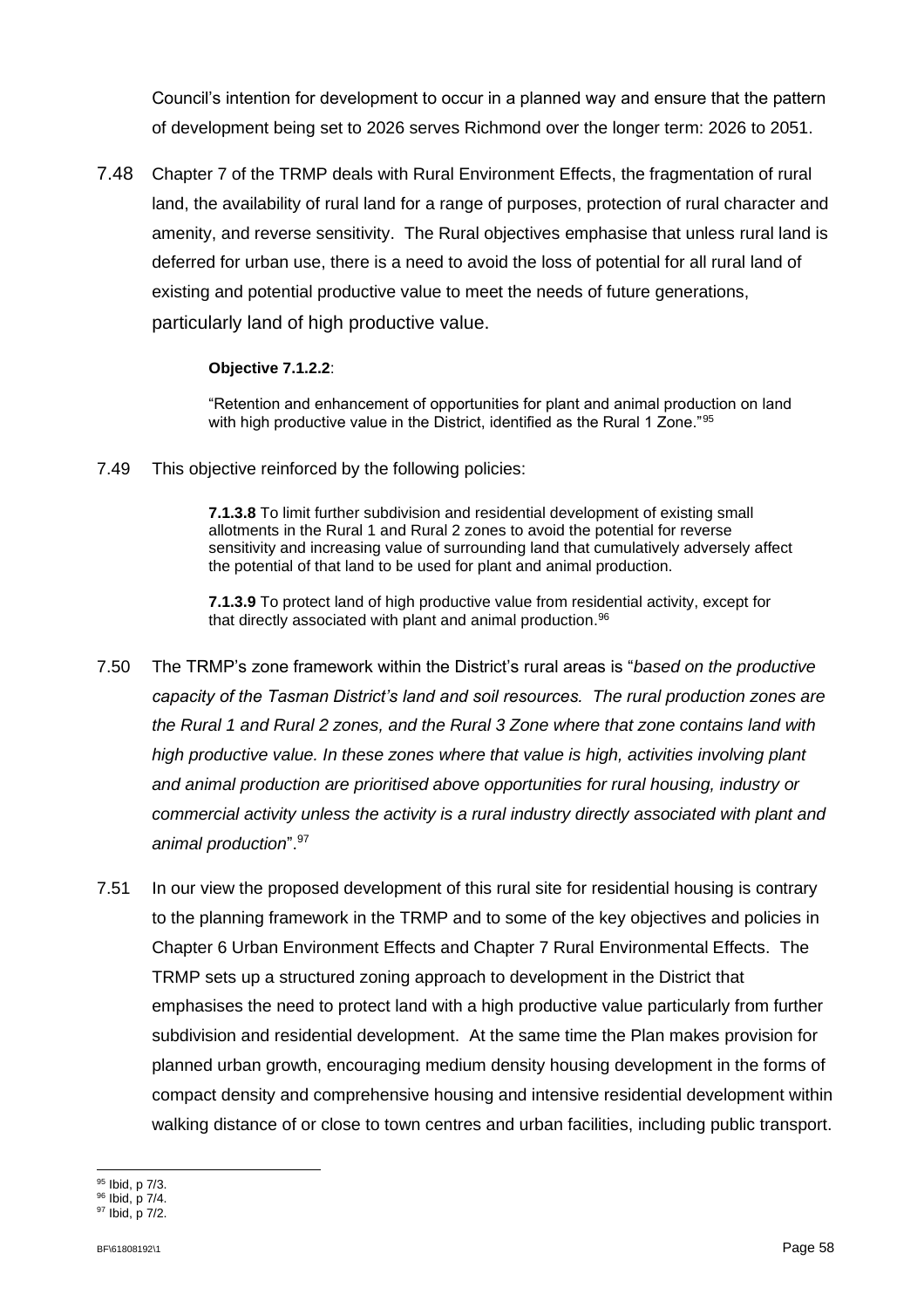Council's intention for development to occur in a planned way and ensure that the pattern of development being set to 2026 serves Richmond over the longer term: 2026 to 2051.

7.48 Chapter 7 of the TRMP deals with Rural Environment Effects, the fragmentation of rural land, the availability of rural land for a range of purposes, protection of rural character and amenity, and reverse sensitivity. The Rural objectives emphasise that unless rural land is deferred for urban use, there is a need to avoid the loss of potential for all rural land of existing and potential productive value to meet the needs of future generations, particularly land of high productive value.

> **Objective 7.1.2.2**:
>
> "Retention and enhancement of opportunities for plant and animal production on land with high productive value in the District, identified as the Rural 1 Zone."[95]

7.49 This objective reinforced by the following policies:

> **7.1.3.8** To limit further subdivision and residential development of existing small allotments in the Rural 1 and Rural 2 zones to avoid the potential for reverse sensitivity and increasing value of surrounding land that cumulatively adversely affect the potential of that land to be used for plant and animal production.
>
> **7.1.3.9** To protect land of high productive value from residential activity, except for that directly associated with plant and animal production.[96]

7.50 The TRMP's zone framework within the District's rural areas is "*based on the productive capacity of the Tasman District's land and soil resources. The rural production zones are the Rural 1 and Rural 2 zones, and the Rural 3 Zone where that zone contains land with high productive value. In these zones where that value is high, activities involving plant and animal production are prioritised above opportunities for rural housing, industry or commercial activity unless the activity is a rural industry directly associated with plant and animal production*".[97]

7.51 In our view the proposed development of this rural site for residential housing is contrary to the planning framework in the TRMP and to some of the key objectives and policies in Chapter 6 Urban Environment Effects and Chapter 7 Rural Environmental Effects. The TRMP sets up a structured zoning approach to development in the District that emphasises the need to protect land with a high productive value particularly from further subdivision and residential development. At the same time the Plan makes provision for planned urban growth, encouraging medium density housing development in the forms of compact density and comprehensive housing and intensive residential development within walking distance of or close to town centres and urban facilities, including public transport.

---

[95] Ibid, p 7/3.

[96] Ibid, p 7/4.

[97] Ibid, p 7/2.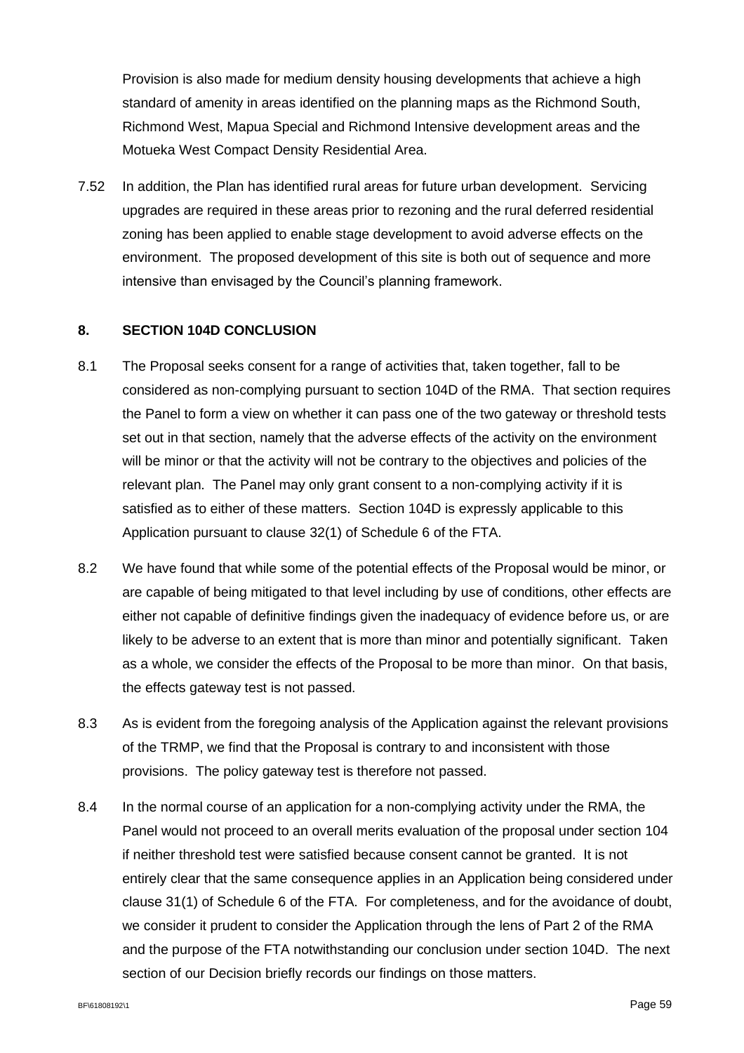Provision is also made for medium density housing developments that achieve a high standard of amenity in areas identified on the planning maps as the Richmond South, Richmond West, Mapua Special and Richmond Intensive development areas and the Motueka West Compact Density Residential Area.

7.52 In addition, the Plan has identified rural areas for future urban development. Servicing upgrades are required in these areas prior to rezoning and the rural deferred residential zoning has been applied to enable stage development to avoid adverse effects on the environment. The proposed development of this site is both out of sequence and more intensive than envisaged by the Council's planning framework.

## 8. SECTION 104D CONCLUSION

8.1 The Proposal seeks consent for a range of activities that, taken together, fall to be considered as non-complying pursuant to section 104D of the RMA. That section requires the Panel to form a view on whether it can pass one of the two gateway or threshold tests set out in that section, namely that the adverse effects of the activity on the environment will be minor or that the activity will not be contrary to the objectives and policies of the relevant plan. The Panel may only grant consent to a non-complying activity if it is satisfied as to either of these matters. Section 104D is expressly applicable to this Application pursuant to clause 32(1) of Schedule 6 of the FTA.

8.2 We have found that while some of the potential effects of the Proposal would be minor, or are capable of being mitigated to that level including by use of conditions, other effects are either not capable of definitive findings given the inadequacy of evidence before us, or are likely to be adverse to an extent that is more than minor and potentially significant. Taken as a whole, we consider the effects of the Proposal to be more than minor. On that basis, the effects gateway test is not passed.

8.3 As is evident from the foregoing analysis of the Application against the relevant provisions of the TRMP, we find that the Proposal is contrary to and inconsistent with those provisions. The policy gateway test is therefore not passed.

8.4 In the normal course of an application for a non-complying activity under the RMA, the Panel would not proceed to an overall merits evaluation of the proposal under section 104 if neither threshold test were satisfied because consent cannot be granted. It is not entirely clear that the same consequence applies in an Application being considered under clause 31(1) of Schedule 6 of the FTA. For completeness, and for the avoidance of doubt, we consider it prudent to consider the Application through the lens of Part 2 of the RMA and the purpose of the FTA notwithstanding our conclusion under section 104D. The next section of our Decision briefly records our findings on those matters.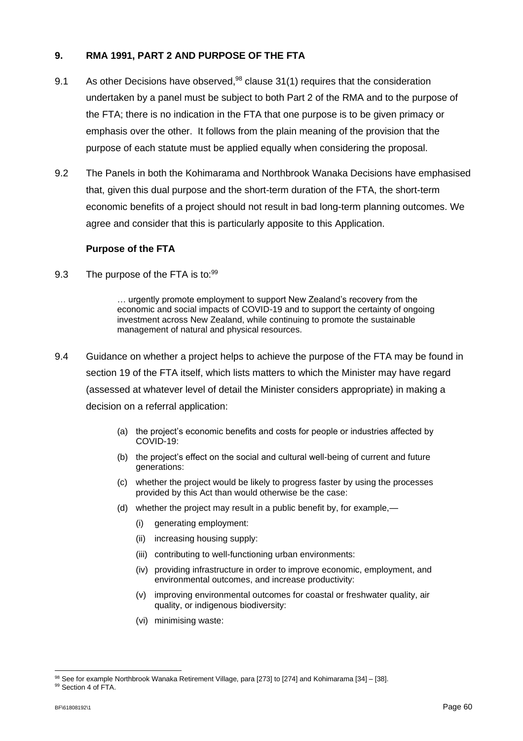## 9. RMA 1991, PART 2 AND PURPOSE OF THE FTA

9.1 As other Decisions have observed,[98] clause 31(1) requires that the consideration undertaken by a panel must be subject to both Part 2 of the RMA and to the purpose of the FTA; there is no indication in the FTA that one purpose is to be given primacy or emphasis over the other. It follows from the plain meaning of the provision that the purpose of each statute must be applied equally when considering the proposal.

9.2 The Panels in both the Kohimarama and Northbrook Wanaka Decisions have emphasised that, given this dual purpose and the short-term duration of the FTA, the short-term economic benefits of a project should not result in bad long-term planning outcomes. We agree and consider that this is particularly apposite to this Application.

### Purpose of the FTA

9.3 The purpose of the FTA is to:[99]

> … urgently promote employment to support New Zealand's recovery from the economic and social impacts of COVID-19 and to support the certainty of ongoing investment across New Zealand, while continuing to promote the sustainable management of natural and physical resources.

9.4 Guidance on whether a project helps to achieve the purpose of the FTA may be found in section 19 of the FTA itself, which lists matters to which the Minister may have regard (assessed at whatever level of detail the Minister considers appropriate) in making a decision on a referral application:

> (a) the project's economic benefits and costs for people or industries affected by COVID-19:
>
> (b) the project's effect on the social and cultural well-being of current and future generations:
>
> (c) whether the project would be likely to progress faster by using the processes provided by this Act than would otherwise be the case:
>
> (d) whether the project may result in a public benefit by, for example,—
>
> (i) generating employment:
>
> (ii) increasing housing supply:
>
> (iii) contributing to well-functioning urban environments:
>
> (iv) providing infrastructure in order to improve economic, employment, and environmental outcomes, and increase productivity:
>
> (v) improving environmental outcomes for coastal or freshwater quality, air quality, or indigenous biodiversity:
>
> (vi) minimising waste:

---

[98] See for example Northbrook Wanaka Retirement Village, para [273] to [274] and Kohimarama [34] – [38].

[99] Section 4 of FTA.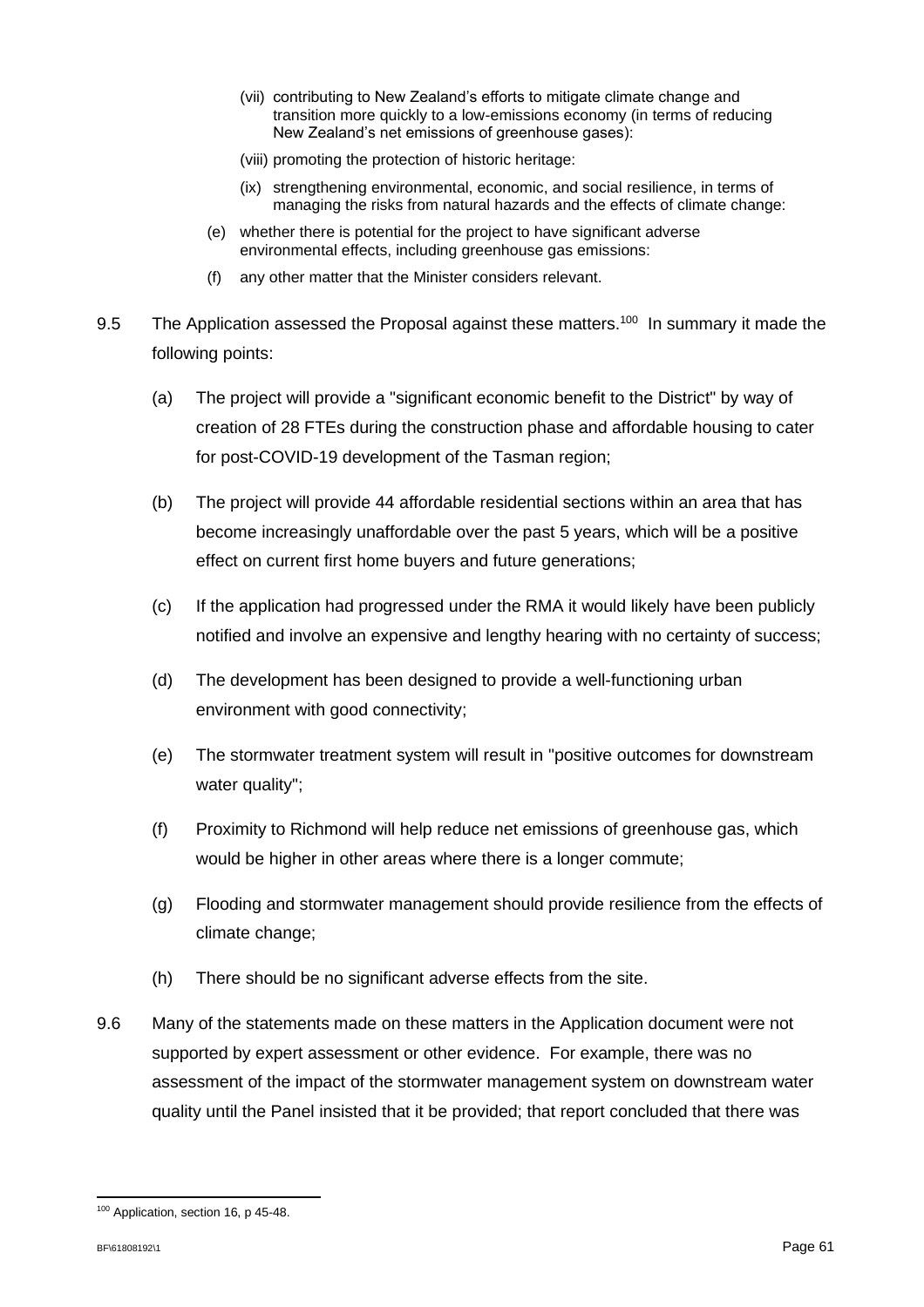(vii) contributing to New Zealand's efforts to mitigate climate change and transition more quickly to a low-emissions economy (in terms of reducing New Zealand's net emissions of greenhouse gases):

(viii) promoting the protection of historic heritage:

(ix) strengthening environmental, economic, and social resilience, in terms of managing the risks from natural hazards and the effects of climate change:

(e) whether there is potential for the project to have significant adverse environmental effects, including greenhouse gas emissions:

(f) any other matter that the Minister considers relevant.

9.5 The Application assessed the Proposal against these matters.[100] In summary it made the following points:

(a) The project will provide a "significant economic benefit to the District" by way of creation of 28 FTEs during the construction phase and affordable housing to cater for post-COVID-19 development of the Tasman region;

(b) The project will provide 44 affordable residential sections within an area that has become increasingly unaffordable over the past 5 years, which will be a positive effect on current first home buyers and future generations;

(c) If the application had progressed under the RMA it would likely have been publicly notified and involve an expensive and lengthy hearing with no certainty of success;

(d) The development has been designed to provide a well-functioning urban environment with good connectivity;

(e) The stormwater treatment system will result in "positive outcomes for downstream water quality";

(f) Proximity to Richmond will help reduce net emissions of greenhouse gas, which would be higher in other areas where there is a longer commute;

(g) Flooding and stormwater management should provide resilience from the effects of climate change;

(h) There should be no significant adverse effects from the site.

9.6 Many of the statements made on these matters in the Application document were not supported by expert assessment or other evidence. For example, there was no assessment of the impact of the stormwater management system on downstream water quality until the Panel insisted that it be provided; that report concluded that there was

[100] Application, section 16, p 45-48.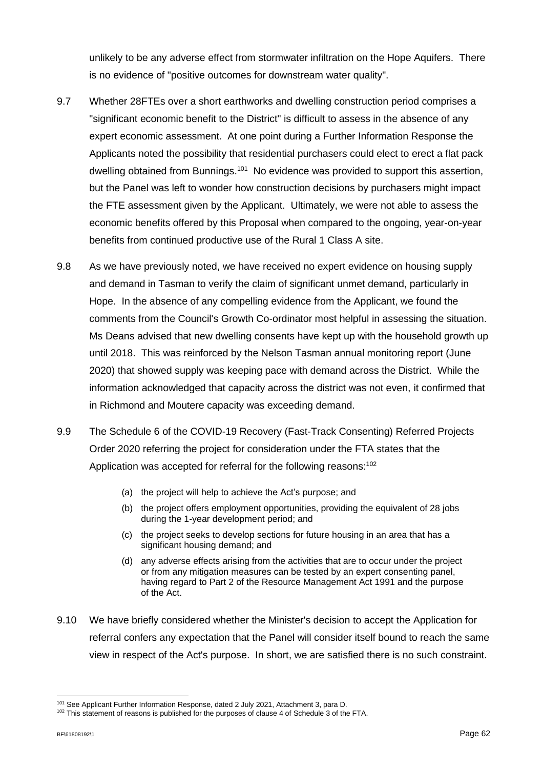unlikely to be any adverse effect from stormwater infiltration on the Hope Aquifers. There is no evidence of "positive outcomes for downstream water quality".

9.7 Whether 28FTEs over a short earthworks and dwelling construction period comprises a "significant economic benefit to the District" is difficult to assess in the absence of any expert economic assessment. At one point during a Further Information Response the Applicants noted the possibility that residential purchasers could elect to erect a flat pack dwelling obtained from Bunnings.[101] No evidence was provided to support this assertion, but the Panel was left to wonder how construction decisions by purchasers might impact the FTE assessment given by the Applicant. Ultimately, we were not able to assess the economic benefits offered by this Proposal when compared to the ongoing, year-on-year benefits from continued productive use of the Rural 1 Class A site.

9.8 As we have previously noted, we have received no expert evidence on housing supply and demand in Tasman to verify the claim of significant unmet demand, particularly in Hope. In the absence of any compelling evidence from the Applicant, we found the comments from the Council's Growth Co-ordinator most helpful in assessing the situation. Ms Deans advised that new dwelling consents have kept up with the household growth up until 2018. This was reinforced by the Nelson Tasman annual monitoring report (June 2020) that showed supply was keeping pace with demand across the District. While the information acknowledged that capacity across the district was not even, it confirmed that in Richmond and Moutere capacity was exceeding demand.

9.9 The Schedule 6 of the COVID-19 Recovery (Fast-Track Consenting) Referred Projects Order 2020 referring the project for consideration under the FTA states that the Application was accepted for referral for the following reasons:[102]

> (a) the project will help to achieve the Act's purpose; and
>
> (b) the project offers employment opportunities, providing the equivalent of 28 jobs during the 1-year development period; and
>
> (c) the project seeks to develop sections for future housing in an area that has a significant housing demand; and
>
> (d) any adverse effects arising from the activities that are to occur under the project or from any mitigation measures can be tested by an expert consenting panel, having regard to Part 2 of the Resource Management Act 1991 and the purpose of the Act.

9.10 We have briefly considered whether the Minister's decision to accept the Application for referral confers any expectation that the Panel will consider itself bound to reach the same view in respect of the Act's purpose. In short, we are satisfied there is no such constraint.

---

[101] See Applicant Further Information Response, dated 2 July 2021, Attachment 3, para D.

[102] This statement of reasons is published for the purposes of clause 4 of Schedule 3 of the FTA.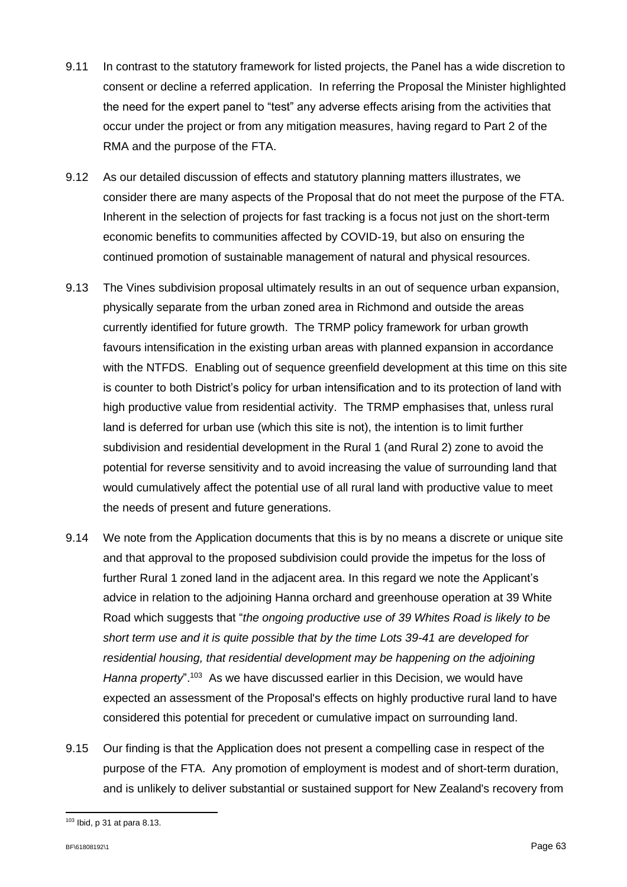9.11 In contrast to the statutory framework for listed projects, the Panel has a wide discretion to consent or decline a referred application. In referring the Proposal the Minister highlighted the need for the expert panel to "test" any adverse effects arising from the activities that occur under the project or from any mitigation measures, having regard to Part 2 of the RMA and the purpose of the FTA.

9.12 As our detailed discussion of effects and statutory planning matters illustrates, we consider there are many aspects of the Proposal that do not meet the purpose of the FTA. Inherent in the selection of projects for fast tracking is a focus not just on the short-term economic benefits to communities affected by COVID-19, but also on ensuring the continued promotion of sustainable management of natural and physical resources.

9.13 The Vines subdivision proposal ultimately results in an out of sequence urban expansion, physically separate from the urban zoned area in Richmond and outside the areas currently identified for future growth. The TRMP policy framework for urban growth favours intensification in the existing urban areas with planned expansion in accordance with the NTFDS. Enabling out of sequence greenfield development at this time on this site is counter to both District's policy for urban intensification and to its protection of land with high productive value from residential activity. The TRMP emphasises that, unless rural land is deferred for urban use (which this site is not), the intention is to limit further subdivision and residential development in the Rural 1 (and Rural 2) zone to avoid the potential for reverse sensitivity and to avoid increasing the value of surrounding land that would cumulatively affect the potential use of all rural land with productive value to meet the needs of present and future generations.

9.14 We note from the Application documents that this is by no means a discrete or unique site and that approval to the proposed subdivision could provide the impetus for the loss of further Rural 1 zoned land in the adjacent area. In this regard we note the Applicant's advice in relation to the adjoining Hanna orchard and greenhouse operation at 39 White Road which suggests that "*the ongoing productive use of 39 Whites Road is likely to be short term use and it is quite possible that by the time Lots 39-41 are developed for residential housing, that residential development may be happening on the adjoining Hanna property*".[103] As we have discussed earlier in this Decision, we would have expected an assessment of the Proposal's effects on highly productive rural land to have considered this potential for precedent or cumulative impact on surrounding land.

9.15 Our finding is that the Application does not present a compelling case in respect of the purpose of the FTA. Any promotion of employment is modest and of short-term duration, and is unlikely to deliver substantial or sustained support for New Zealand's recovery from

---

[103] Ibid, p 31 at para 8.13.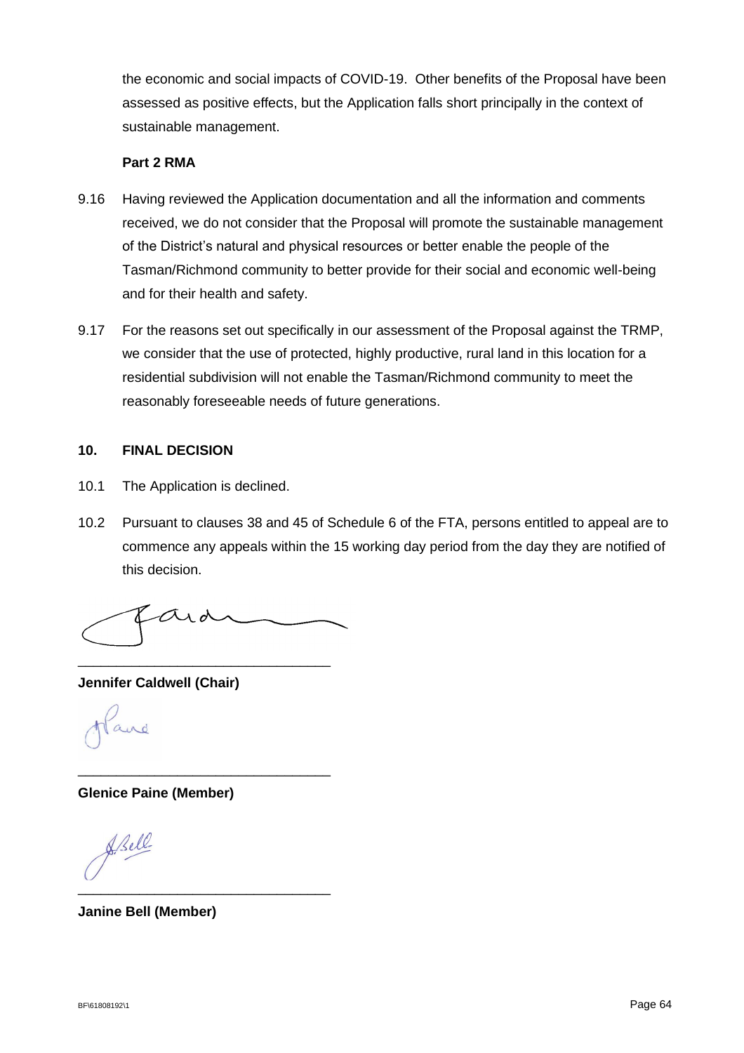the economic and social impacts of COVID-19. Other benefits of the Proposal have been assessed as positive effects, but the Application falls short principally in the context of sustainable management.

**Part 2 RMA**

9.16 Having reviewed the Application documentation and all the information and comments received, we do not consider that the Proposal will promote the sustainable management of the District's natural and physical resources or better enable the people of the Tasman/Richmond community to better provide for their social and economic well-being and for their health and safety.

9.17 For the reasons set out specifically in our assessment of the Proposal against the TRMP, we consider that the use of protected, highly productive, rural land in this location for a residential subdivision will not enable the Tasman/Richmond community to meet the reasonably foreseeable needs of future generations.

## 10. FINAL DECISION

10.1 The Application is declined.

10.2 Pursuant to clauses 38 and 45 of Schedule 6 of the FTA, persons entitled to appeal are to commence any appeals within the 15 working day period from the day they are notified of this decision.

\_\_\_\_\_\_\_\_\_\_\_\_\_\_\_\_\_\_\_\_\_\_\_\_\_\_\_\_\_\_\_\_

**Jennifer Caldwell (Chair)**

\_\_\_\_\_\_\_\_\_\_\_\_\_\_\_\_\_\_\_\_\_\_\_\_\_\_\_\_\_\_\_\_

**Glenice Paine (Member)**

\_\_\_\_\_\_\_\_\_\_\_\_\_\_\_\_\_\_\_\_\_\_\_\_\_\_\_\_\_\_\_\_

**Janine Bell (Member)**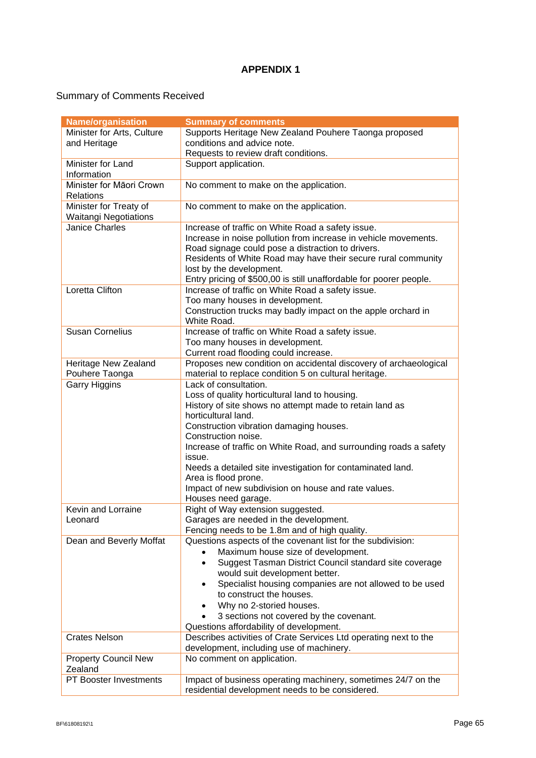**APPENDIX 1**

Summary of Comments Received

| Name/organisation | Summary of comments |
|---|---|
| Minister for Arts, Culture and Heritage | Supports Heritage New Zealand Pouhere Taonga proposed conditions and advice note.<br>Requests to review draft conditions. |
| Minister for Land Information | Support application. |
| Minister for Māori Crown Relations | No comment to make on the application. |
| Minister for Treaty of Waitangi Negotiations | No comment to make on the application. |
| Janice Charles | Increase of traffic on White Road a safety issue.<br>Increase in noise pollution from increase in vehicle movements.<br>Road signage could pose a distraction to drivers.<br>Residents of White Road may have their secure rural community lost by the development.<br>Entry pricing of $500,00 is still unaffordable for poorer people. |
| Loretta Clifton | Increase of traffic on White Road a safety issue.<br>Too many houses in development.<br>Construction trucks may badly impact on the apple orchard in White Road. |
| Susan Cornelius | Increase of traffic on White Road a safety issue.<br>Too many houses in development.<br>Current road flooding could increase. |
| Heritage New Zealand Pouhere Taonga | Proposes new condition on accidental discovery of archaeological material to replace condition 5 on cultural heritage. |
| Garry Higgins | Lack of consultation.<br>Loss of quality horticultural land to housing.<br>History of site shows no attempt made to retain land as horticultural land.<br>Construction vibration damaging houses.<br>Construction noise.<br>Increase of traffic on White Road, and surrounding roads a safety issue.<br>Needs a detailed site investigation for contaminated land.<br>Area is flood prone.<br>Impact of new subdivision on house and rate values.<br>Houses need garage. |
| Kevin and Lorraine Leonard | Right of Way extension suggested.<br>Garages are needed in the development.<br>Fencing needs to be 1.8m and of high quality. |
| Dean and Beverly Moffat | Questions aspects of the covenant list for the subdivision:<br>• Maximum house size of development.<br>• Suggest Tasman District Council standard site coverage would suit development better.<br>• Specialist housing companies are not allowed to be used to construct the houses.<br>• Why no 2-storied houses.<br>• 3 sections not covered by the covenant.<br>Questions affordability of development. |
| Crates Nelson | Describes activities of Crate Services Ltd operating next to the development, including use of machinery. |
| Property Council New Zealand | No comment on application. |
| PT Booster Investments | Impact of business operating machinery, sometimes 24/7 on the residential development needs to be considered. |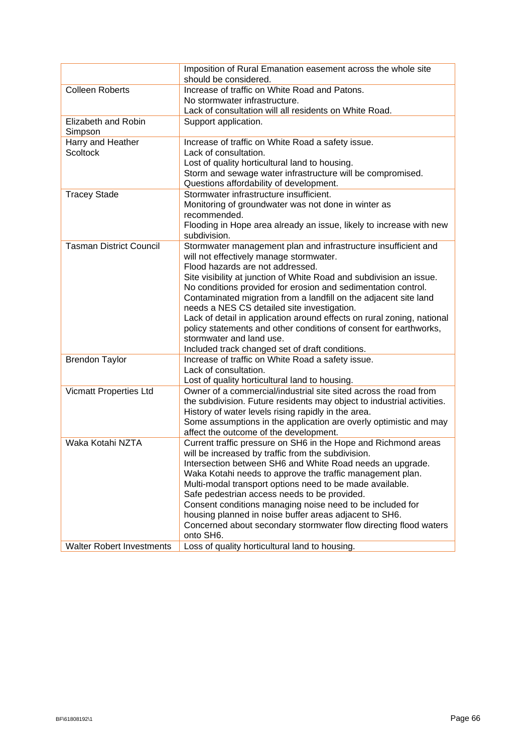| | |
|---|---|
| | Imposition of Rural Emanation easement across the whole site should be considered. |
| Colleen Roberts | Increase of traffic on White Road and Patons.<br>No stormwater infrastructure.<br>Lack of consultation will all residents on White Road. |
| Elizabeth and Robin Simpson | Support application. |
| Harry and Heather Scoltock | Increase of traffic on White Road a safety issue.<br>Lack of consultation.<br>Lost of quality horticultural land to housing.<br>Storm and sewage water infrastructure will be compromised.<br>Questions affordability of development. |
| Tracey Stade | Stormwater infrastructure insufficient.<br>Monitoring of groundwater was not done in winter as recommended.<br>Flooding in Hope area already an issue, likely to increase with new subdivision. |
| Tasman District Council | Stormwater management plan and infrastructure insufficient and will not effectively manage stormwater.<br>Flood hazards are not addressed.<br>Site visibility at junction of White Road and subdivision an issue.<br>No conditions provided for erosion and sedimentation control.<br>Contaminated migration from a landfill on the adjacent site land needs a NES CS detailed site investigation.<br>Lack of detail in application around effects on rural zoning, national policy statements and other conditions of consent for earthworks, stormwater and land use.<br>Included track changed set of draft conditions. |
| Brendon Taylor | Increase of traffic on White Road a safety issue.<br>Lack of consultation.<br>Lost of quality horticultural land to housing. |
| Vicmatt Properties Ltd | Owner of a commercial/industrial site sited across the road from the subdivision. Future residents may object to industrial activities.<br>History of water levels rising rapidly in the area.<br>Some assumptions in the application are overly optimistic and may affect the outcome of the development. |
| Waka Kotahi NZTA | Current traffic pressure on SH6 in the Hope and Richmond areas will be increased by traffic from the subdivision.<br>Intersection between SH6 and White Road needs an upgrade.<br>Waka Kotahi needs to approve the traffic management plan.<br>Multi-modal transport options need to be made available.<br>Safe pedestrian access needs to be provided.<br>Consent conditions managing noise need to be included for housing planned in noise buffer areas adjacent to SH6.<br>Concerned about secondary stormwater flow directing flood waters onto SH6. |
| Walter Robert Investments | Loss of quality horticultural land to housing. |